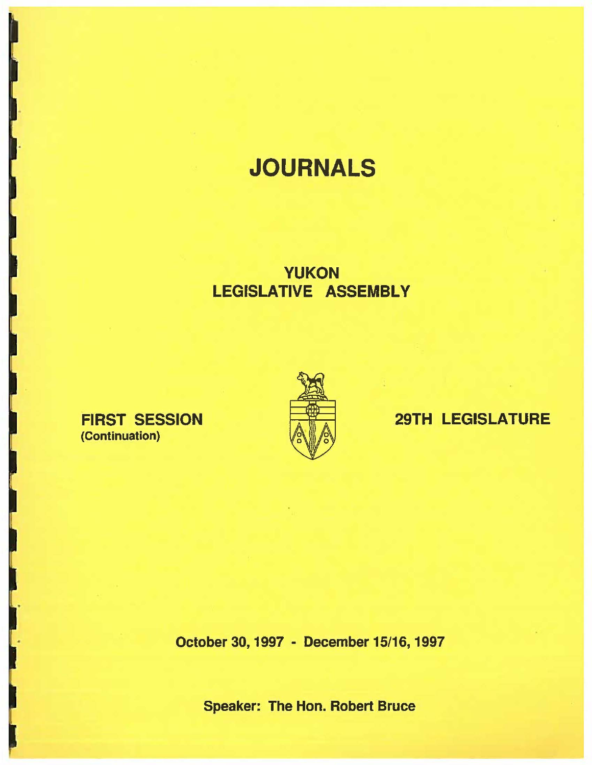# JOURNALS

## YUKON LEGISLATIVE ASSEMBLY

**FIRST SESSION**
(Continuation)

**29TH LEGISLATURE**

**October 30, 1997 - December 15/16, 1997**

**Speaker: The Hon. Robert Bruce**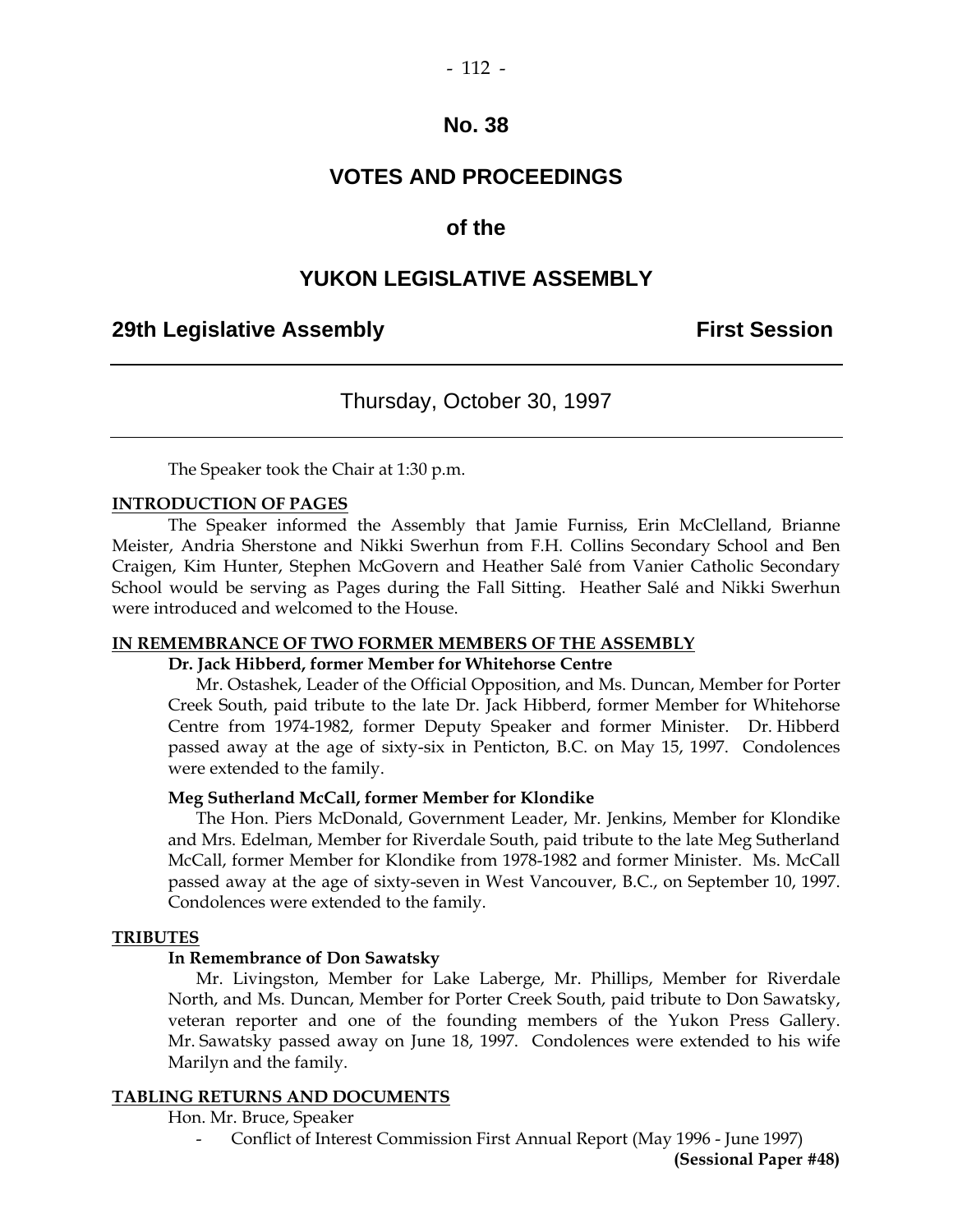# No. 38

# VOTES AND PROCEEDINGS

## of the

# YUKON LEGISLATIVE ASSEMBLY

**29th Legislative Assembly** **First Session**

---

Thursday, October 30, 1997

---

The Speaker took the Chair at 1:30 p.m.

**INTRODUCTION OF PAGES**

The Speaker informed the Assembly that Jamie Furniss, Erin McClelland, Brianne Meister, Andria Sherstone and Nikki Swerhun from F.H. Collins Secondary School and Ben Craigen, Kim Hunter, Stephen McGovern and Heather Salé from Vanier Catholic Secondary School would be serving as Pages during the Fall Sitting. Heather Salé and Nikki Swerhun were introduced and welcomed to the House.

**IN REMEMBRANCE OF TWO FORMER MEMBERS OF THE ASSEMBLY**

**Dr. Jack Hibberd, former Member for Whitehorse Centre**

Mr. Ostashek, Leader of the Official Opposition, and Ms. Duncan, Member for Porter Creek South, paid tribute to the late Dr. Jack Hibberd, former Member for Whitehorse Centre from 1974-1982, former Deputy Speaker and former Minister. Dr. Hibberd passed away at the age of sixty-six in Penticton, B.C. on May 15, 1997. Condolences were extended to the family.

**Meg Sutherland McCall, former Member for Klondike**

The Hon. Piers McDonald, Government Leader, Mr. Jenkins, Member for Klondike and Mrs. Edelman, Member for Riverdale South, paid tribute to the late Meg Sutherland McCall, former Member for Klondike from 1978-1982 and former Minister. Ms. McCall passed away at the age of sixty-seven in West Vancouver, B.C., on September 10, 1997. Condolences were extended to the family.

**TRIBUTES**

**In Remembrance of Don Sawatsky**

Mr. Livingston, Member for Lake Laberge, Mr. Phillips, Member for Riverdale North, and Ms. Duncan, Member for Porter Creek South, paid tribute to Don Sawatsky, veteran reporter and one of the founding members of the Yukon Press Gallery. Mr. Sawatsky passed away on June 18, 1997. Condolences were extended to his wife Marilyn and the family.

**TABLING RETURNS AND DOCUMENTS**

Hon. Mr. Bruce, Speaker

- Conflict of Interest Commission First Annual Report (May 1996 - June 1997) **(Sessional Paper #48)**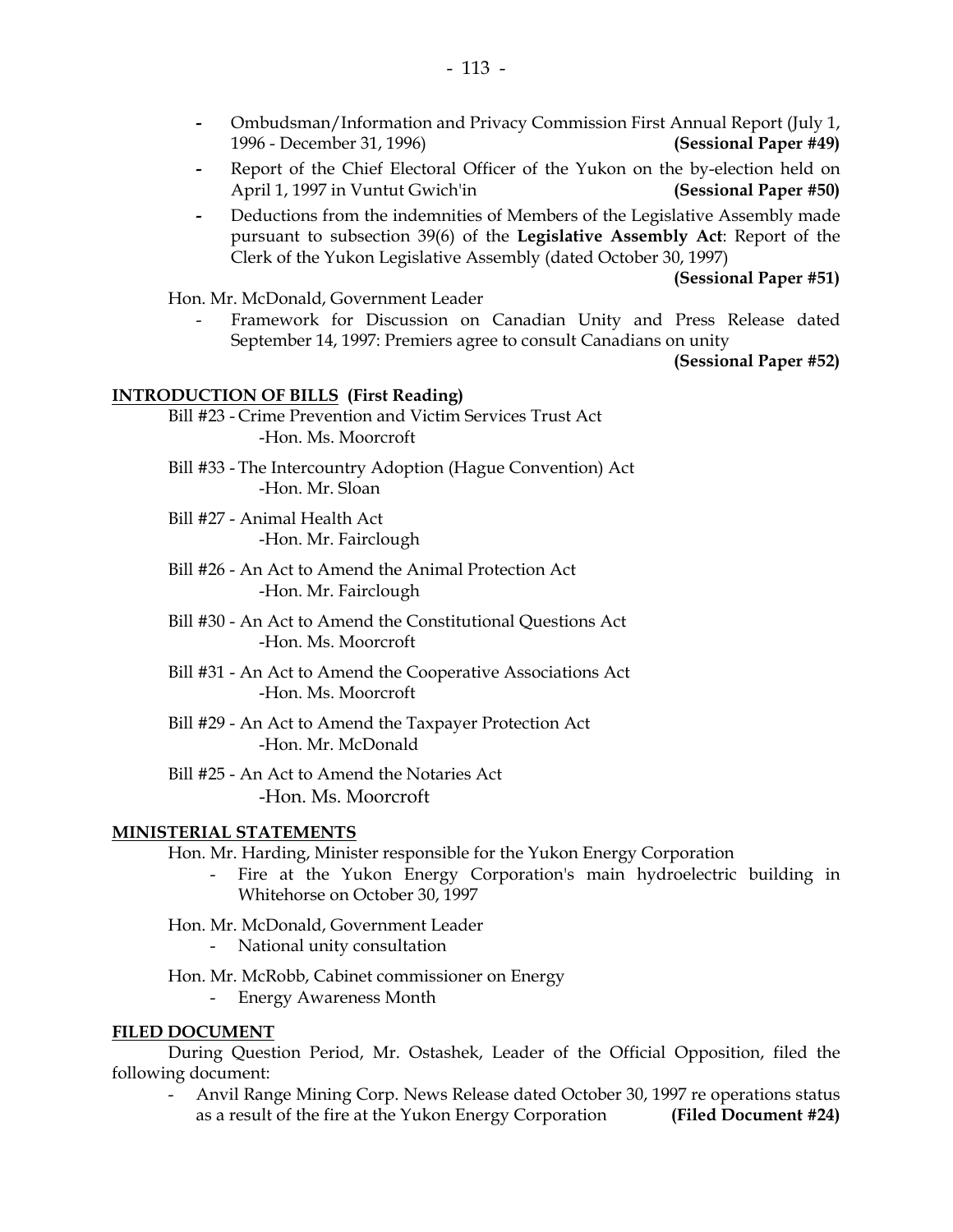- Ombudsman/Information and Privacy Commission First Annual Report (July 1, 1996 - December 31, 1996) **(Sessional Paper #49)**
- Report of the Chief Electoral Officer of the Yukon on the by-election held on April 1, 1997 in Vuntut Gwich'in **(Sessional Paper #50)**
- Deductions from the indemnities of Members of the Legislative Assembly made pursuant to subsection 39(6) of the **Legislative Assembly Act**: Report of the Clerk of the Yukon Legislative Assembly (dated October 30, 1997) **(Sessional Paper #51)**

Hon. Mr. McDonald, Government Leader

- Framework for Discussion on Canadian Unity and Press Release dated September 14, 1997: Premiers agree to consult Canadians on unity **(Sessional Paper #52)**

**INTRODUCTION OF BILLS (First Reading)**

Bill #23 - Crime Prevention and Victim Services Trust Act
-Hon. Ms. Moorcroft

Bill #33 - The Intercountry Adoption (Hague Convention) Act
-Hon. Mr. Sloan

Bill #27 - Animal Health Act
-Hon. Mr. Fairclough

Bill #26 - An Act to Amend the Animal Protection Act
-Hon. Mr. Fairclough

Bill #30 - An Act to Amend the Constitutional Questions Act
-Hon. Ms. Moorcroft

Bill #31 - An Act to Amend the Cooperative Associations Act
-Hon. Ms. Moorcroft

Bill #29 - An Act to Amend the Taxpayer Protection Act
-Hon. Mr. McDonald

Bill #25 - An Act to Amend the Notaries Act
-Hon. Ms. Moorcroft

**MINISTERIAL STATEMENTS**

Hon. Mr. Harding, Minister responsible for the Yukon Energy Corporation

- Fire at the Yukon Energy Corporation's main hydroelectric building in Whitehorse on October 30, 1997

Hon. Mr. McDonald, Government Leader

- National unity consultation

Hon. Mr. McRobb, Cabinet commissioner on Energy

- Energy Awareness Month

**FILED DOCUMENT**

During Question Period, Mr. Ostashek, Leader of the Official Opposition, filed the following document:

- Anvil Range Mining Corp. News Release dated October 30, 1997 re operations status as a result of the fire at the Yukon Energy Corporation **(Filed Document #24)**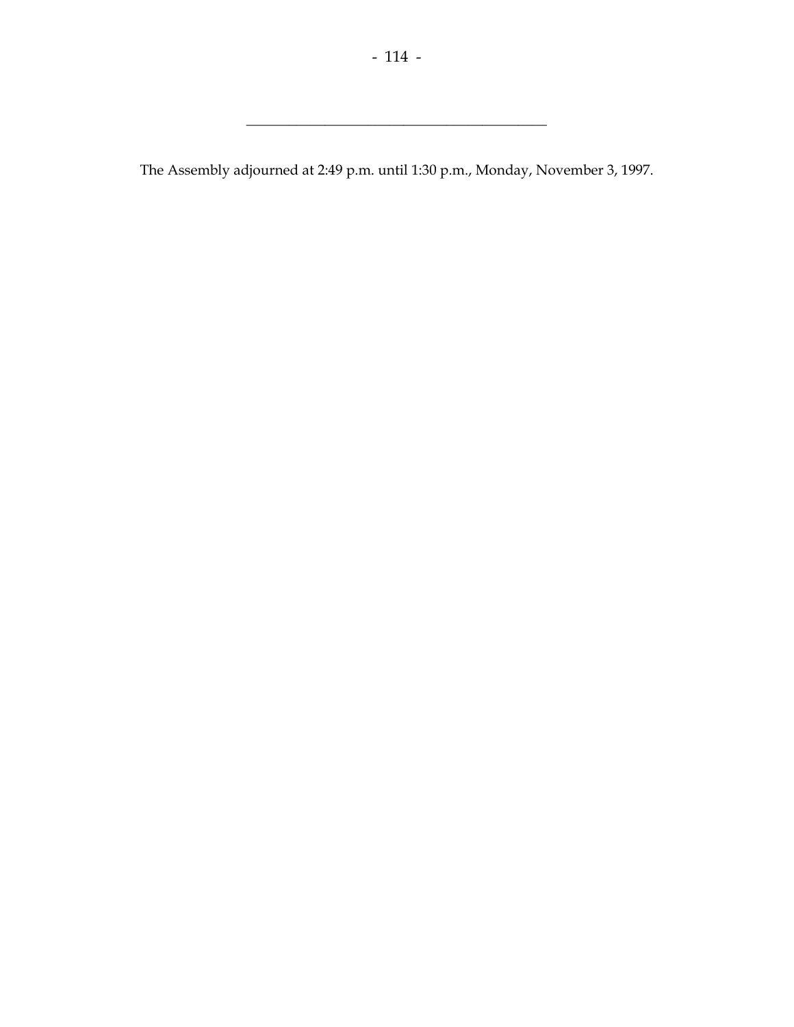---

The Assembly adjourned at 2:49 p.m. until 1:30 p.m., Monday, November 3, 1997.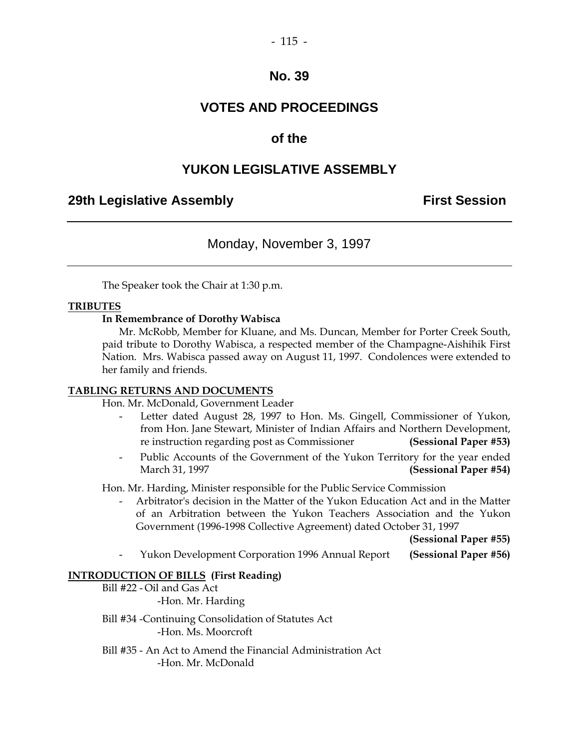# No. 39

# VOTES AND PROCEEDINGS

# of the

# YUKON LEGISLATIVE ASSEMBLY

**29th Legislative Assembly** **First Session**

---

Monday, November 3, 1997

---

The Speaker took the Chair at 1:30 p.m.

**TRIBUTES**

**In Remembrance of Dorothy Wabisca**

Mr. McRobb, Member for Kluane, and Ms. Duncan, Member for Porter Creek South, paid tribute to Dorothy Wabisca, a respected member of the Champagne-Aishihik First Nation. Mrs. Wabisca passed away on August 11, 1997. Condolences were extended to her family and friends.

**TABLING RETURNS AND DOCUMENTS**

Hon. Mr. McDonald, Government Leader

- Letter dated August 28, 1997 to Hon. Ms. Gingell, Commissioner of Yukon, from Hon. Jane Stewart, Minister of Indian Affairs and Northern Development, re instruction regarding post as Commissioner **(Sessional Paper #53)**
- Public Accounts of the Government of the Yukon Territory for the year ended March 31, 1997 **(Sessional Paper #54)**

Hon. Mr. Harding, Minister responsible for the Public Service Commission

- Arbitrator's decision in the Matter of the Yukon Education Act and in the Matter of an Arbitration between the Yukon Teachers Association and the Yukon Government (1996-1998 Collective Agreement) dated October 31, 1997 **(Sessional Paper #55)**
- Yukon Development Corporation 1996 Annual Report **(Sessional Paper #56)**

**INTRODUCTION OF BILLS (First Reading)**

Bill #22 - Oil and Gas Act
-Hon. Mr. Harding

Bill #34 -Continuing Consolidation of Statutes Act
-Hon. Ms. Moorcroft

Bill #35 - An Act to Amend the Financial Administration Act
-Hon. Mr. McDonald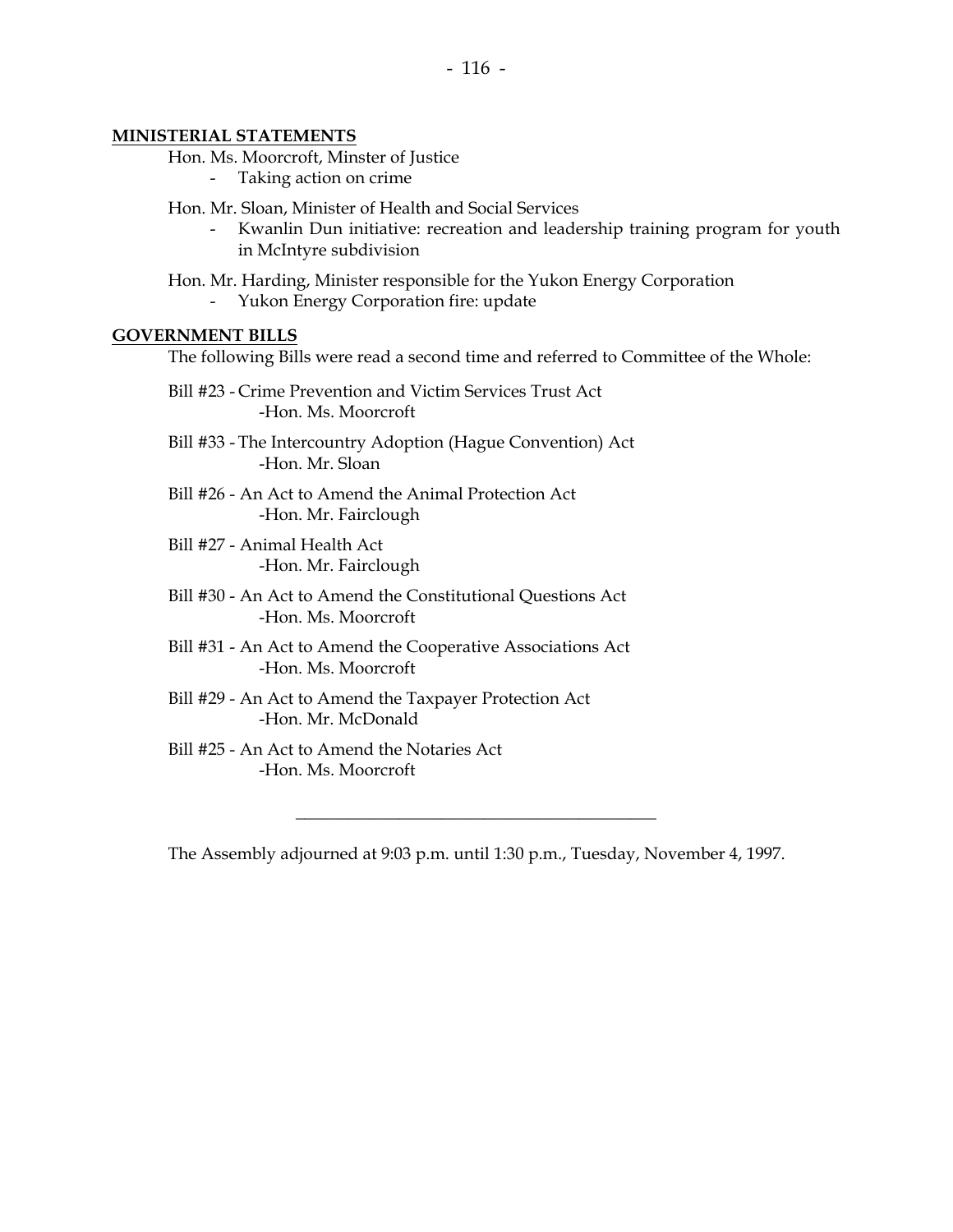**MINISTERIAL STATEMENTS**

Hon. Ms. Moorcroft, Minster of Justice

- Taking action on crime

Hon. Mr. Sloan, Minister of Health and Social Services

- Kwanlin Dun initiative: recreation and leadership training program for youth in McIntyre subdivision

Hon. Mr. Harding, Minister responsible for the Yukon Energy Corporation

- Yukon Energy Corporation fire: update

**GOVERNMENT BILLS**

The following Bills were read a second time and referred to Committee of the Whole:

Bill #23 - Crime Prevention and Victim Services Trust Act
-Hon. Ms. Moorcroft

Bill #33 - The Intercountry Adoption (Hague Convention) Act
-Hon. Mr. Sloan

Bill #26 - An Act to Amend the Animal Protection Act
-Hon. Mr. Fairclough

Bill #27 - Animal Health Act
-Hon. Mr. Fairclough

Bill #30 - An Act to Amend the Constitutional Questions Act
-Hon. Ms. Moorcroft

Bill #31 - An Act to Amend the Cooperative Associations Act
-Hon. Ms. Moorcroft

Bill #29 - An Act to Amend the Taxpayer Protection Act
-Hon. Mr. McDonald

Bill #25 - An Act to Amend the Notaries Act
-Hon. Ms. Moorcroft

---

The Assembly adjourned at 9:03 p.m. until 1:30 p.m., Tuesday, November 4, 1997.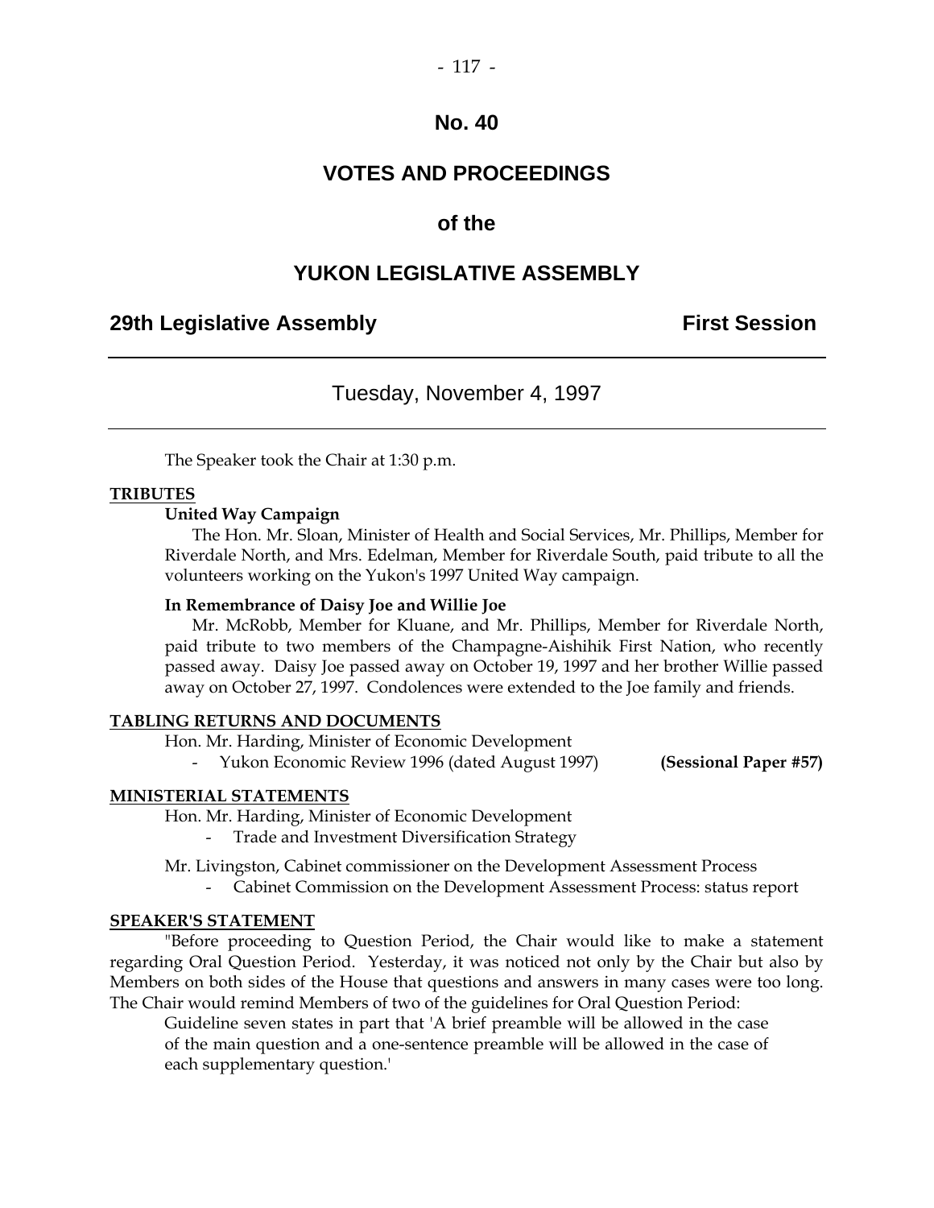# No. 40

# VOTES AND PROCEEDINGS

## of the

# YUKON LEGISLATIVE ASSEMBLY

**29th Legislative Assembly** **First Session**

---

Tuesday, November 4, 1997

---

The Speaker took the Chair at 1:30 p.m.

**TRIBUTES**

**United Way Campaign**

The Hon. Mr. Sloan, Minister of Health and Social Services, Mr. Phillips, Member for Riverdale North, and Mrs. Edelman, Member for Riverdale South, paid tribute to all the volunteers working on the Yukon's 1997 United Way campaign.

**In Remembrance of Daisy Joe and Willie Joe**

Mr. McRobb, Member for Kluane, and Mr. Phillips, Member for Riverdale North, paid tribute to two members of the Champagne-Aishihik First Nation, who recently passed away. Daisy Joe passed away on October 19, 1997 and her brother Willie passed away on October 27, 1997. Condolences were extended to the Joe family and friends.

**TABLING RETURNS AND DOCUMENTS**

Hon. Mr. Harding, Minister of Economic Development

- Yukon Economic Review 1996 (dated August 1997) **(Sessional Paper #57)**

**MINISTERIAL STATEMENTS**

Hon. Mr. Harding, Minister of Economic Development

- Trade and Investment Diversification Strategy

Mr. Livingston, Cabinet commissioner on the Development Assessment Process

- Cabinet Commission on the Development Assessment Process: status report

**SPEAKER'S STATEMENT**

"Before proceeding to Question Period, the Chair would like to make a statement regarding Oral Question Period. Yesterday, it was noticed not only by the Chair but also by Members on both sides of the House that questions and answers in many cases were too long. The Chair would remind Members of two of the guidelines for Oral Question Period:

> Guideline seven states in part that 'A brief preamble will be allowed in the case of the main question and a one-sentence preamble will be allowed in the case of each supplementary question.'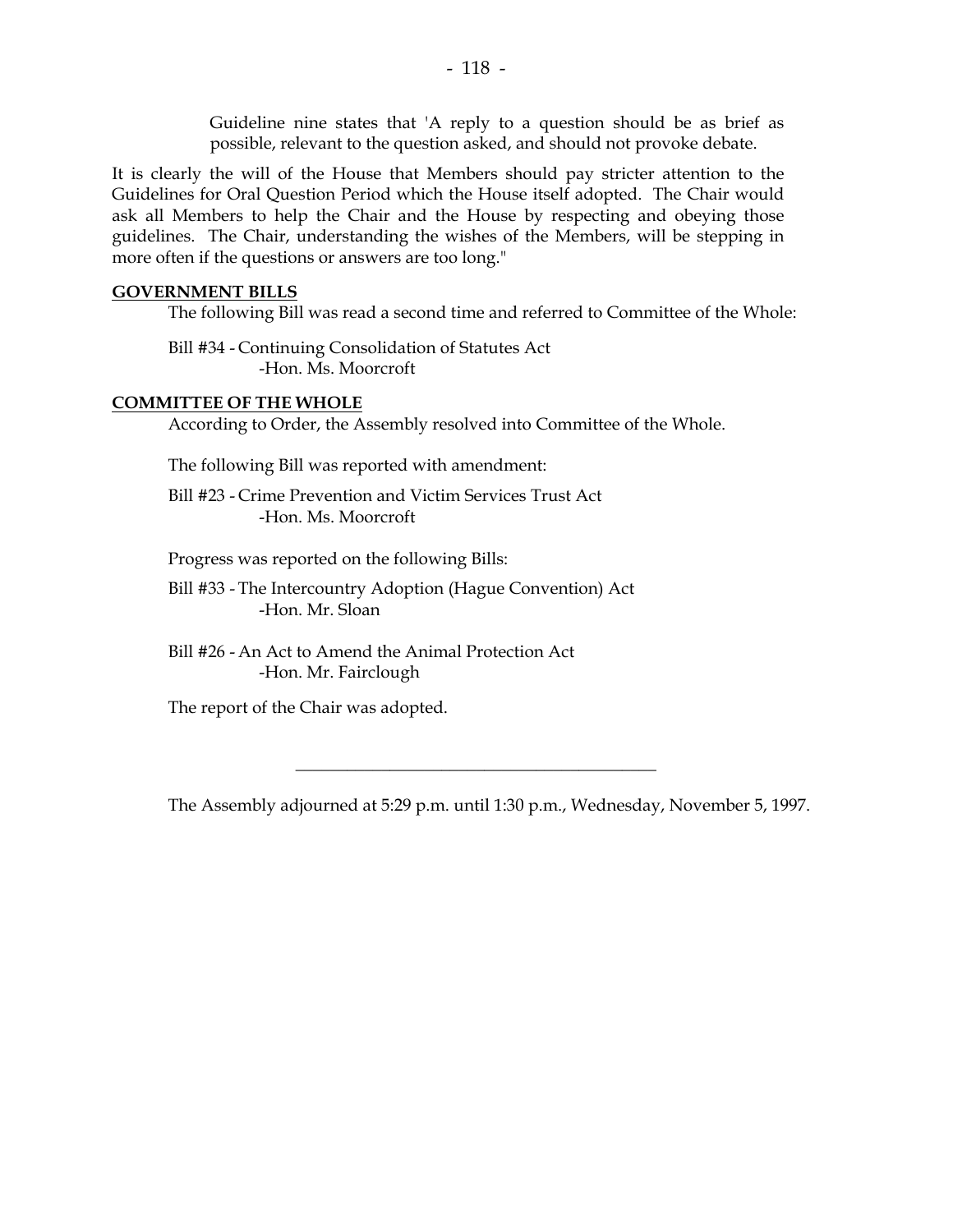> Guideline nine states that 'A reply to a question should be as brief as possible, relevant to the question asked, and should not provoke debate.

It is clearly the will of the House that Members should pay stricter attention to the Guidelines for Oral Question Period which the House itself adopted. The Chair would ask all Members to help the Chair and the House by respecting and obeying those guidelines. The Chair, understanding the wishes of the Members, will be stepping in more often if the questions or answers are too long."

## GOVERNMENT BILLS

The following Bill was read a second time and referred to Committee of the Whole:

Bill #34 - Continuing Consolidation of Statutes Act
-Hon. Ms. Moorcroft

## COMMITTEE OF THE WHOLE

According to Order, the Assembly resolved into Committee of the Whole.

The following Bill was reported with amendment:

Bill #23 - Crime Prevention and Victim Services Trust Act
-Hon. Ms. Moorcroft

Progress was reported on the following Bills:

Bill #33 - The Intercountry Adoption (Hague Convention) Act
-Hon. Mr. Sloan

Bill #26 - An Act to Amend the Animal Protection Act
-Hon. Mr. Fairclough

The report of the Chair was adopted.

---

The Assembly adjourned at 5:29 p.m. until 1:30 p.m., Wednesday, November 5, 1997.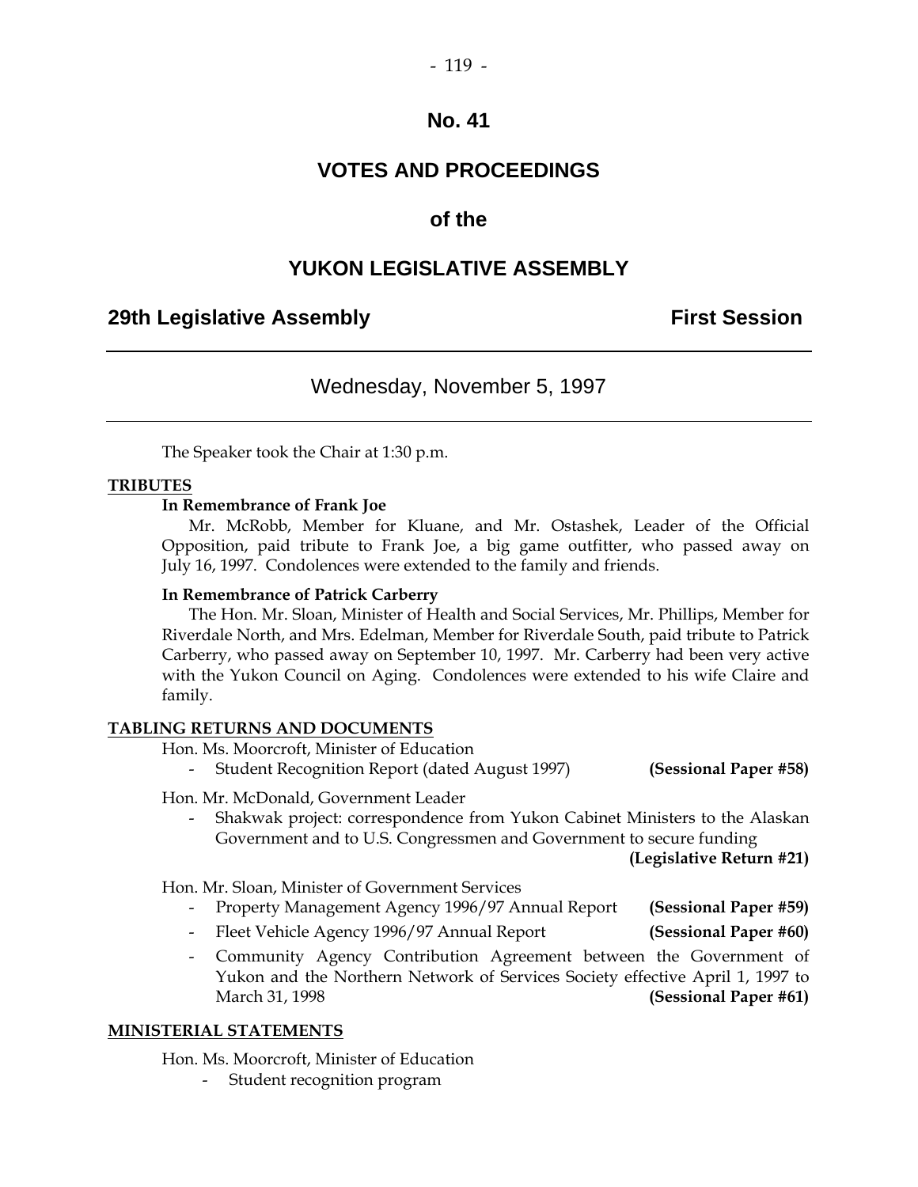# No. 41

# VOTES AND PROCEEDINGS

## of the

# YUKON LEGISLATIVE ASSEMBLY

**29th Legislative Assembly** **First Session**

---

Wednesday, November 5, 1997

---

The Speaker took the Chair at 1:30 p.m.

**TRIBUTES**

**In Remembrance of Frank Joe**

Mr. McRobb, Member for Kluane, and Mr. Ostashek, Leader of the Official Opposition, paid tribute to Frank Joe, a big game outfitter, who passed away on July 16, 1997. Condolences were extended to the family and friends.

**In Remembrance of Patrick Carberry**

The Hon. Mr. Sloan, Minister of Health and Social Services, Mr. Phillips, Member for Riverdale North, and Mrs. Edelman, Member for Riverdale South, paid tribute to Patrick Carberry, who passed away on September 10, 1997. Mr. Carberry had been very active with the Yukon Council on Aging. Condolences were extended to his wife Claire and family.

**TABLING RETURNS AND DOCUMENTS**

Hon. Ms. Moorcroft, Minister of Education

- Student Recognition Report (dated August 1997) **(Sessional Paper #58)**

Hon. Mr. McDonald, Government Leader

- Shakwak project: correspondence from Yukon Cabinet Ministers to the Alaskan Government and to U.S. Congressmen and Government to secure funding **(Legislative Return #21)**

Hon. Mr. Sloan, Minister of Government Services

- Property Management Agency 1996/97 Annual Report **(Sessional Paper #59)**
- Fleet Vehicle Agency 1996/97 Annual Report **(Sessional Paper #60)**
- Community Agency Contribution Agreement between the Government of Yukon and the Northern Network of Services Society effective April 1, 1997 to March 31, 1998 **(Sessional Paper #61)**

**MINISTERIAL STATEMENTS**

Hon. Ms. Moorcroft, Minister of Education

- Student recognition program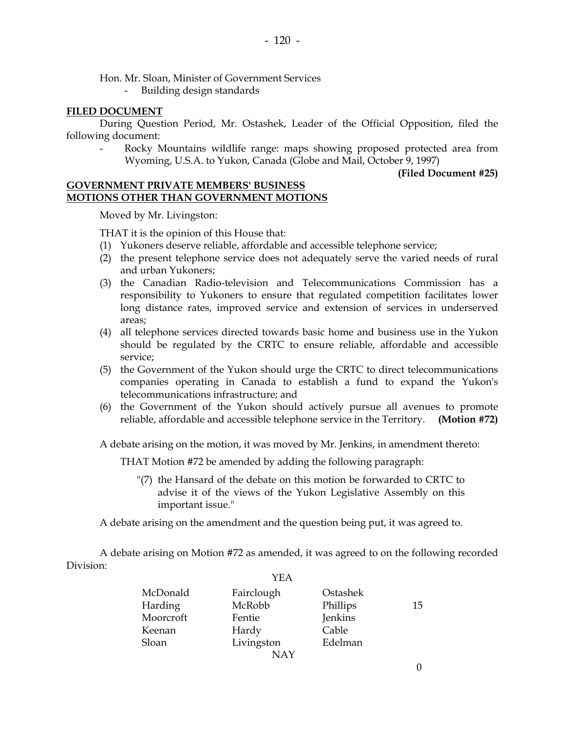Hon. Mr. Sloan, Minister of Government Services

- Building design standards

**FILED DOCUMENT**

During Question Period, Mr. Ostashek, Leader of the Official Opposition, filed the following document:

- Rocky Mountains wildlife range: maps showing proposed protected area from Wyoming, U.S.A. to Yukon, Canada (Globe and Mail, October 9, 1997)

**(Filed Document #25)**

**GOVERNMENT PRIVATE MEMBERS' BUSINESS**
**MOTIONS OTHER THAN GOVERNMENT MOTIONS**

Moved by Mr. Livingston:

THAT it is the opinion of this House that:

(1) Yukoners deserve reliable, affordable and accessible telephone service;
(2) the present telephone service does not adequately serve the varied needs of rural and urban Yukoners;
(3) the Canadian Radio-television and Telecommunications Commission has a responsibility to Yukoners to ensure that regulated competition facilitates lower long distance rates, improved service and extension of services in underserved areas;
(4) all telephone services directed towards basic home and business use in the Yukon should be regulated by the CRTC to ensure reliable, affordable and accessible service;
(5) the Government of the Yukon should urge the CRTC to direct telecommunications companies operating in Canada to establish a fund to expand the Yukon's telecommunications infrastructure; and
(6) the Government of the Yukon should actively pursue all avenues to promote reliable, affordable and accessible telephone service in the Territory. **(Motion #72)**

A debate arising on the motion, it was moved by Mr. Jenkins, in amendment thereto:

THAT Motion #72 be amended by adding the following paragraph:

"(7) the Hansard of the debate on this motion be forwarded to CRTC to advise it of the views of the Yukon Legislative Assembly on this important issue."

A debate arising on the amendment and the question being put, it was agreed to.

A debate arising on Motion #72 as amended, it was agreed to on the following recorded Division:

YEA

| | | | |
|---|---|---|---|
| McDonald | Fairclough | Ostashek | |
| Harding | McRobb | Phillips | 15 |
| Moorcroft | Fentie | Jenkins | |
| Keenan | Hardy | Cable | |
| Sloan | Livingston | Edelman | |

NAY

0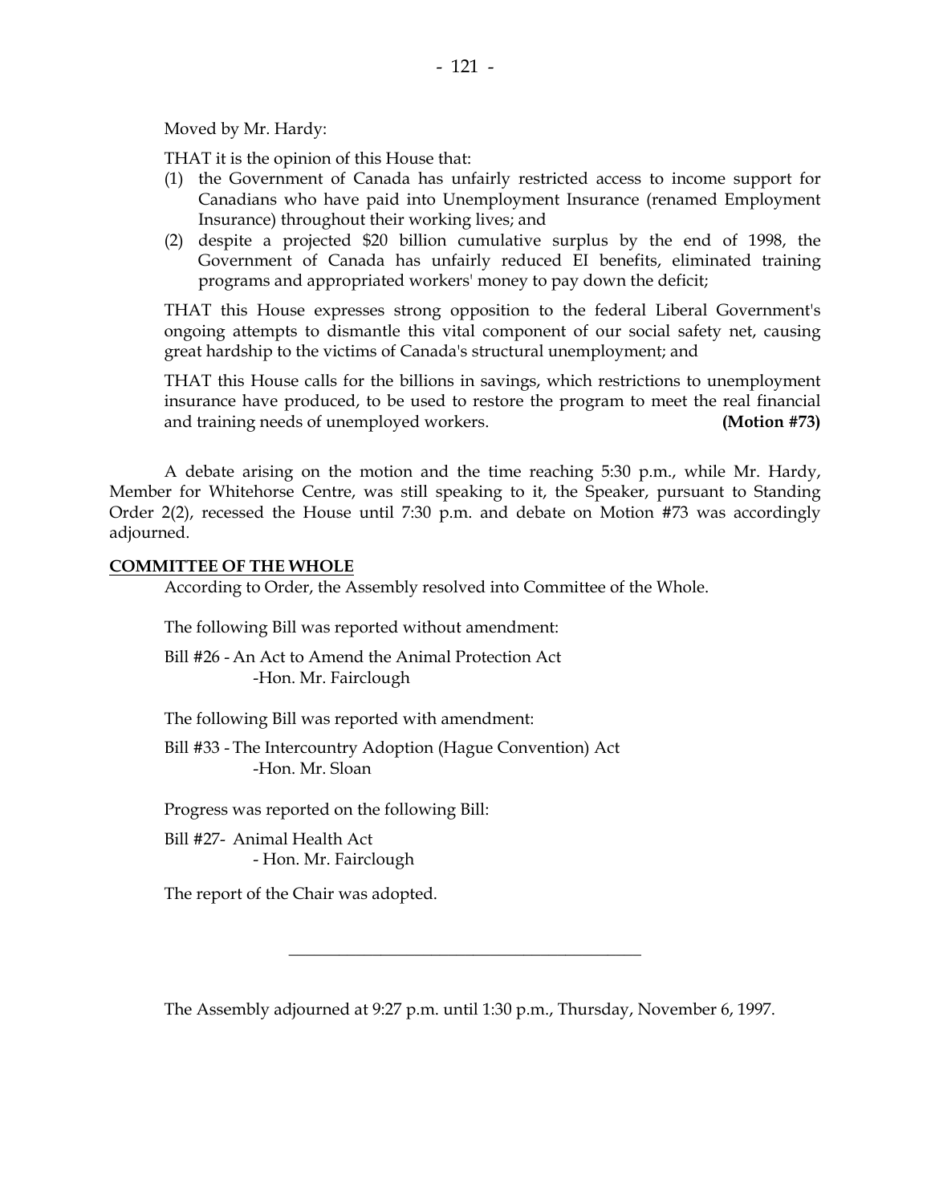Moved by Mr. Hardy:

THAT it is the opinion of this House that:

(1) the Government of Canada has unfairly restricted access to income support for Canadians who have paid into Unemployment Insurance (renamed Employment Insurance) throughout their working lives; and
(2) despite a projected $20 billion cumulative surplus by the end of 1998, the Government of Canada has unfairly reduced EI benefits, eliminated training programs and appropriated workers' money to pay down the deficit;

THAT this House expresses strong opposition to the federal Liberal Government's ongoing attempts to dismantle this vital component of our social safety net, causing great hardship to the victims of Canada's structural unemployment; and

THAT this House calls for the billions in savings, which restrictions to unemployment insurance have produced, to be used to restore the program to meet the real financial and training needs of unemployed workers. **(Motion #73)**

A debate arising on the motion and the time reaching 5:30 p.m., while Mr. Hardy, Member for Whitehorse Centre, was still speaking to it, the Speaker, pursuant to Standing Order 2(2), recessed the House until 7:30 p.m. and debate on Motion #73 was accordingly adjourned.

**COMMITTEE OF THE WHOLE**

According to Order, the Assembly resolved into Committee of the Whole.

The following Bill was reported without amendment:

Bill #26 - An Act to Amend the Animal Protection Act
-Hon. Mr. Fairclough

The following Bill was reported with amendment:

Bill #33 - The Intercountry Adoption (Hague Convention) Act
-Hon. Mr. Sloan

Progress was reported on the following Bill:

Bill #27- Animal Health Act
- Hon. Mr. Fairclough

The report of the Chair was adopted.

---

The Assembly adjourned at 9:27 p.m. until 1:30 p.m., Thursday, November 6, 1997.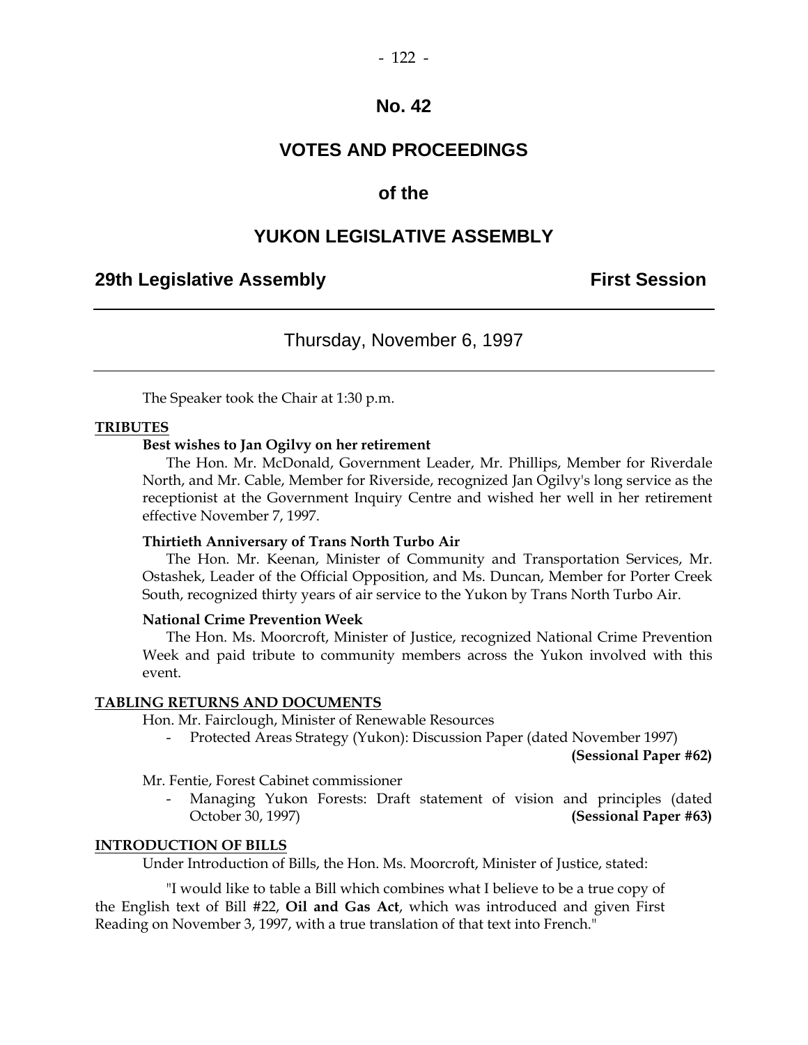# No. 42

## VOTES AND PROCEEDINGS

## of the

## YUKON LEGISLATIVE ASSEMBLY

**29th Legislative Assembly** **First Session**

---

Thursday, November 6, 1997

---

The Speaker took the Chair at 1:30 p.m.

**TRIBUTES**

**Best wishes to Jan Ogilvy on her retirement**

The Hon. Mr. McDonald, Government Leader, Mr. Phillips, Member for Riverdale North, and Mr. Cable, Member for Riverside, recognized Jan Ogilvy's long service as the receptionist at the Government Inquiry Centre and wished her well in her retirement effective November 7, 1997.

**Thirtieth Anniversary of Trans North Turbo Air**

The Hon. Mr. Keenan, Minister of Community and Transportation Services, Mr. Ostashek, Leader of the Official Opposition, and Ms. Duncan, Member for Porter Creek South, recognized thirty years of air service to the Yukon by Trans North Turbo Air.

**National Crime Prevention Week**

The Hon. Ms. Moorcroft, Minister of Justice, recognized National Crime Prevention Week and paid tribute to community members across the Yukon involved with this event.

**TABLING RETURNS AND DOCUMENTS**

Hon. Mr. Fairclough, Minister of Renewable Resources

- Protected Areas Strategy (Yukon): Discussion Paper (dated November 1997) **(Sessional Paper #62)**

Mr. Fentie, Forest Cabinet commissioner

- Managing Yukon Forests: Draft statement of vision and principles (dated October 30, 1997) **(Sessional Paper #63)**

**INTRODUCTION OF BILLS**

Under Introduction of Bills, the Hon. Ms. Moorcroft, Minister of Justice, stated:

"I would like to table a Bill which combines what I believe to be a true copy of the English text of Bill #22, **Oil and Gas Act**, which was introduced and given First Reading on November 3, 1997, with a true translation of that text into French."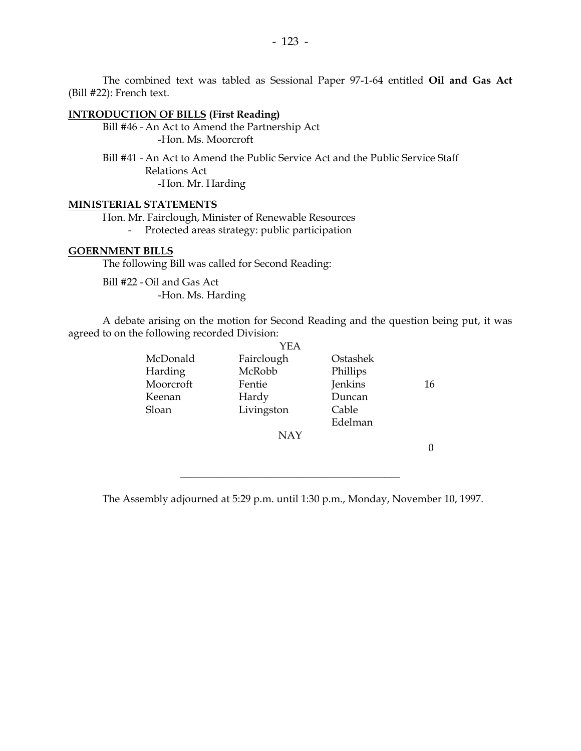The combined text was tabled as Sessional Paper 97-1-64 entitled **Oil and Gas Act** (Bill #22): French text.

**INTRODUCTION OF BILLS (First Reading)**

Bill #46 - An Act to Amend the Partnership Act
-Hon. Ms. Moorcroft

Bill #41 - An Act to Amend the Public Service Act and the Public Service Staff Relations Act
-Hon. Mr. Harding

**MINISTERIAL STATEMENTS**

Hon. Mr. Fairclough, Minister of Renewable Resources
- Protected areas strategy: public participation

**GOERNMENT BILLS**

The following Bill was called for Second Reading:

Bill #22 - Oil and Gas Act
-Hon. Ms. Harding

A debate arising on the motion for Second Reading and the question being put, it was agreed to on the following recorded Division:

YEA

| | | | |
|---|---|---|---|
| McDonald | Fairclough | Ostashek | |
| Harding | McRobb | Phillips | |
| Moorcroft | Fentie | Jenkins | 16 |
| Keenan | Hardy | Duncan | |
| Sloan | Livingston | Cable | |
| | | Edelman | |

NAY

0

---

The Assembly adjourned at 5:29 p.m. until 1:30 p.m., Monday, November 10, 1997.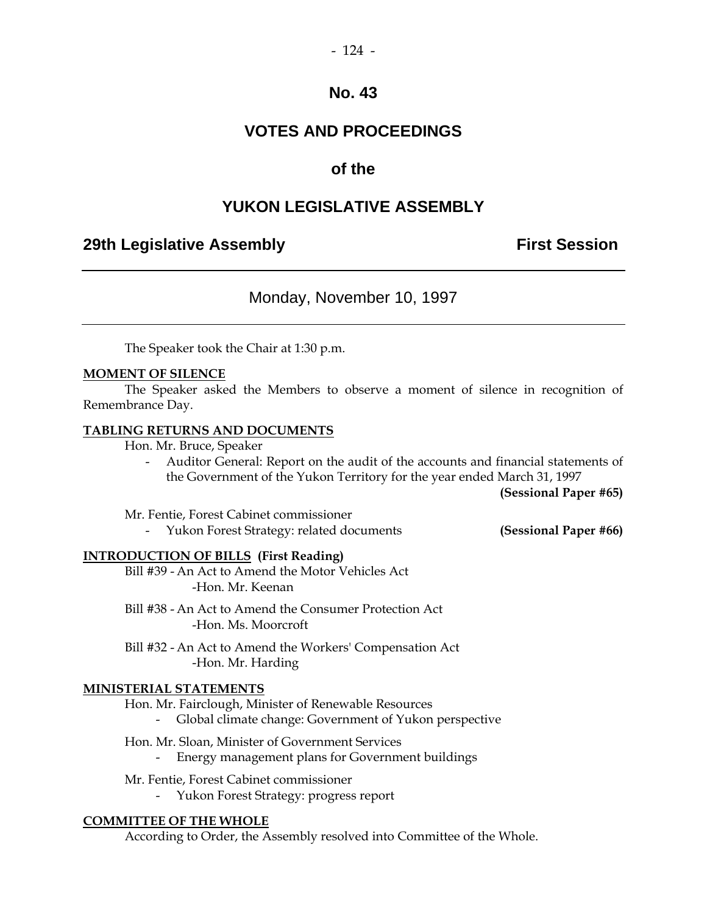# No. 43

# VOTES AND PROCEEDINGS

## of the

# YUKON LEGISLATIVE ASSEMBLY

**29th Legislative Assembly** **First Session**

---

Monday, November 10, 1997

---

The Speaker took the Chair at 1:30 p.m.

**MOMENT OF SILENCE**

The Speaker asked the Members to observe a moment of silence in recognition of Remembrance Day.

**TABLING RETURNS AND DOCUMENTS**

Hon. Mr. Bruce, Speaker

- Auditor General: Report on the audit of the accounts and financial statements of the Government of the Yukon Territory for the year ended March 31, 1997 **(Sessional Paper #65)**

Mr. Fentie, Forest Cabinet commissioner

- Yukon Forest Strategy: related documents **(Sessional Paper #66)**

**INTRODUCTION OF BILLS (First Reading)**

Bill #39 - An Act to Amend the Motor Vehicles Act
-Hon. Mr. Keenan

Bill #38 - An Act to Amend the Consumer Protection Act
-Hon. Ms. Moorcroft

Bill #32 - An Act to Amend the Workers' Compensation Act
-Hon. Mr. Harding

**MINISTERIAL STATEMENTS**

Hon. Mr. Fairclough, Minister of Renewable Resources

- Global climate change: Government of Yukon perspective

Hon. Mr. Sloan, Minister of Government Services

- Energy management plans for Government buildings

Mr. Fentie, Forest Cabinet commissioner

- Yukon Forest Strategy: progress report

**COMMITTEE OF THE WHOLE**

According to Order, the Assembly resolved into Committee of the Whole.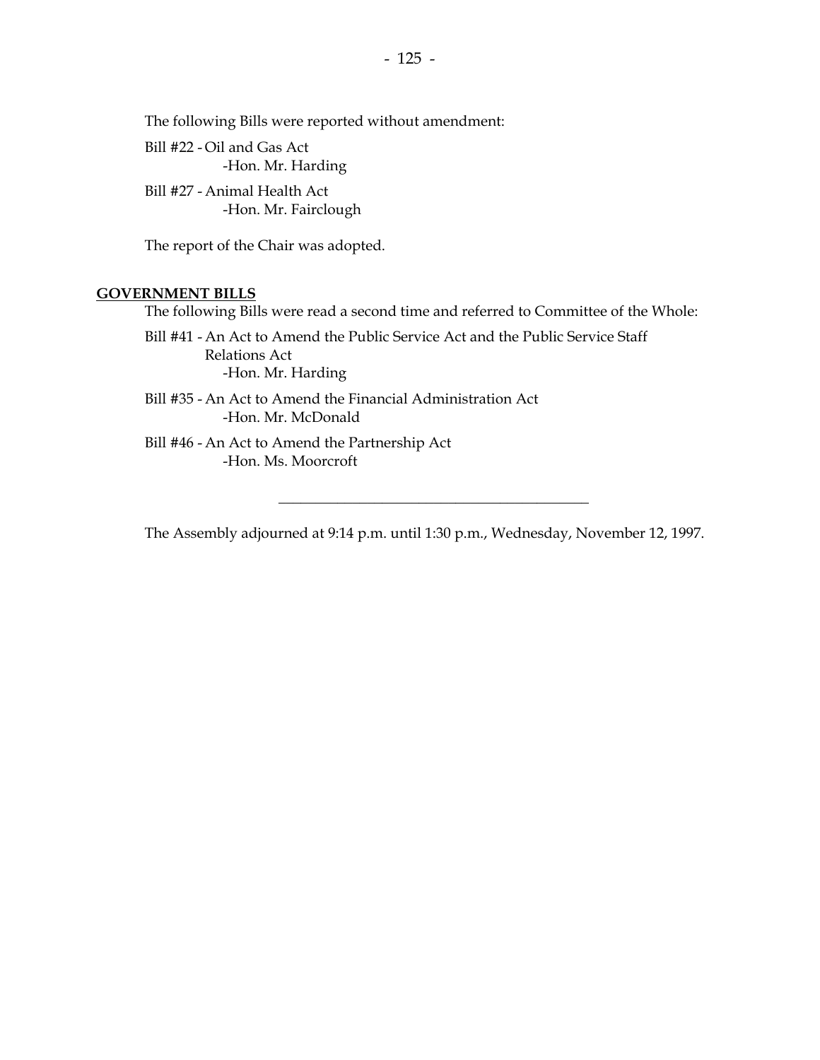The following Bills were reported without amendment:

Bill #22 - Oil and Gas Act
-Hon. Mr. Harding

Bill #27 - Animal Health Act
-Hon. Mr. Fairclough

The report of the Chair was adopted.

**GOVERNMENT BILLS**

The following Bills were read a second time and referred to Committee of the Whole:

Bill #41 - An Act to Amend the Public Service Act and the Public Service Staff Relations Act
-Hon. Mr. Harding

Bill #35 - An Act to Amend the Financial Administration Act
-Hon. Mr. McDonald

Bill #46 - An Act to Amend the Partnership Act
-Hon. Ms. Moorcroft

---

The Assembly adjourned at 9:14 p.m. until 1:30 p.m., Wednesday, November 12, 1997.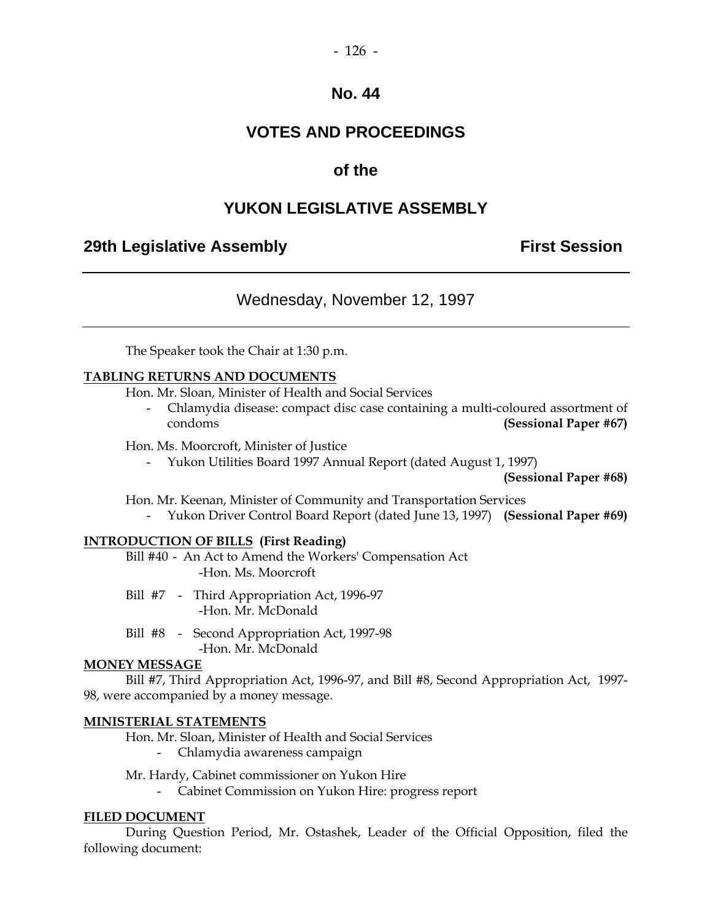# No. 44

# VOTES AND PROCEEDINGS

## of the

# YUKON LEGISLATIVE ASSEMBLY

**29th Legislative Assembly** **First Session**

---

Wednesday, November 12, 1997

---

The Speaker took the Chair at 1:30 p.m.

**TABLING RETURNS AND DOCUMENTS**

Hon. Mr. Sloan, Minister of Health and Social Services

- Chlamydia disease: compact disc case containing a multi-coloured assortment of condoms **(Sessional Paper #67)**

Hon. Ms. Moorcroft, Minister of Justice

- Yukon Utilities Board 1997 Annual Report (dated August 1, 1997) **(Sessional Paper #68)**

Hon. Mr. Keenan, Minister of Community and Transportation Services

- Yukon Driver Control Board Report (dated June 13, 1997) **(Sessional Paper #69)**

**INTRODUCTION OF BILLS (First Reading)**

Bill #40 - An Act to Amend the Workers' Compensation Act
-Hon. Ms. Moorcroft

Bill #7 - Third Appropriation Act, 1996-97
-Hon. Mr. McDonald

Bill #8 - Second Appropriation Act, 1997-98
-Hon. Mr. McDonald

**MONEY MESSAGE**

Bill #7, Third Appropriation Act, 1996-97, and Bill #8, Second Appropriation Act, 1997-98, were accompanied by a money message.

**MINISTERIAL STATEMENTS**

Hon. Mr. Sloan, Minister of Health and Social Services

- Chlamydia awareness campaign

Mr. Hardy, Cabinet commissioner on Yukon Hire

- Cabinet Commission on Yukon Hire: progress report

**FILED DOCUMENT**

During Question Period, Mr. Ostashek, Leader of the Official Opposition, filed the following document: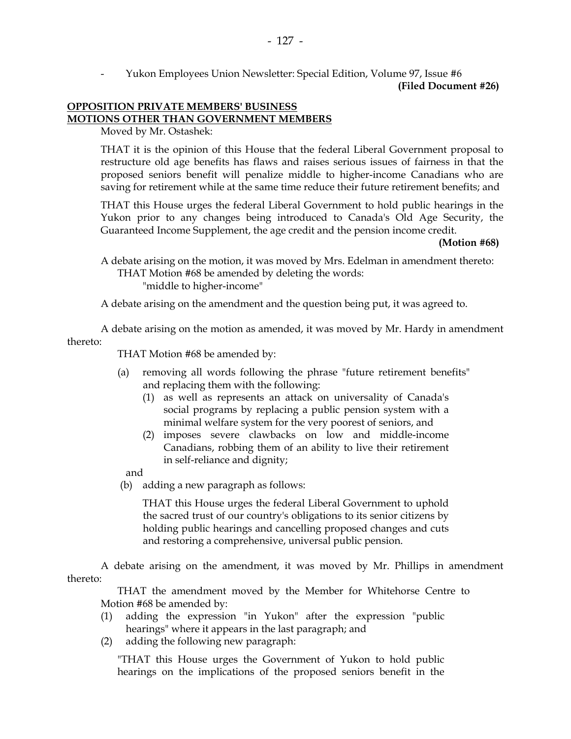- Yukon Employees Union Newsletter: Special Edition, Volume 97, Issue #6

**(Filed Document #26)**

**OPPOSITION PRIVATE MEMBERS' BUSINESS**
**MOTIONS OTHER THAN GOVERNMENT MEMBERS**

Moved by Mr. Ostashek:

THAT it is the opinion of this House that the federal Liberal Government proposal to restructure old age benefits has flaws and raises serious issues of fairness in that the proposed seniors benefit will penalize middle to higher-income Canadians who are saving for retirement while at the same time reduce their future retirement benefits; and

THAT this House urges the federal Liberal Government to hold public hearings in the Yukon prior to any changes being introduced to Canada's Old Age Security, the Guaranteed Income Supplement, the age credit and the pension income credit.

**(Motion #68)**

A debate arising on the motion, it was moved by Mrs. Edelman in amendment thereto:

THAT Motion #68 be amended by deleting the words:

"middle to higher-income"

A debate arising on the amendment and the question being put, it was agreed to.

A debate arising on the motion as amended, it was moved by Mr. Hardy in amendment thereto:

THAT Motion #68 be amended by:

(a) removing all words following the phrase "future retirement benefits" and replacing them with the following:
   (1) as well as represents an attack on universality of Canada's social programs by replacing a public pension system with a minimal welfare system for the very poorest of seniors, and
   (2) imposes severe clawbacks on low and middle-income Canadians, robbing them of an ability to live their retirement in self-reliance and dignity;

and

(b) adding a new paragraph as follows:

THAT this House urges the federal Liberal Government to uphold the sacred trust of our country's obligations to its senior citizens by holding public hearings and cancelling proposed changes and cuts and restoring a comprehensive, universal public pension.

A debate arising on the amendment, it was moved by Mr. Phillips in amendment thereto:

THAT the amendment moved by the Member for Whitehorse Centre to Motion #68 be amended by:

(1) adding the expression "in Yukon" after the expression "public hearings" where it appears in the last paragraph; and
(2) adding the following new paragraph:

"THAT this House urges the Government of Yukon to hold public hearings on the implications of the proposed seniors benefit in the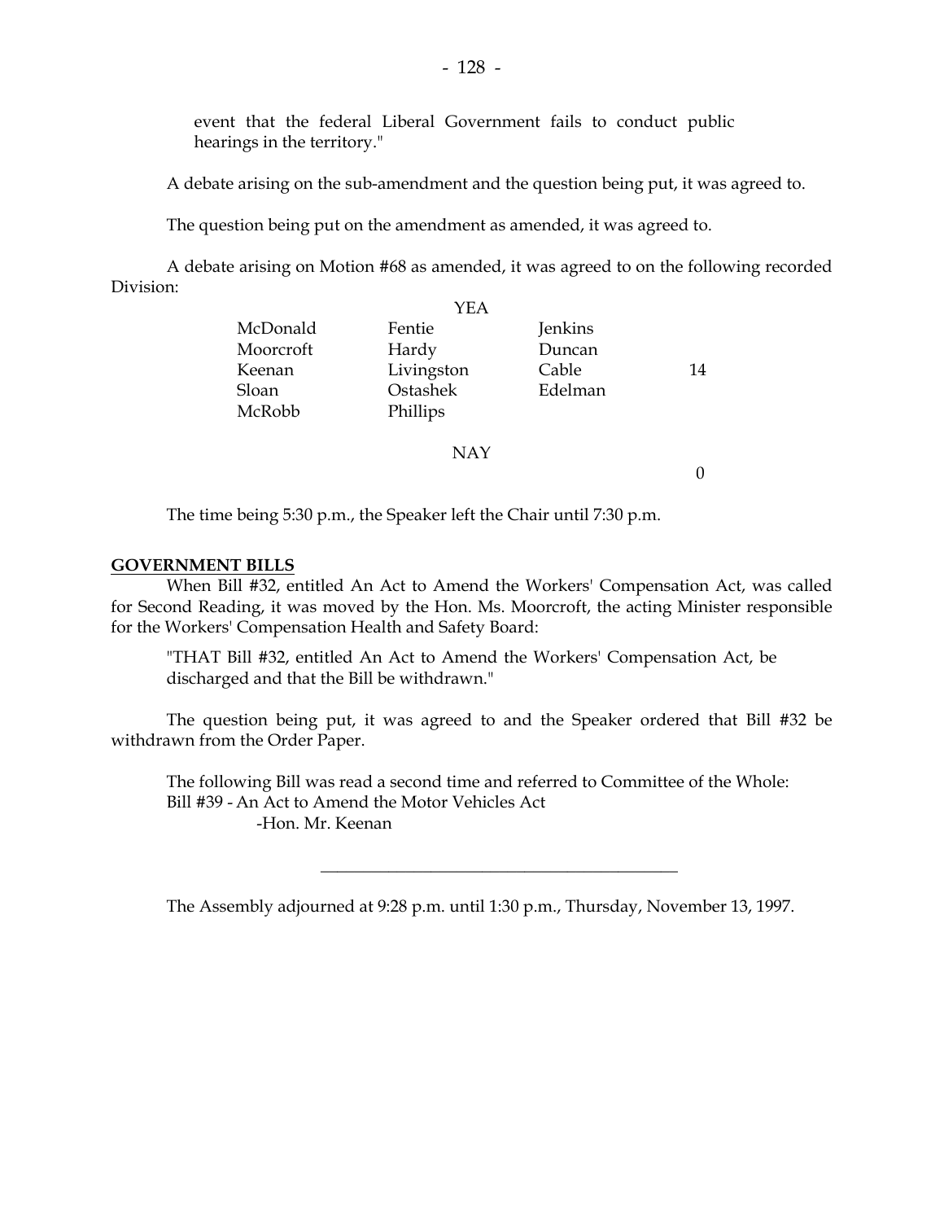event that the federal Liberal Government fails to conduct public hearings in the territory."

A debate arising on the sub-amendment and the question being put, it was agreed to.

The question being put on the amendment as amended, it was agreed to.

A debate arising on Motion #68 as amended, it was agreed to on the following recorded Division:

| | YEA | | |
|---|---|---|---|
| McDonald | Fentie | Jenkins | |
| Moorcroft | Hardy | Duncan | |
| Keenan | Livingston | Cable | 14 |
| Sloan | Ostashek | Edelman | |
| McRobb | Phillips | | |
| | **NAY** | | |
| | | | 0 |

The time being 5:30 p.m., the Speaker left the Chair until 7:30 p.m.

**GOVERNMENT BILLS**

When Bill #32, entitled An Act to Amend the Workers' Compensation Act, was called for Second Reading, it was moved by the Hon. Ms. Moorcroft, the acting Minister responsible for the Workers' Compensation Health and Safety Board:

"THAT Bill #32, entitled An Act to Amend the Workers' Compensation Act, be discharged and that the Bill be withdrawn."

The question being put, it was agreed to and the Speaker ordered that Bill #32 be withdrawn from the Order Paper.

The following Bill was read a second time and referred to Committee of the Whole:
Bill #39 - An Act to Amend the Motor Vehicles Act
-Hon. Mr. Keenan

---

The Assembly adjourned at 9:28 p.m. until 1:30 p.m., Thursday, November 13, 1997.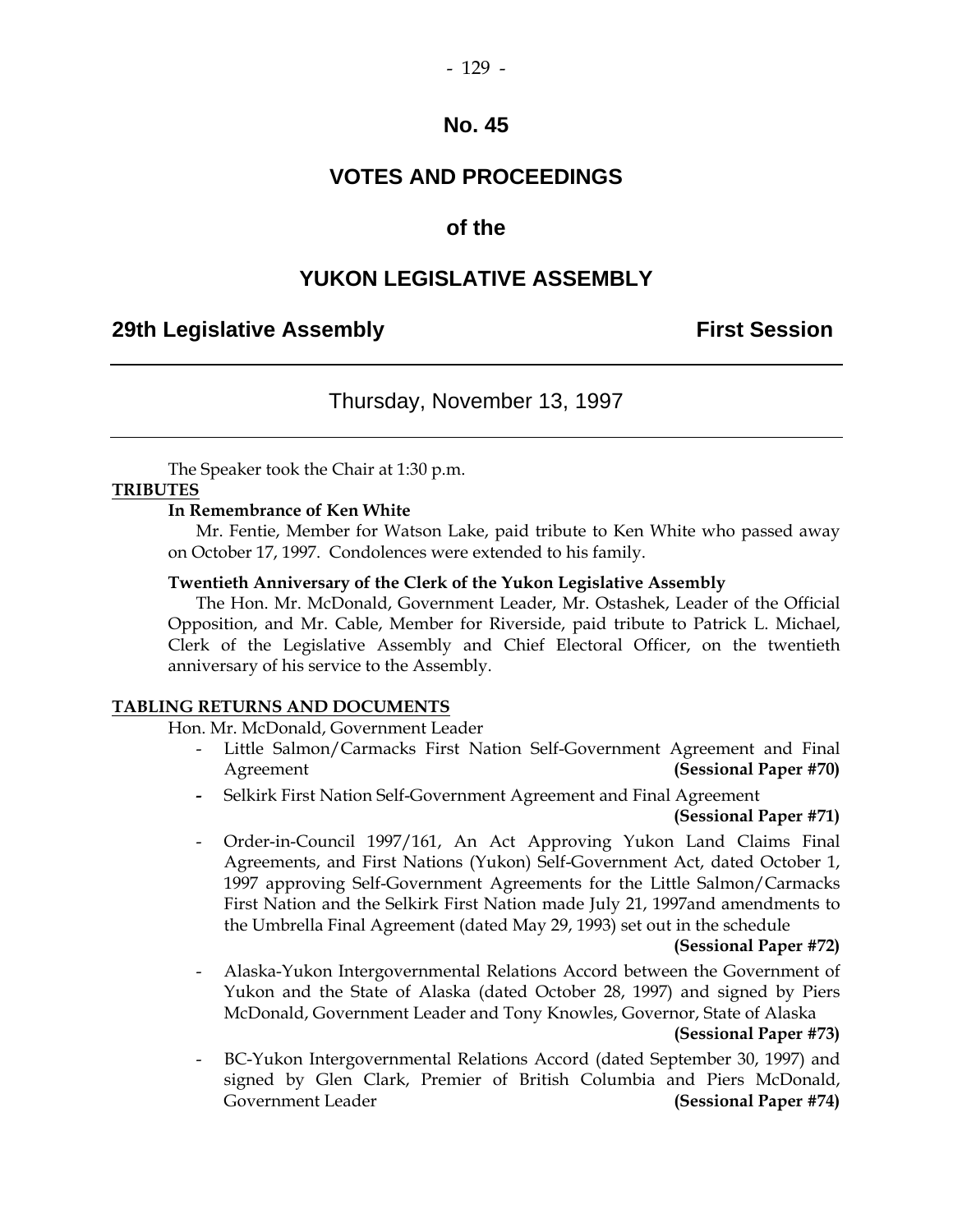# No. 45

# VOTES AND PROCEEDINGS

# of the

# YUKON LEGISLATIVE ASSEMBLY

**29th Legislative Assembly** **First Session**

---

Thursday, November 13, 1997

---

The Speaker took the Chair at 1:30 p.m.

**TRIBUTES**

**In Remembrance of Ken White**

Mr. Fentie, Member for Watson Lake, paid tribute to Ken White who passed away on October 17, 1997. Condolences were extended to his family.

**Twentieth Anniversary of the Clerk of the Yukon Legislative Assembly**

The Hon. Mr. McDonald, Government Leader, Mr. Ostashek, Leader of the Official Opposition, and Mr. Cable, Member for Riverside, paid tribute to Patrick L. Michael, Clerk of the Legislative Assembly and Chief Electoral Officer, on the twentieth anniversary of his service to the Assembly.

**TABLING RETURNS AND DOCUMENTS**

Hon. Mr. McDonald, Government Leader

- Little Salmon/Carmacks First Nation Self-Government Agreement and Final Agreement **(Sessional Paper #70)**
- Selkirk First Nation Self-Government Agreement and Final Agreement **(Sessional Paper #71)**
- Order-in-Council 1997/161, An Act Approving Yukon Land Claims Final Agreements, and First Nations (Yukon) Self-Government Act, dated October 1, 1997 approving Self-Government Agreements for the Little Salmon/Carmacks First Nation and the Selkirk First Nation made July 21, 1997and amendments to the Umbrella Final Agreement (dated May 29, 1993) set out in the schedule **(Sessional Paper #72)**
- Alaska-Yukon Intergovernmental Relations Accord between the Government of Yukon and the State of Alaska (dated October 28, 1997) and signed by Piers McDonald, Government Leader and Tony Knowles, Governor, State of Alaska **(Sessional Paper #73)**
- BC-Yukon Intergovernmental Relations Accord (dated September 30, 1997) and signed by Glen Clark, Premier of British Columbia and Piers McDonald, Government Leader **(Sessional Paper #74)**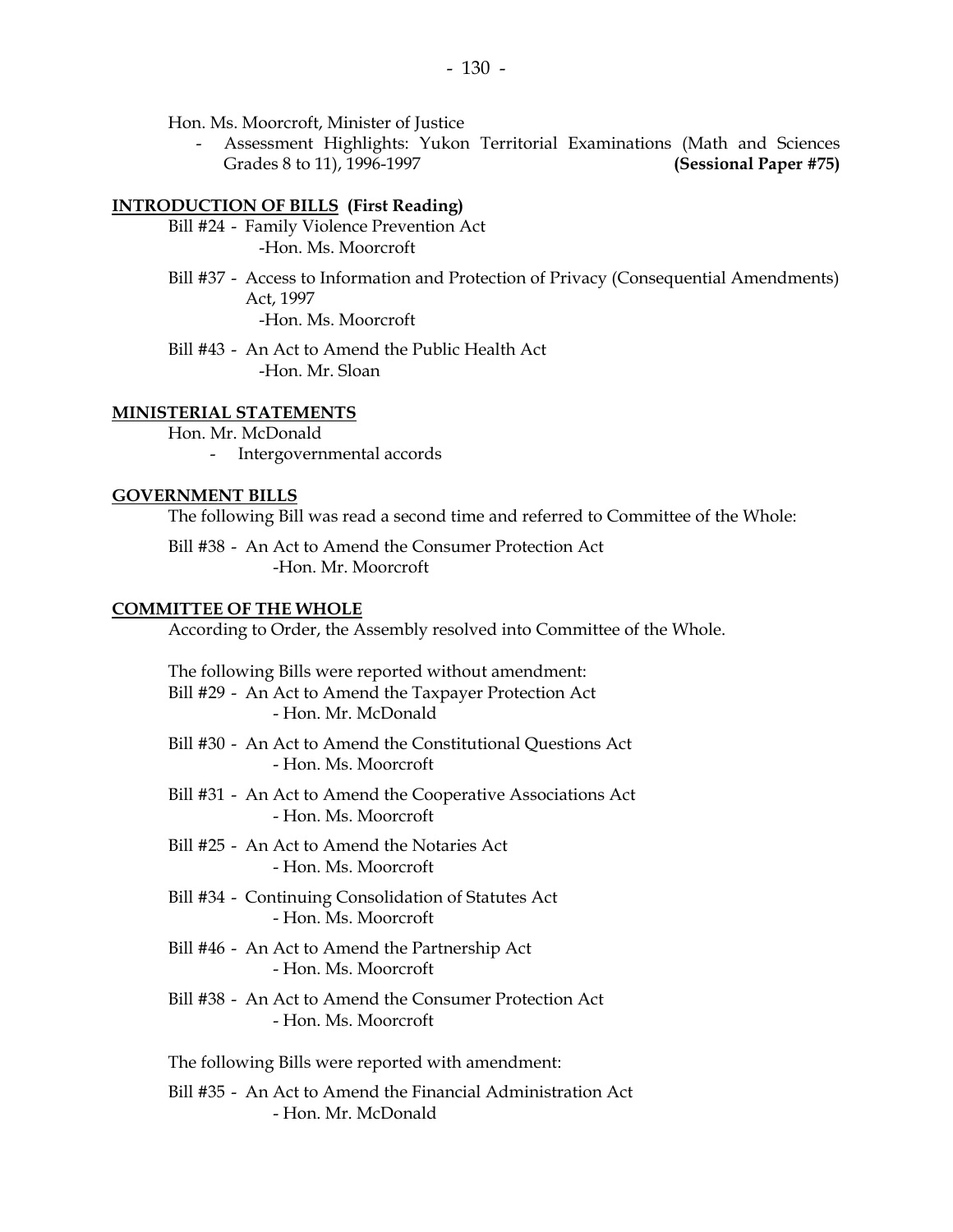Hon. Ms. Moorcroft, Minister of Justice

- Assessment Highlights: Yukon Territorial Examinations (Math and Sciences Grades 8 to 11), 1996-1997 **(Sessional Paper #75)**

**INTRODUCTION OF BILLS (First Reading)**

Bill #24 - Family Violence Prevention Act
-Hon. Ms. Moorcroft

Bill #37 - Access to Information and Protection of Privacy (Consequential Amendments) Act, 1997
-Hon. Ms. Moorcroft

Bill #43 - An Act to Amend the Public Health Act
-Hon. Mr. Sloan

**MINISTERIAL STATEMENTS**

Hon. Mr. McDonald

- Intergovernmental accords

**GOVERNMENT BILLS**

The following Bill was read a second time and referred to Committee of the Whole:

Bill #38 - An Act to Amend the Consumer Protection Act
-Hon. Mr. Moorcroft

**COMMITTEE OF THE WHOLE**

According to Order, the Assembly resolved into Committee of the Whole.

The following Bills were reported without amendment:

Bill #29 - An Act to Amend the Taxpayer Protection Act
- Hon. Mr. McDonald

Bill #30 - An Act to Amend the Constitutional Questions Act
- Hon. Ms. Moorcroft

Bill #31 - An Act to Amend the Cooperative Associations Act
- Hon. Ms. Moorcroft

Bill #25 - An Act to Amend the Notaries Act
- Hon. Ms. Moorcroft

Bill #34 - Continuing Consolidation of Statutes Act
- Hon. Ms. Moorcroft

Bill #46 - An Act to Amend the Partnership Act
- Hon. Ms. Moorcroft

Bill #38 - An Act to Amend the Consumer Protection Act
- Hon. Ms. Moorcroft

The following Bills were reported with amendment:

Bill #35 - An Act to Amend the Financial Administration Act
- Hon. Mr. McDonald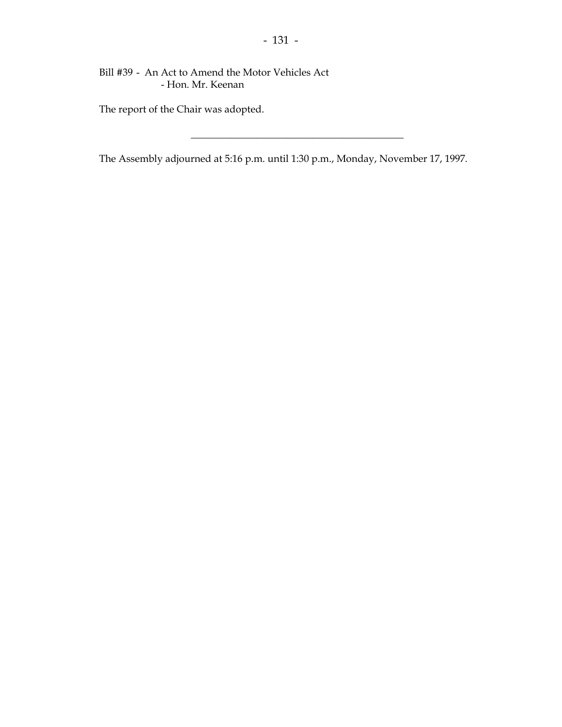Bill #39 - An Act to Amend the Motor Vehicles Act
- Hon. Mr. Keenan

The report of the Chair was adopted.

---

The Assembly adjourned at 5:16 p.m. until 1:30 p.m., Monday, November 17, 1997.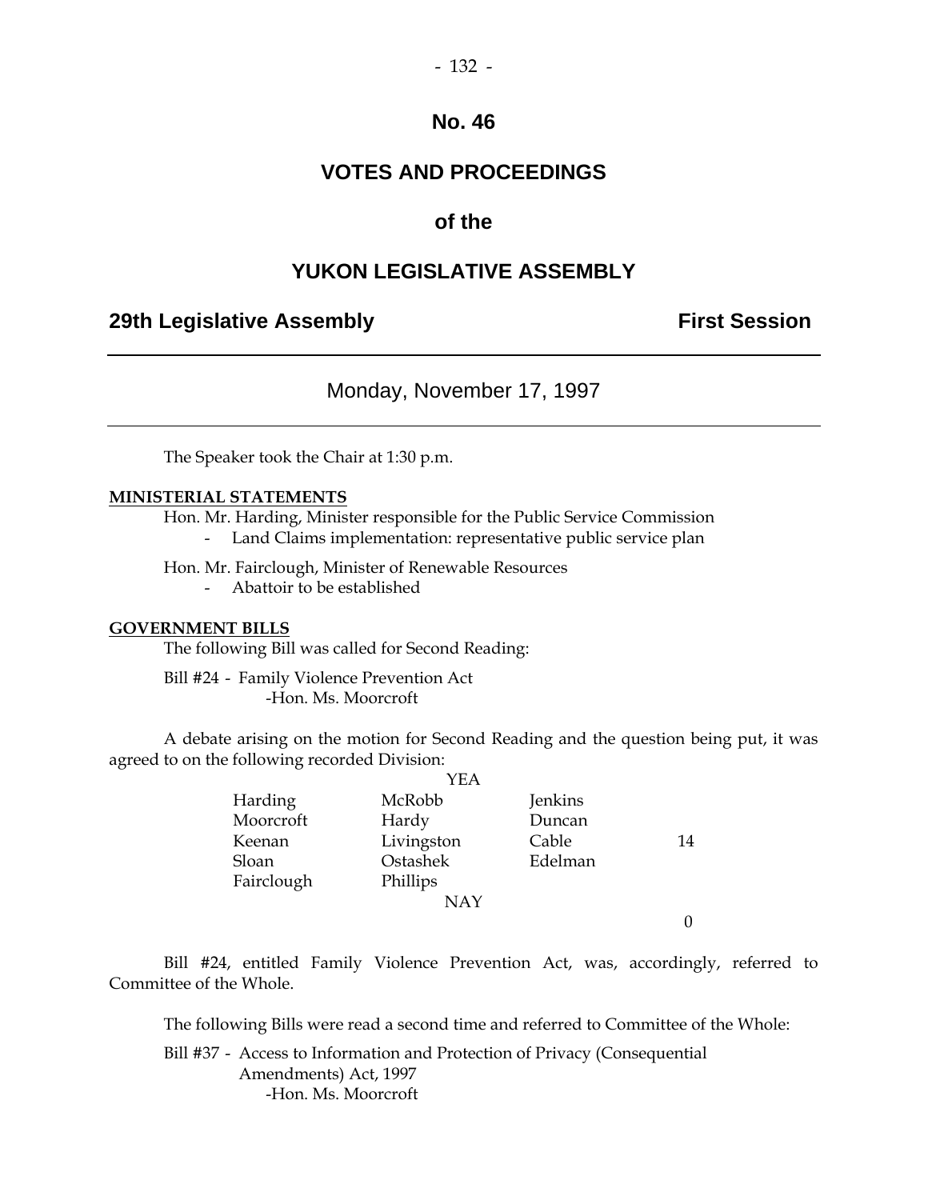# No. 46

# VOTES AND PROCEEDINGS

# of the

# YUKON LEGISLATIVE ASSEMBLY

## 29th Legislative Assembly — First Session

Monday, November 17, 1997

The Speaker took the Chair at 1:30 p.m.

**MINISTERIAL STATEMENTS**

Hon. Mr. Harding, Minister responsible for the Public Service Commission
- Land Claims implementation: representative public service plan

Hon. Mr. Fairclough, Minister of Renewable Resources
- Abattoir to be established

**GOVERNMENT BILLS**

The following Bill was called for Second Reading:

Bill #24 - Family Violence Prevention Act
-Hon. Ms. Moorcroft

A debate arising on the motion for Second Reading and the question being put, it was agreed to on the following recorded Division:

YEA

| | | | |
|---|---|---|---|
| Harding | McRobb | Jenkins | |
| Moorcroft | Hardy | Duncan | |
| Keenan | Livingston | Cable | 14 |
| Sloan | Ostashek | Edelman | |
| Fairclough | Phillips | | |

NAY

0

Bill #24, entitled Family Violence Prevention Act, was, accordingly, referred to Committee of the Whole.

The following Bills were read a second time and referred to Committee of the Whole:

Bill #37 - Access to Information and Protection of Privacy (Consequential Amendments) Act, 1997
-Hon. Ms. Moorcroft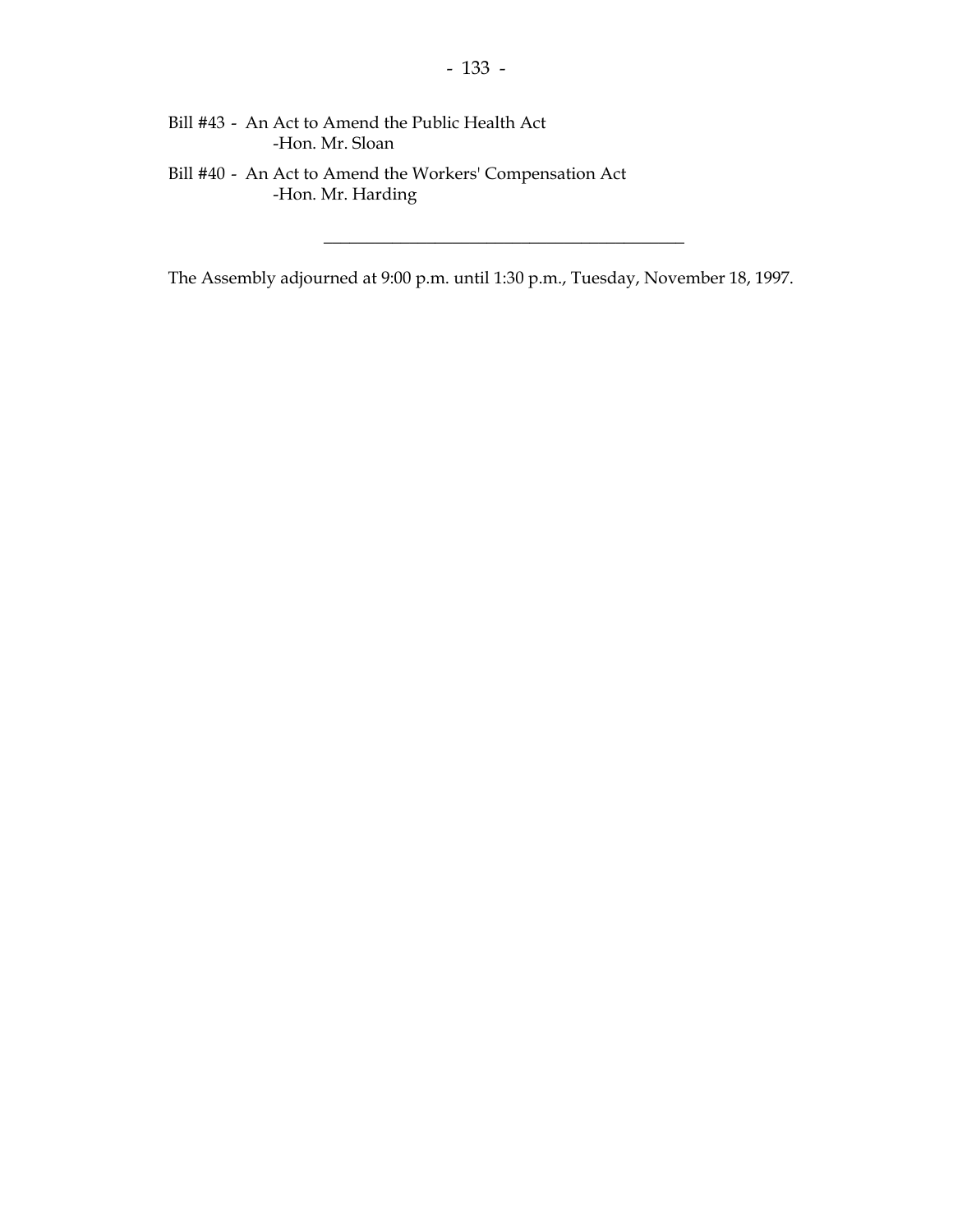Bill #43 - An Act to Amend the Public Health Act  
-Hon. Mr. Sloan

Bill #40 - An Act to Amend the Workers' Compensation Act  
-Hon. Mr. Harding

---

The Assembly adjourned at 9:00 p.m. until 1:30 p.m., Tuesday, November 18, 1997.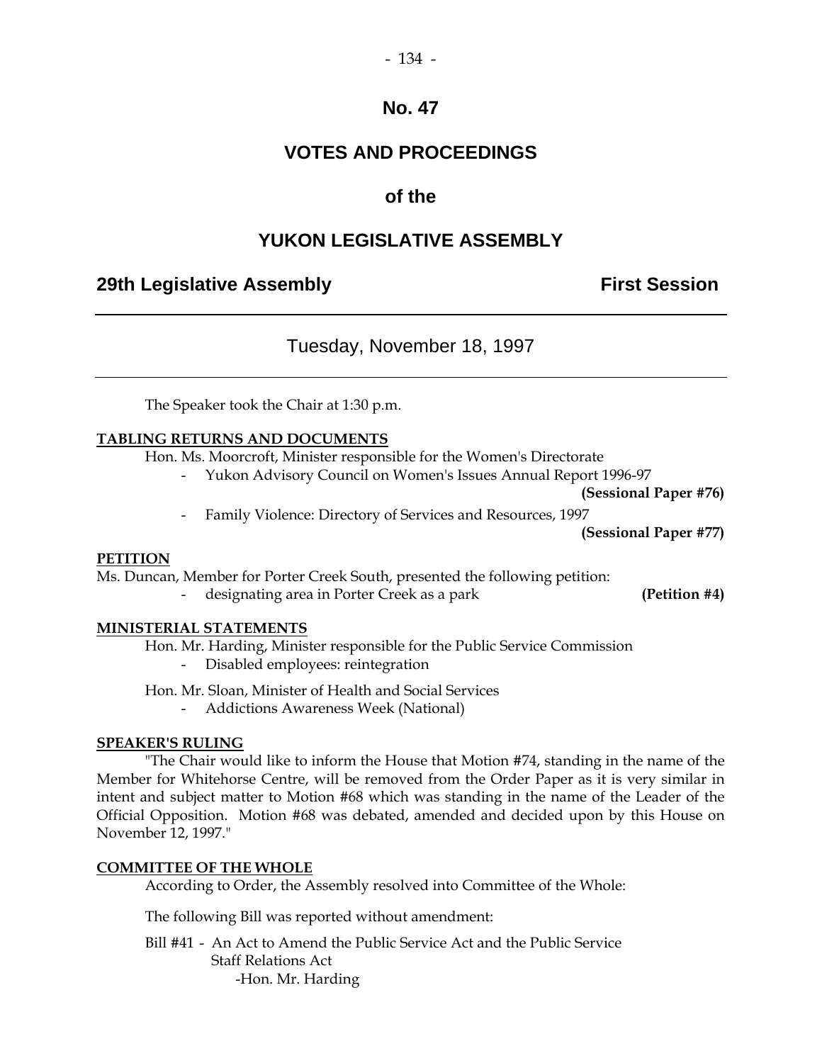# No. 47

# VOTES AND PROCEEDINGS

# of the

# YUKON LEGISLATIVE ASSEMBLY

**29th Legislative Assembly** **First Session**

---

Tuesday, November 18, 1997

---

The Speaker took the Chair at 1:30 p.m.

**TABLING RETURNS AND DOCUMENTS**

Hon. Ms. Moorcroft, Minister responsible for the Women's Directorate

- Yukon Advisory Council on Women's Issues Annual Report 1996-97 **(Sessional Paper #76)**
- Family Violence: Directory of Services and Resources, 1997 **(Sessional Paper #77)**

**PETITION**

Ms. Duncan, Member for Porter Creek South, presented the following petition:

- designating area in Porter Creek as a park **(Petition #4)**

**MINISTERIAL STATEMENTS**

Hon. Mr. Harding, Minister responsible for the Public Service Commission

- Disabled employees: reintegration

Hon. Mr. Sloan, Minister of Health and Social Services

- Addictions Awareness Week (National)

**SPEAKER'S RULING**

"The Chair would like to inform the House that Motion #74, standing in the name of the Member for Whitehorse Centre, will be removed from the Order Paper as it is very similar in intent and subject matter to Motion #68 which was standing in the name of the Leader of the Official Opposition. Motion #68 was debated, amended and decided upon by this House on November 12, 1997."

**COMMITTEE OF THE WHOLE**

According to Order, the Assembly resolved into Committee of the Whole:

The following Bill was reported without amendment:

Bill #41 - An Act to Amend the Public Service Act and the Public Service Staff Relations Act
-Hon. Mr. Harding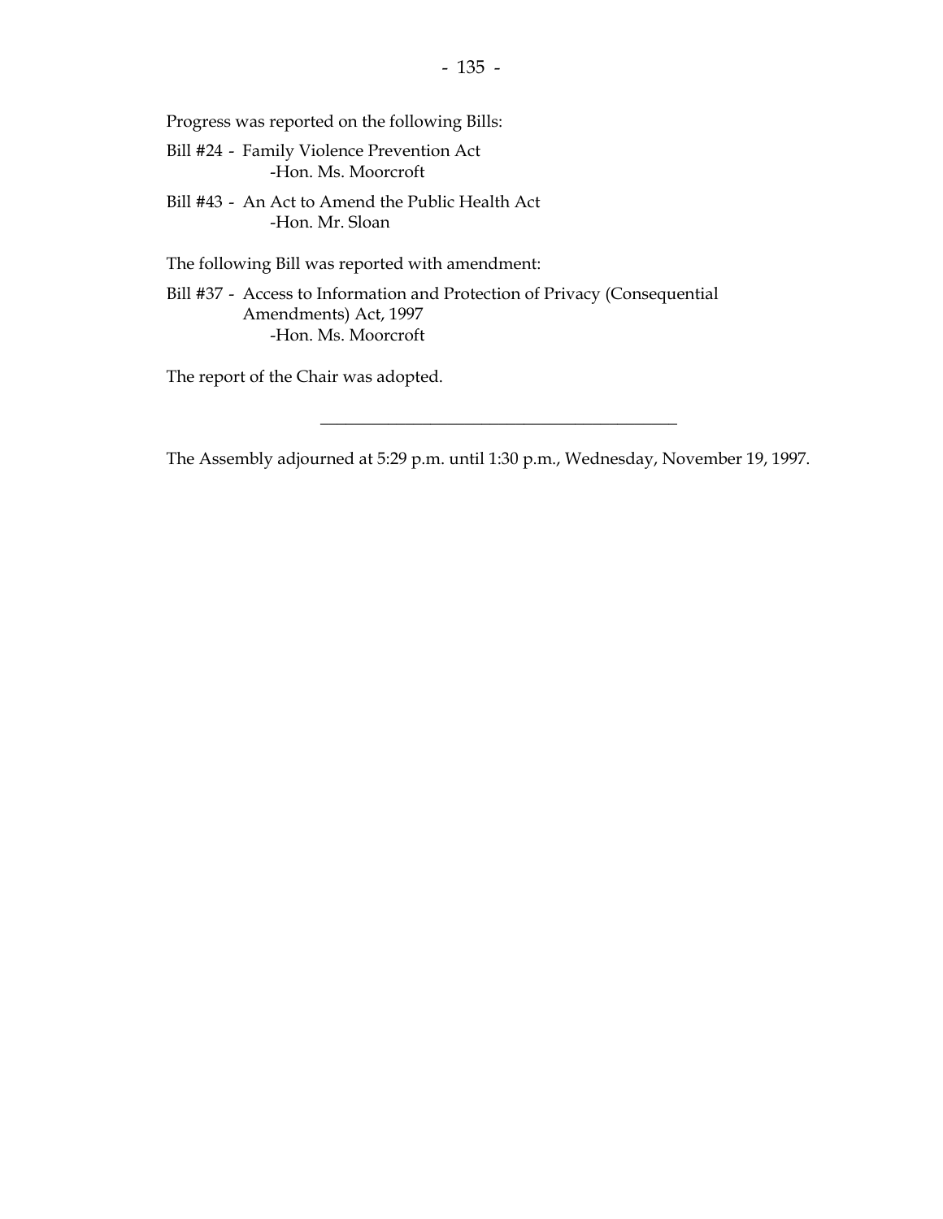Progress was reported on the following Bills:

Bill #24 - Family Violence Prevention Act
-Hon. Ms. Moorcroft

Bill #43 - An Act to Amend the Public Health Act
-Hon. Mr. Sloan

The following Bill was reported with amendment:

Bill #37 - Access to Information and Protection of Privacy (Consequential Amendments) Act, 1997
-Hon. Ms. Moorcroft

The report of the Chair was adopted.

---

The Assembly adjourned at 5:29 p.m. until 1:30 p.m., Wednesday, November 19, 1997.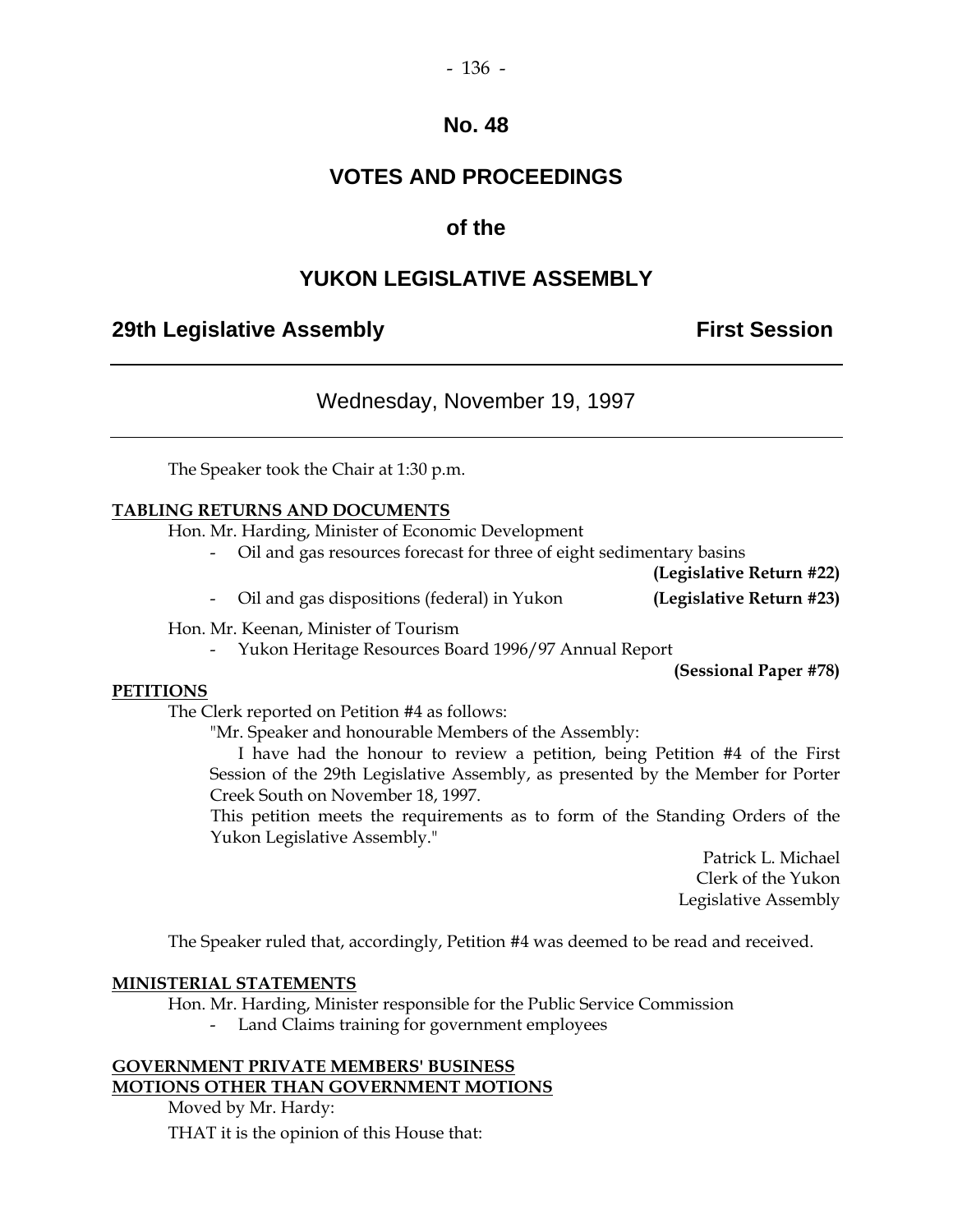# No. 48

# VOTES AND PROCEEDINGS

# of the

# YUKON LEGISLATIVE ASSEMBLY

## 29th Legislative Assembly — First Session

---

Wednesday, November 19, 1997

---

The Speaker took the Chair at 1:30 p.m.

**TABLING RETURNS AND DOCUMENTS**

Hon. Mr. Harding, Minister of Economic Development

- Oil and gas resources forecast for three of eight sedimentary basins **(Legislative Return #22)**
- Oil and gas dispositions (federal) in Yukon **(Legislative Return #23)**

Hon. Mr. Keenan, Minister of Tourism

- Yukon Heritage Resources Board 1996/97 Annual Report **(Sessional Paper #78)**

**PETITIONS**

The Clerk reported on Petition #4 as follows:

"Mr. Speaker and honourable Members of the Assembly:

I have had the honour to review a petition, being Petition #4 of the First Session of the 29th Legislative Assembly, as presented by the Member for Porter Creek South on November 18, 1997.

This petition meets the requirements as to form of the Standing Orders of the Yukon Legislative Assembly."

Patrick L. Michael
Clerk of the Yukon
Legislative Assembly

The Speaker ruled that, accordingly, Petition #4 was deemed to be read and received.

**MINISTERIAL STATEMENTS**

Hon. Mr. Harding, Minister responsible for the Public Service Commission

- Land Claims training for government employees

**GOVERNMENT PRIVATE MEMBERS' BUSINESS**
**MOTIONS OTHER THAN GOVERNMENT MOTIONS**

Moved by Mr. Hardy:

THAT it is the opinion of this House that: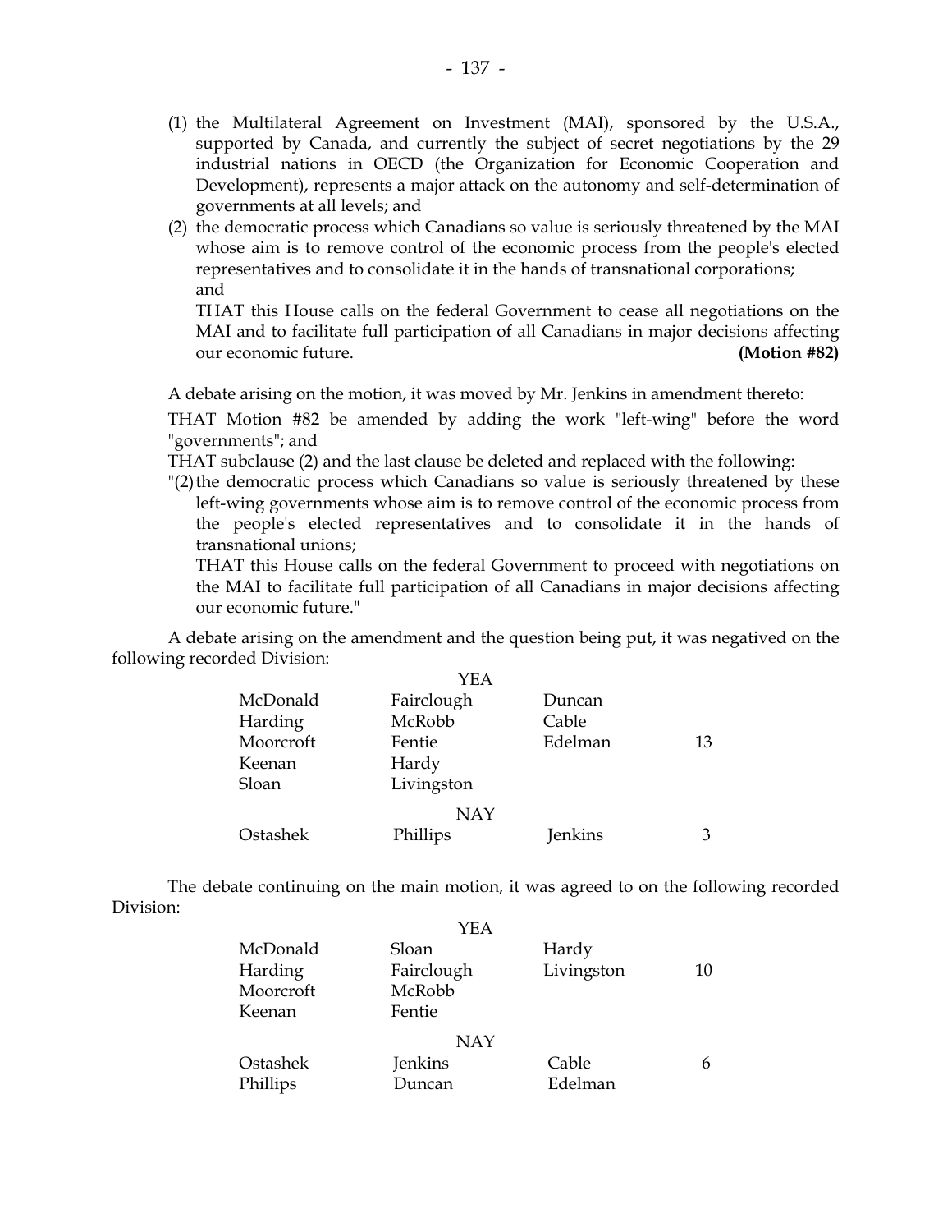(1) the Multilateral Agreement on Investment (MAI), sponsored by the U.S.A., supported by Canada, and currently the subject of secret negotiations by the 29 industrial nations in OECD (the Organization for Economic Cooperation and Development), represents a major attack on the autonomy and self-determination of governments at all levels; and

(2) the democratic process which Canadians so value is seriously threatened by the MAI whose aim is to remove control of the economic process from the people's elected representatives and to consolidate it in the hands of transnational corporations; and

THAT this House calls on the federal Government to cease all negotiations on the MAI and to facilitate full participation of all Canadians in major decisions affecting our economic future. **(Motion #82)**

A debate arising on the motion, it was moved by Mr. Jenkins in amendment thereto:

THAT Motion #82 be amended by adding the work "left-wing" before the word "governments"; and

THAT subclause (2) and the last clause be deleted and replaced with the following:

"(2) the democratic process which Canadians so value is seriously threatened by these left-wing governments whose aim is to remove control of the economic process from the people's elected representatives and to consolidate it in the hands of transnational unions;

THAT this House calls on the federal Government to proceed with negotiations on the MAI to facilitate full participation of all Canadians in major decisions affecting our economic future."

A debate arising on the amendment and the question being put, it was negatived on the following recorded Division:

| | YEA | | |
|---|---|---|---|
| McDonald | Fairclough | Duncan | |
| Harding | McRobb | Cable | |
| Moorcroft | Fentie | Edelman | 13 |
| Keenan | Hardy | | |
| Sloan | Livingston | | |
| | **NAY** | | |
| Ostashek | Phillips | Jenkins | 3 |

The debate continuing on the main motion, it was agreed to on the following recorded Division:

| | YEA | | |
|---|---|---|---|
| McDonald | Sloan | Hardy | |
| Harding | Fairclough | Livingston | 10 |
| Moorcroft | McRobb | | |
| Keenan | Fentie | | |
| | **NAY** | | |
| Ostashek | Jenkins | Cable | 6 |
| Phillips | Duncan | Edelman | |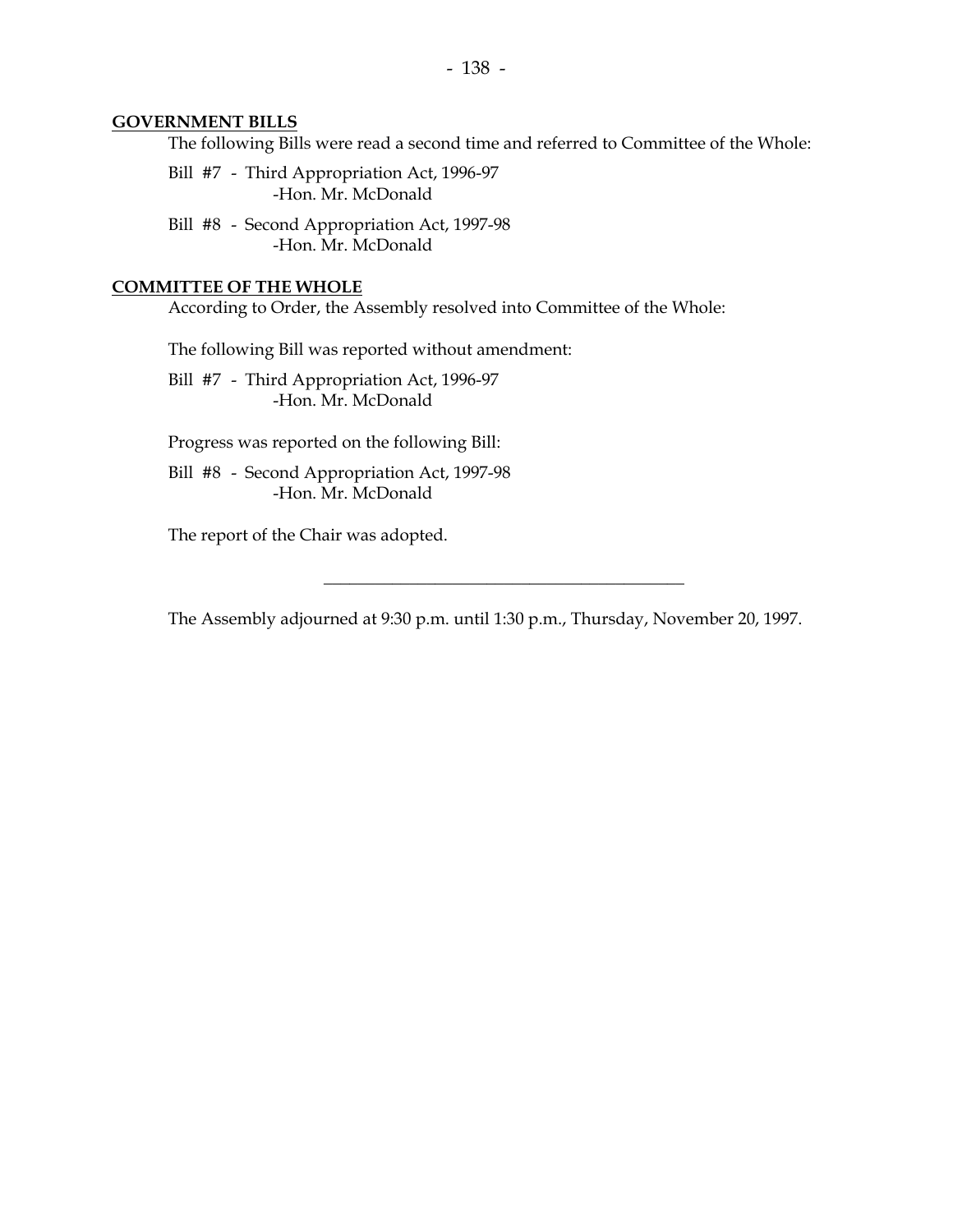## GOVERNMENT BILLS

The following Bills were read a second time and referred to Committee of the Whole:

Bill #7 - Third Appropriation Act, 1996-97
-Hon. Mr. McDonald

Bill #8 - Second Appropriation Act, 1997-98
-Hon. Mr. McDonald

## COMMITTEE OF THE WHOLE

According to Order, the Assembly resolved into Committee of the Whole:

The following Bill was reported without amendment:

Bill #7 - Third Appropriation Act, 1996-97
-Hon. Mr. McDonald

Progress was reported on the following Bill:

Bill #8 - Second Appropriation Act, 1997-98
-Hon. Mr. McDonald

The report of the Chair was adopted.

---

The Assembly adjourned at 9:30 p.m. until 1:30 p.m., Thursday, November 20, 1997.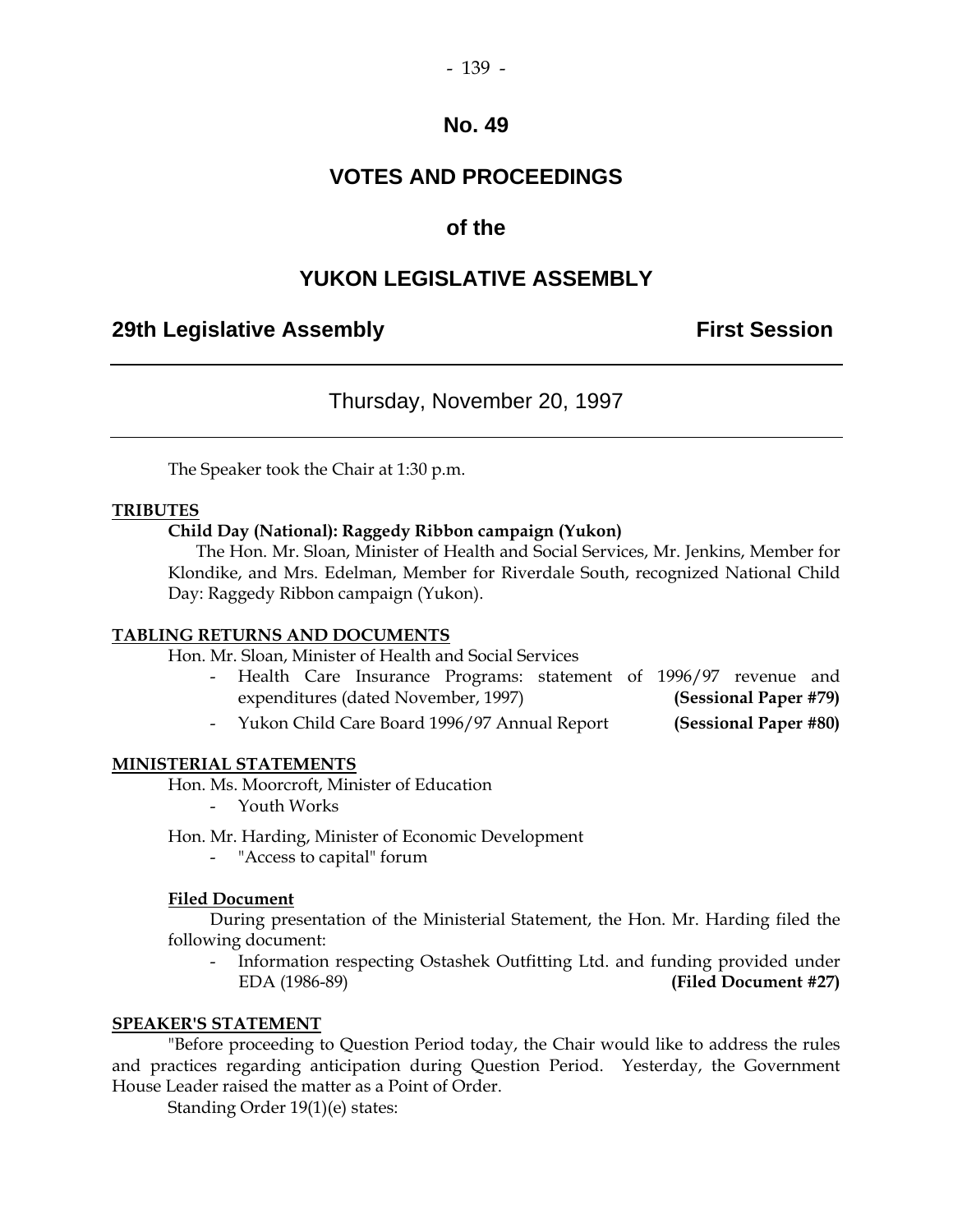# No. 49

# VOTES AND PROCEEDINGS

## of the

# YUKON LEGISLATIVE ASSEMBLY

**29th Legislative Assembly** **First Session**

---

Thursday, November 20, 1997

---

The Speaker took the Chair at 1:30 p.m.

**TRIBUTES**

**Child Day (National): Raggedy Ribbon campaign (Yukon)**

The Hon. Mr. Sloan, Minister of Health and Social Services, Mr. Jenkins, Member for Klondike, and Mrs. Edelman, Member for Riverdale South, recognized National Child Day: Raggedy Ribbon campaign (Yukon).

**TABLING RETURNS AND DOCUMENTS**

Hon. Mr. Sloan, Minister of Health and Social Services

- Health Care Insurance Programs: statement of 1996/97 revenue and expenditures (dated November, 1997) **(Sessional Paper #79)**
- Yukon Child Care Board 1996/97 Annual Report **(Sessional Paper #80)**

**MINISTERIAL STATEMENTS**

Hon. Ms. Moorcroft, Minister of Education

- Youth Works

Hon. Mr. Harding, Minister of Economic Development

- "Access to capital" forum

**Filed Document**

During presentation of the Ministerial Statement, the Hon. Mr. Harding filed the following document:

- Information respecting Ostashek Outfitting Ltd. and funding provided under EDA (1986-89) **(Filed Document #27)**

**SPEAKER'S STATEMENT**

"Before proceeding to Question Period today, the Chair would like to address the rules and practices regarding anticipation during Question Period. Yesterday, the Government House Leader raised the matter as a Point of Order.

Standing Order 19(1)(e) states: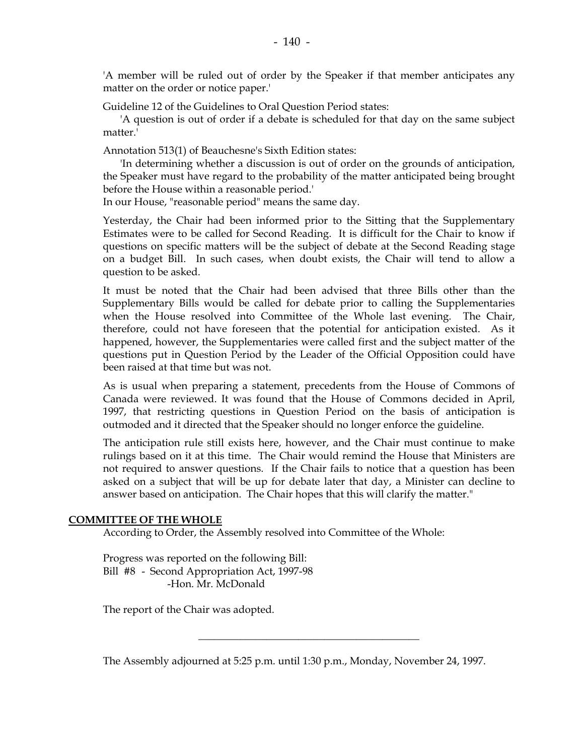'A member will be ruled out of order by the Speaker if that member anticipates any matter on the order or notice paper.'

Guideline 12 of the Guidelines to Oral Question Period states:

'A question is out of order if a debate is scheduled for that day on the same subject matter.'

Annotation 513(1) of Beauchesne's Sixth Edition states:

'In determining whether a discussion is out of order on the grounds of anticipation, the Speaker must have regard to the probability of the matter anticipated being brought before the House within a reasonable period.'

In our House, "reasonable period" means the same day.

Yesterday, the Chair had been informed prior to the Sitting that the Supplementary Estimates were to be called for Second Reading. It is difficult for the Chair to know if questions on specific matters will be the subject of debate at the Second Reading stage on a budget Bill. In such cases, when doubt exists, the Chair will tend to allow a question to be asked.

It must be noted that the Chair had been advised that three Bills other than the Supplementary Bills would be called for debate prior to calling the Supplementaries when the House resolved into Committee of the Whole last evening. The Chair, therefore, could not have foreseen that the potential for anticipation existed. As it happened, however, the Supplementaries were called first and the subject matter of the questions put in Question Period by the Leader of the Official Opposition could have been raised at that time but was not.

As is usual when preparing a statement, precedents from the House of Commons of Canada were reviewed. It was found that the House of Commons decided in April, 1997, that restricting questions in Question Period on the basis of anticipation is outmoded and it directed that the Speaker should no longer enforce the guideline.

The anticipation rule still exists here, however, and the Chair must continue to make rulings based on it at this time. The Chair would remind the House that Ministers are not required to answer questions. If the Chair fails to notice that a question has been asked on a subject that will be up for debate later that day, a Minister can decline to answer based on anticipation. The Chair hopes that this will clarify the matter."

## COMMITTEE OF THE WHOLE

According to Order, the Assembly resolved into Committee of the Whole:

Progress was reported on the following Bill:
Bill #8 - Second Appropriation Act, 1997-98
-Hon. Mr. McDonald

The report of the Chair was adopted.

---

The Assembly adjourned at 5:25 p.m. until 1:30 p.m., Monday, November 24, 1997.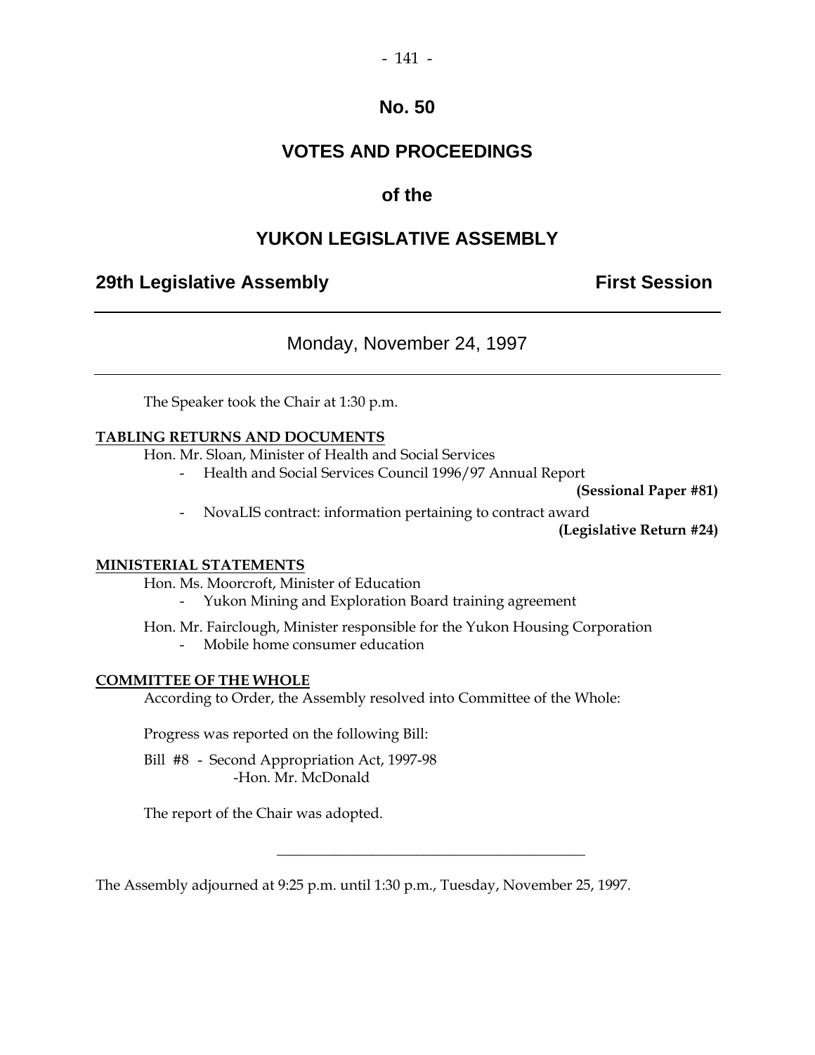# No. 50

# VOTES AND PROCEEDINGS

# of the

# YUKON LEGISLATIVE ASSEMBLY

**29th Legislative Assembly** **First Session**

---

Monday, November 24, 1997

---

The Speaker took the Chair at 1:30 p.m.

**TABLING RETURNS AND DOCUMENTS**

Hon. Mr. Sloan, Minister of Health and Social Services

- Health and Social Services Council 1996/97 Annual Report **(Sessional Paper #81)**
- NovaLIS contract: information pertaining to contract award **(Legislative Return #24)**

**MINISTERIAL STATEMENTS**

Hon. Ms. Moorcroft, Minister of Education

- Yukon Mining and Exploration Board training agreement

Hon. Mr. Fairclough, Minister responsible for the Yukon Housing Corporation

- Mobile home consumer education

**COMMITTEE OF THE WHOLE**

According to Order, the Assembly resolved into Committee of the Whole:

Progress was reported on the following Bill:

Bill #8 - Second Appropriation Act, 1997-98
-Hon. Mr. McDonald

The report of the Chair was adopted.

---

The Assembly adjourned at 9:25 p.m. until 1:30 p.m., Tuesday, November 25, 1997.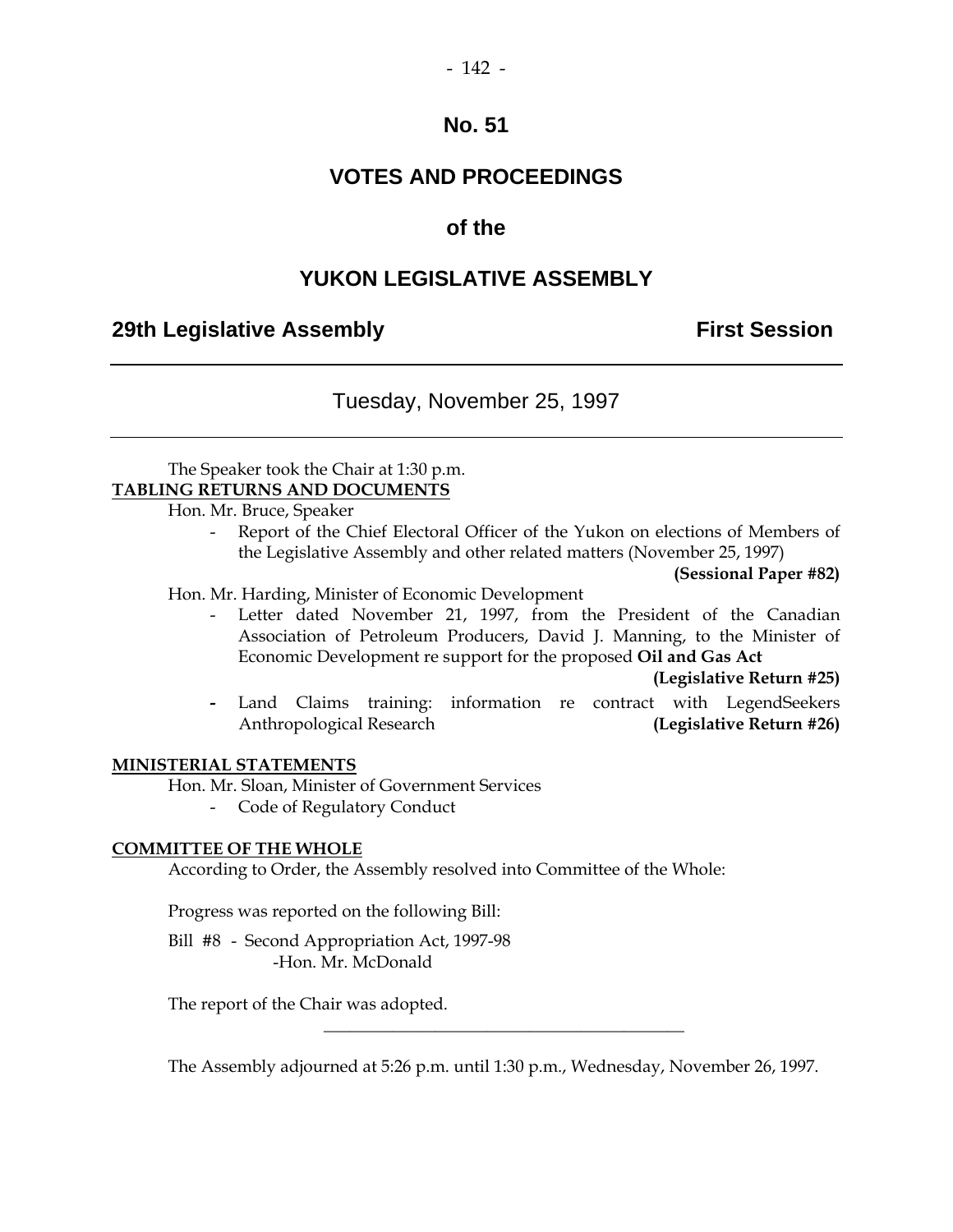# No. 51

# VOTES AND PROCEEDINGS

# of the

# YUKON LEGISLATIVE ASSEMBLY

**29th Legislative Assembly** **First Session**

---

Tuesday, November 25, 1997

---

The Speaker took the Chair at 1:30 p.m.

**TABLING RETURNS AND DOCUMENTS**

Hon. Mr. Bruce, Speaker

- Report of the Chief Electoral Officer of the Yukon on elections of Members of the Legislative Assembly and other related matters (November 25, 1997) **(Sessional Paper #82)**

Hon. Mr. Harding, Minister of Economic Development

- Letter dated November 21, 1997, from the President of the Canadian Association of Petroleum Producers, David J. Manning, to the Minister of Economic Development re support for the proposed **Oil and Gas Act** **(Legislative Return #25)**
- Land Claims training: information re contract with LegendSeekers Anthropological Research **(Legislative Return #26)**

**MINISTERIAL STATEMENTS**

Hon. Mr. Sloan, Minister of Government Services

- Code of Regulatory Conduct

**COMMITTEE OF THE WHOLE**

According to Order, the Assembly resolved into Committee of the Whole:

Progress was reported on the following Bill:

Bill #8 - Second Appropriation Act, 1997-98
-Hon. Mr. McDonald

The report of the Chair was adopted.

---

The Assembly adjourned at 5:26 p.m. until 1:30 p.m., Wednesday, November 26, 1997.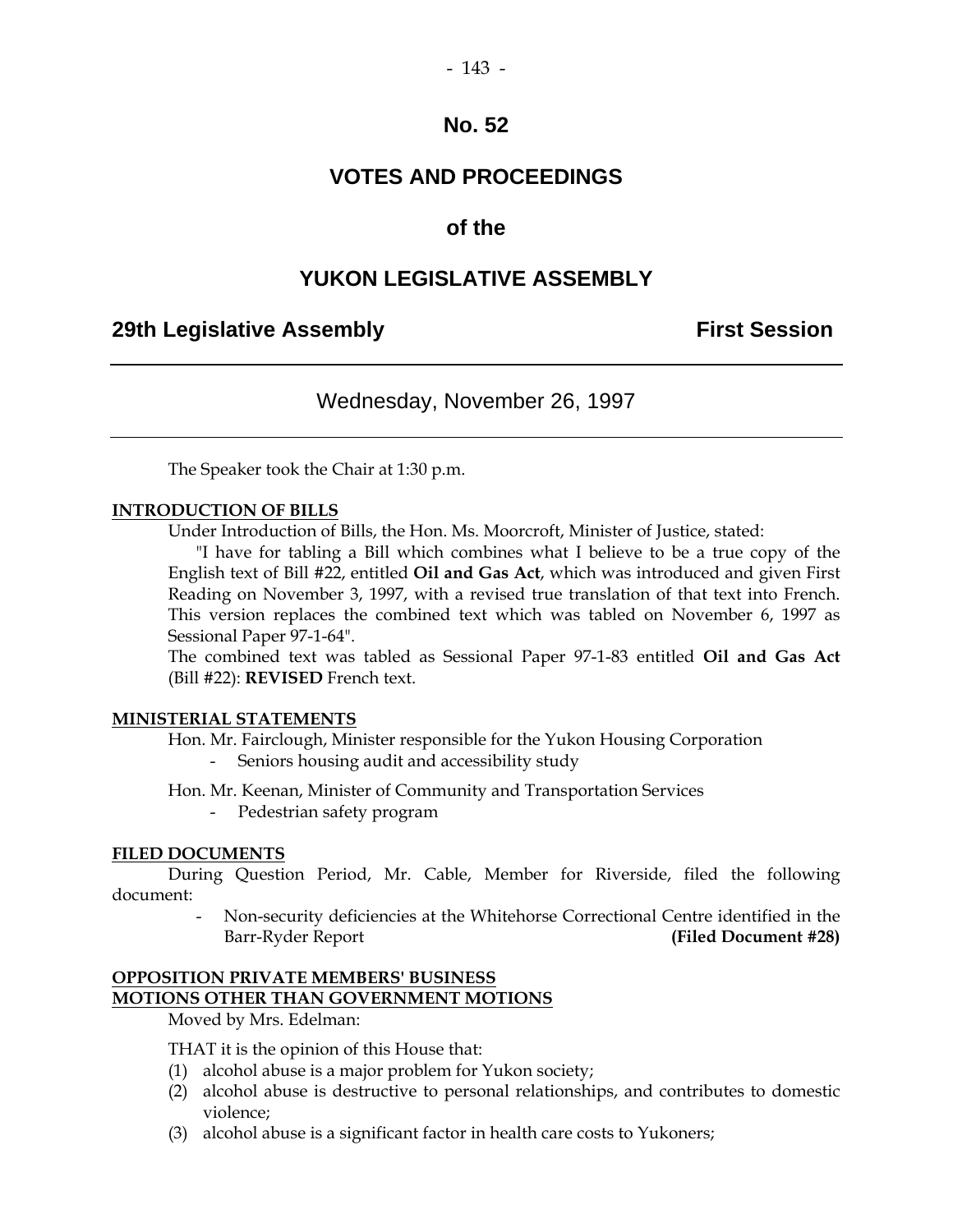# No. 52

# VOTES AND PROCEEDINGS

# of the

# YUKON LEGISLATIVE ASSEMBLY

**29th Legislative Assembly** **First Session**

---

Wednesday, November 26, 1997

---

The Speaker took the Chair at 1:30 p.m.

**INTRODUCTION OF BILLS**

Under Introduction of Bills, the Hon. Ms. Moorcroft, Minister of Justice, stated:

"I have for tabling a Bill which combines what I believe to be a true copy of the English text of Bill #22, entitled **Oil and Gas Act**, which was introduced and given First Reading on November 3, 1997, with a revised true translation of that text into French. This version replaces the combined text which was tabled on November 6, 1997 as Sessional Paper 97-1-64".

The combined text was tabled as Sessional Paper 97-1-83 entitled **Oil and Gas Act** (Bill #22): **REVISED** French text.

**MINISTERIAL STATEMENTS**

Hon. Mr. Fairclough, Minister responsible for the Yukon Housing Corporation

- Seniors housing audit and accessibility study

Hon. Mr. Keenan, Minister of Community and Transportation Services

- Pedestrian safety program

**FILED DOCUMENTS**

During Question Period, Mr. Cable, Member for Riverside, filed the following document:

- Non-security deficiencies at the Whitehorse Correctional Centre identified in the Barr-Ryder Report **(Filed Document #28)**

**OPPOSITION PRIVATE MEMBERS' BUSINESS**
**MOTIONS OTHER THAN GOVERNMENT MOTIONS**

Moved by Mrs. Edelman:

THAT it is the opinion of this House that:

(1) alcohol abuse is a major problem for Yukon society;
(2) alcohol abuse is destructive to personal relationships, and contributes to domestic violence;
(3) alcohol abuse is a significant factor in health care costs to Yukoners;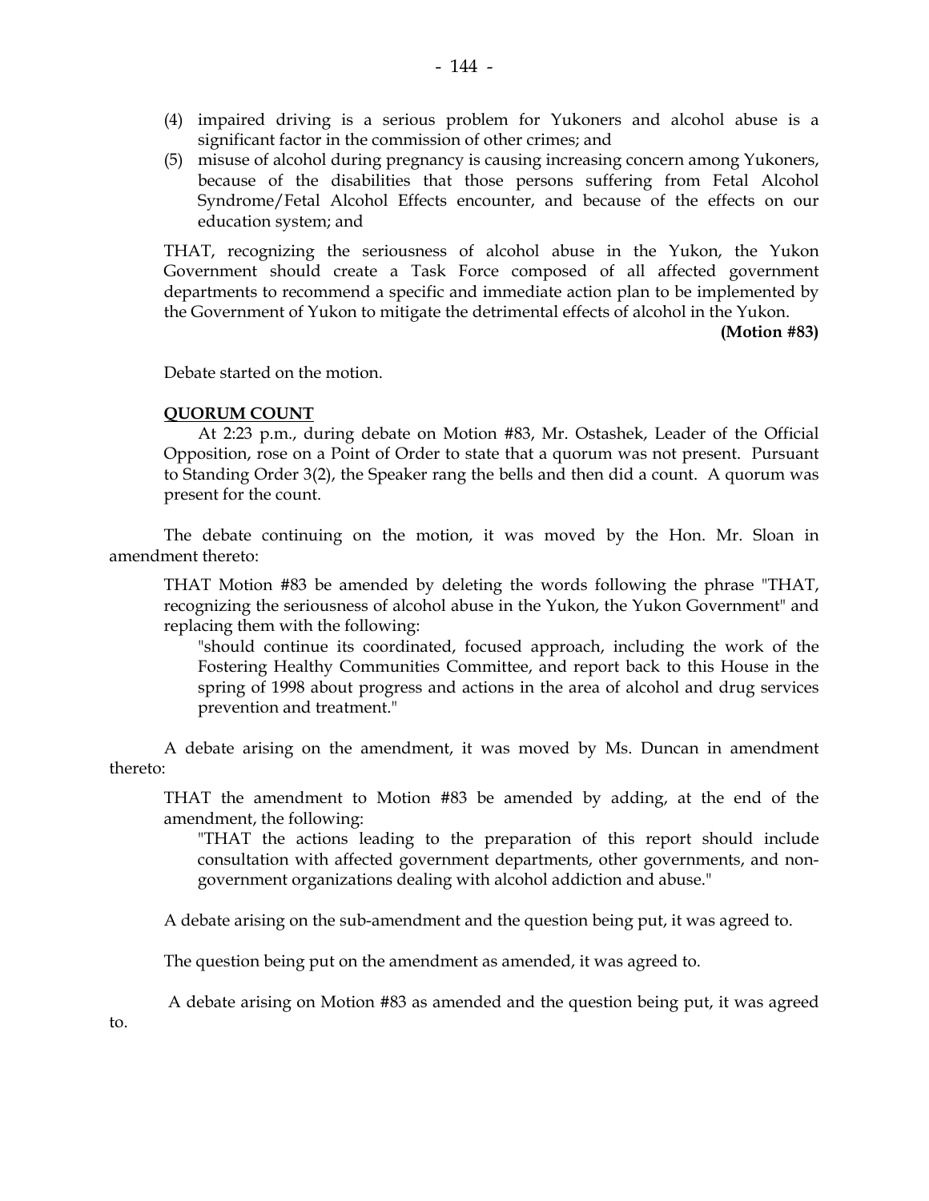(4) impaired driving is a serious problem for Yukoners and alcohol abuse is a significant factor in the commission of other crimes; and

(5) misuse of alcohol during pregnancy is causing increasing concern among Yukoners, because of the disabilities that those persons suffering from Fetal Alcohol Syndrome/Fetal Alcohol Effects encounter, and because of the effects on our education system; and

THAT, recognizing the seriousness of alcohol abuse in the Yukon, the Yukon Government should create a Task Force composed of all affected government departments to recommend a specific and immediate action plan to be implemented by the Government of Yukon to mitigate the detrimental effects of alcohol in the Yukon.

**(Motion #83)**

Debate started on the motion.

**QUORUM COUNT**

At 2:23 p.m., during debate on Motion #83, Mr. Ostashek, Leader of the Official Opposition, rose on a Point of Order to state that a quorum was not present. Pursuant to Standing Order 3(2), the Speaker rang the bells and then did a count. A quorum was present for the count.

The debate continuing on the motion, it was moved by the Hon. Mr. Sloan in amendment thereto:

THAT Motion #83 be amended by deleting the words following the phrase "THAT, recognizing the seriousness of alcohol abuse in the Yukon, the Yukon Government" and replacing them with the following:

"should continue its coordinated, focused approach, including the work of the Fostering Healthy Communities Committee, and report back to this House in the spring of 1998 about progress and actions in the area of alcohol and drug services prevention and treatment."

A debate arising on the amendment, it was moved by Ms. Duncan in amendment thereto:

THAT the amendment to Motion #83 be amended by adding, at the end of the amendment, the following:

"THAT the actions leading to the preparation of this report should include consultation with affected government departments, other governments, and non-government organizations dealing with alcohol addiction and abuse."

A debate arising on the sub-amendment and the question being put, it was agreed to.

The question being put on the amendment as amended, it was agreed to.

A debate arising on Motion #83 as amended and the question being put, it was agreed to.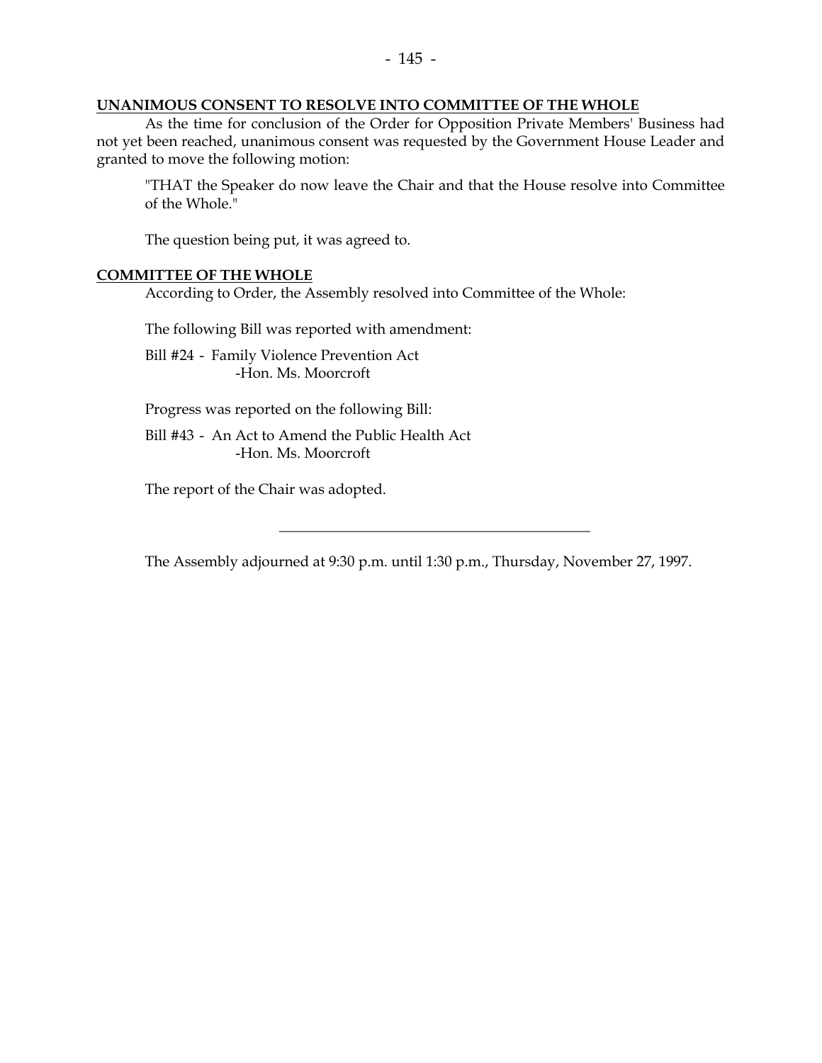**UNANIMOUS CONSENT TO RESOLVE INTO COMMITTEE OF THE WHOLE**

As the time for conclusion of the Order for Opposition Private Members' Business had not yet been reached, unanimous consent was requested by the Government House Leader and granted to move the following motion:

> "THAT the Speaker do now leave the Chair and that the House resolve into Committee of the Whole."

The question being put, it was agreed to.

**COMMITTEE OF THE WHOLE**

According to Order, the Assembly resolved into Committee of the Whole:

The following Bill was reported with amendment:

Bill #24 - Family Violence Prevention Act
-Hon. Ms. Moorcroft

Progress was reported on the following Bill:

Bill #43 - An Act to Amend the Public Health Act
-Hon. Ms. Moorcroft

The report of the Chair was adopted.

---

The Assembly adjourned at 9:30 p.m. until 1:30 p.m., Thursday, November 27, 1997.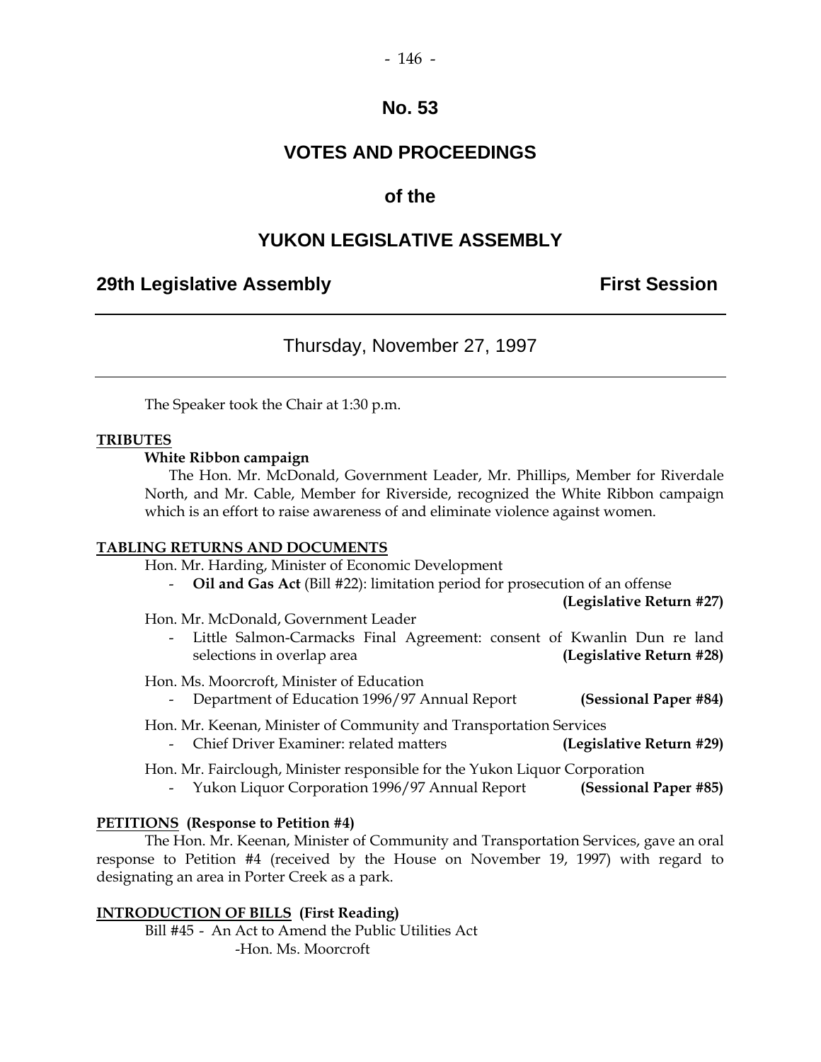# No. 53

# VOTES AND PROCEEDINGS

# of the

# YUKON LEGISLATIVE ASSEMBLY

## 29th Legislative Assembly — First Session

---

### Thursday, November 27, 1997

---

The Speaker took the Chair at 1:30 p.m.

**TRIBUTES**

**White Ribbon campaign**

The Hon. Mr. McDonald, Government Leader, Mr. Phillips, Member for Riverdale North, and Mr. Cable, Member for Riverside, recognized the White Ribbon campaign which is an effort to raise awareness of and eliminate violence against women.

**TABLING RETURNS AND DOCUMENTS**

Hon. Mr. Harding, Minister of Economic Development

- **Oil and Gas Act** (Bill #22): limitation period for prosecution of an offense **(Legislative Return #27)**

Hon. Mr. McDonald, Government Leader

- Little Salmon-Carmacks Final Agreement: consent of Kwanlin Dun re land selections in overlap area **(Legislative Return #28)**

Hon. Ms. Moorcroft, Minister of Education

- Department of Education 1996/97 Annual Report **(Sessional Paper #84)**

Hon. Mr. Keenan, Minister of Community and Transportation Services

- Chief Driver Examiner: related matters **(Legislative Return #29)**

Hon. Mr. Fairclough, Minister responsible for the Yukon Liquor Corporation

- Yukon Liquor Corporation 1996/97 Annual Report **(Sessional Paper #85)**

**PETITIONS (Response to Petition #4)**

The Hon. Mr. Keenan, Minister of Community and Transportation Services, gave an oral response to Petition #4 (received by the House on November 19, 1997) with regard to designating an area in Porter Creek as a park.

**INTRODUCTION OF BILLS (First Reading)**

Bill #45 - An Act to Amend the Public Utilities Act
-Hon. Ms. Moorcroft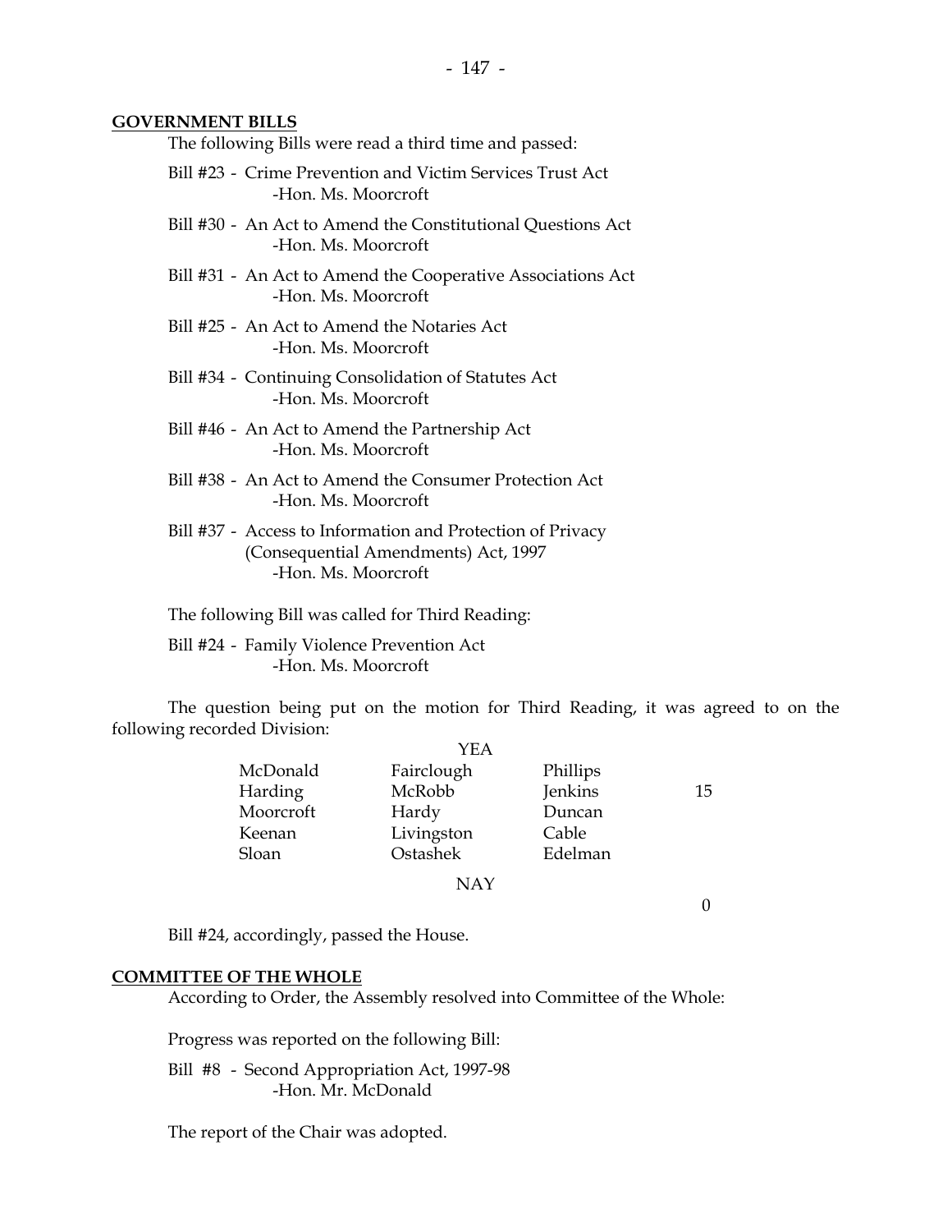## GOVERNMENT BILLS

The following Bills were read a third time and passed:

Bill #23 - Crime Prevention and Victim Services Trust Act
-Hon. Ms. Moorcroft

Bill #30 - An Act to Amend the Constitutional Questions Act
-Hon. Ms. Moorcroft

Bill #31 - An Act to Amend the Cooperative Associations Act
-Hon. Ms. Moorcroft

Bill #25 - An Act to Amend the Notaries Act
-Hon. Ms. Moorcroft

Bill #34 - Continuing Consolidation of Statutes Act
-Hon. Ms. Moorcroft

Bill #46 - An Act to Amend the Partnership Act
-Hon. Ms. Moorcroft

Bill #38 - An Act to Amend the Consumer Protection Act
-Hon. Ms. Moorcroft

Bill #37 - Access to Information and Protection of Privacy (Consequential Amendments) Act, 1997
-Hon. Ms. Moorcroft

The following Bill was called for Third Reading:

Bill #24 - Family Violence Prevention Act
-Hon. Ms. Moorcroft

The question being put on the motion for Third Reading, it was agreed to on the following recorded Division:

YEA

| | | | |
|---|---|---|---|
| McDonald | Fairclough | Phillips | |
| Harding | McRobb | Jenkins | 15 |
| Moorcroft | Hardy | Duncan | |
| Keenan | Livingston | Cable | |
| Sloan | Ostashek | Edelman | |

NAY

0

Bill #24, accordingly, passed the House.

## COMMITTEE OF THE WHOLE

According to Order, the Assembly resolved into Committee of the Whole:

Progress was reported on the following Bill:

Bill #8 - Second Appropriation Act, 1997-98
-Hon. Mr. McDonald

The report of the Chair was adopted.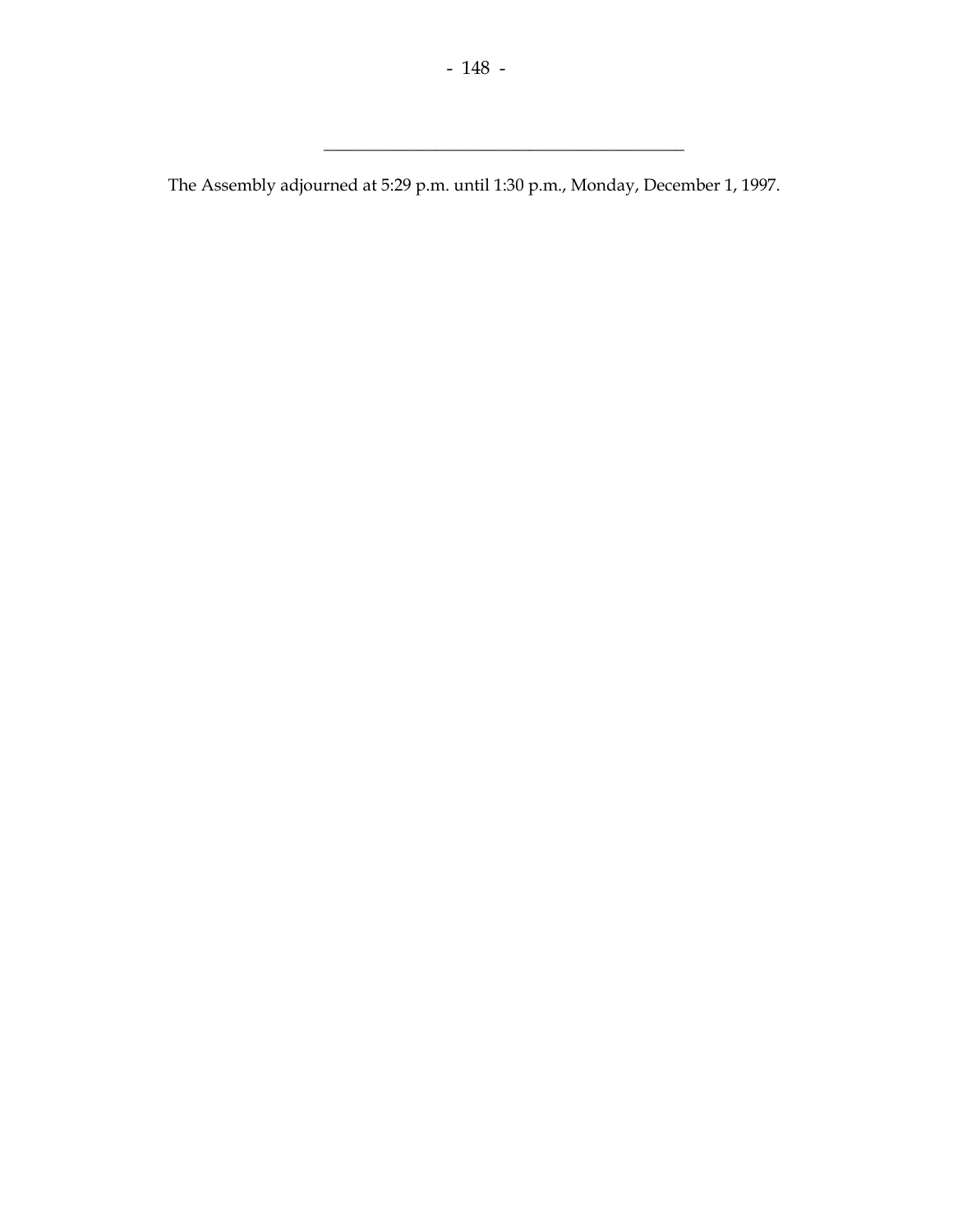---

The Assembly adjourned at 5:29 p.m. until 1:30 p.m., Monday, December 1, 1997.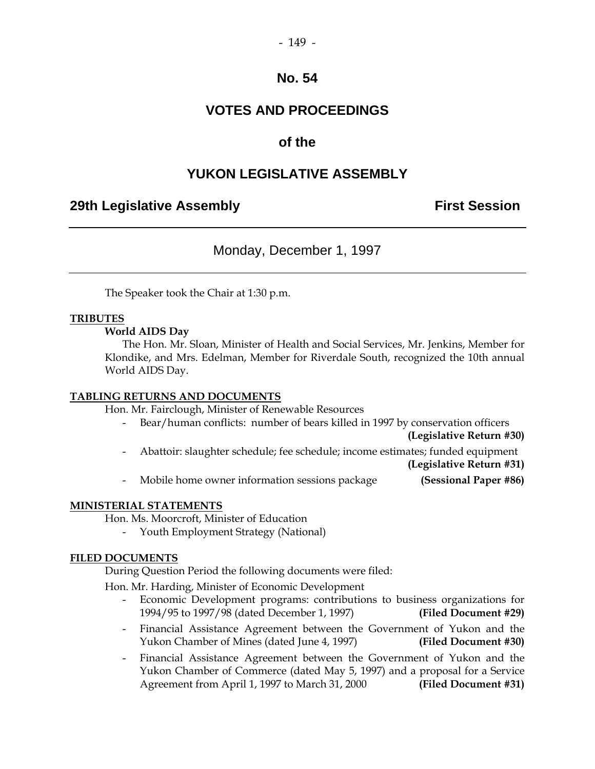# No. 54

## VOTES AND PROCEEDINGS

## of the

## YUKON LEGISLATIVE ASSEMBLY

**29th Legislative Assembly** **First Session**

---

Monday, December 1, 1997

---

The Speaker took the Chair at 1:30 p.m.

**TRIBUTES**

**World AIDS Day**

The Hon. Mr. Sloan, Minister of Health and Social Services, Mr. Jenkins, Member for Klondike, and Mrs. Edelman, Member for Riverdale South, recognized the 10th annual World AIDS Day.

**TABLING RETURNS AND DOCUMENTS**

Hon. Mr. Fairclough, Minister of Renewable Resources

- Bear/human conflicts: number of bears killed in 1997 by conservation officers **(Legislative Return #30)**
- Abattoir: slaughter schedule; fee schedule; income estimates; funded equipment **(Legislative Return #31)**
- Mobile home owner information sessions package **(Sessional Paper #86)**

**MINISTERIAL STATEMENTS**

Hon. Ms. Moorcroft, Minister of Education

- Youth Employment Strategy (National)

**FILED DOCUMENTS**

During Question Period the following documents were filed:

Hon. Mr. Harding, Minister of Economic Development

- Economic Development programs: contributions to business organizations for 1994/95 to 1997/98 (dated December 1, 1997) **(Filed Document #29)**
- Financial Assistance Agreement between the Government of Yukon and the Yukon Chamber of Mines (dated June 4, 1997) **(Filed Document #30)**
- Financial Assistance Agreement between the Government of Yukon and the Yukon Chamber of Commerce (dated May 5, 1997) and a proposal for a Service Agreement from April 1, 1997 to March 31, 2000 **(Filed Document #31)**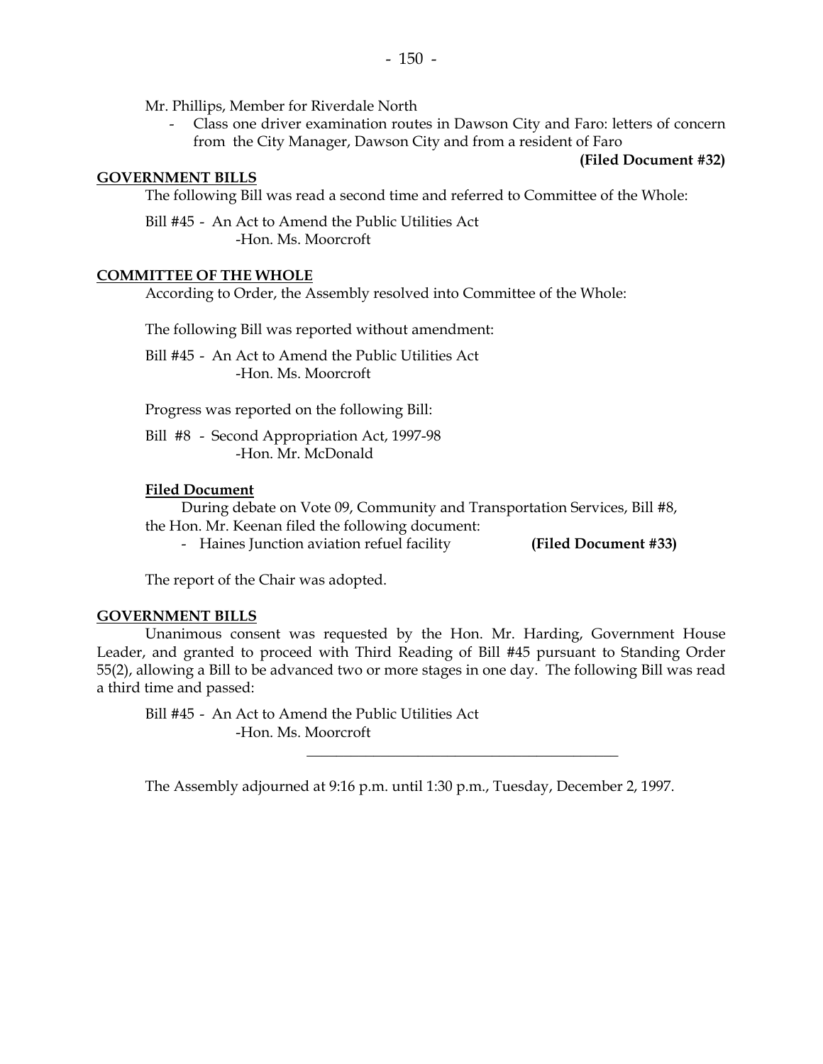Mr. Phillips, Member for Riverdale North

- Class one driver examination routes in Dawson City and Faro: letters of concern from the City Manager, Dawson City and from a resident of Faro

**(Filed Document #32)**

## GOVERNMENT BILLS

The following Bill was read a second time and referred to Committee of the Whole:

Bill #45 - An Act to Amend the Public Utilities Act
-Hon. Ms. Moorcroft

## COMMITTEE OF THE WHOLE

According to Order, the Assembly resolved into Committee of the Whole:

The following Bill was reported without amendment:

Bill #45 - An Act to Amend the Public Utilities Act
-Hon. Ms. Moorcroft

Progress was reported on the following Bill:

Bill #8 - Second Appropriation Act, 1997-98
-Hon. Mr. McDonald

### Filed Document

During debate on Vote 09, Community and Transportation Services, Bill #8, the Hon. Mr. Keenan filed the following document:

- Haines Junction aviation refuel facility **(Filed Document #33)**

The report of the Chair was adopted.

## GOVERNMENT BILLS

Unanimous consent was requested by the Hon. Mr. Harding, Government House Leader, and granted to proceed with Third Reading of Bill #45 pursuant to Standing Order 55(2), allowing a Bill to be advanced two or more stages in one day. The following Bill was read a third time and passed:

Bill #45 - An Act to Amend the Public Utilities Act
-Hon. Ms. Moorcroft

---

The Assembly adjourned at 9:16 p.m. until 1:30 p.m., Tuesday, December 2, 1997.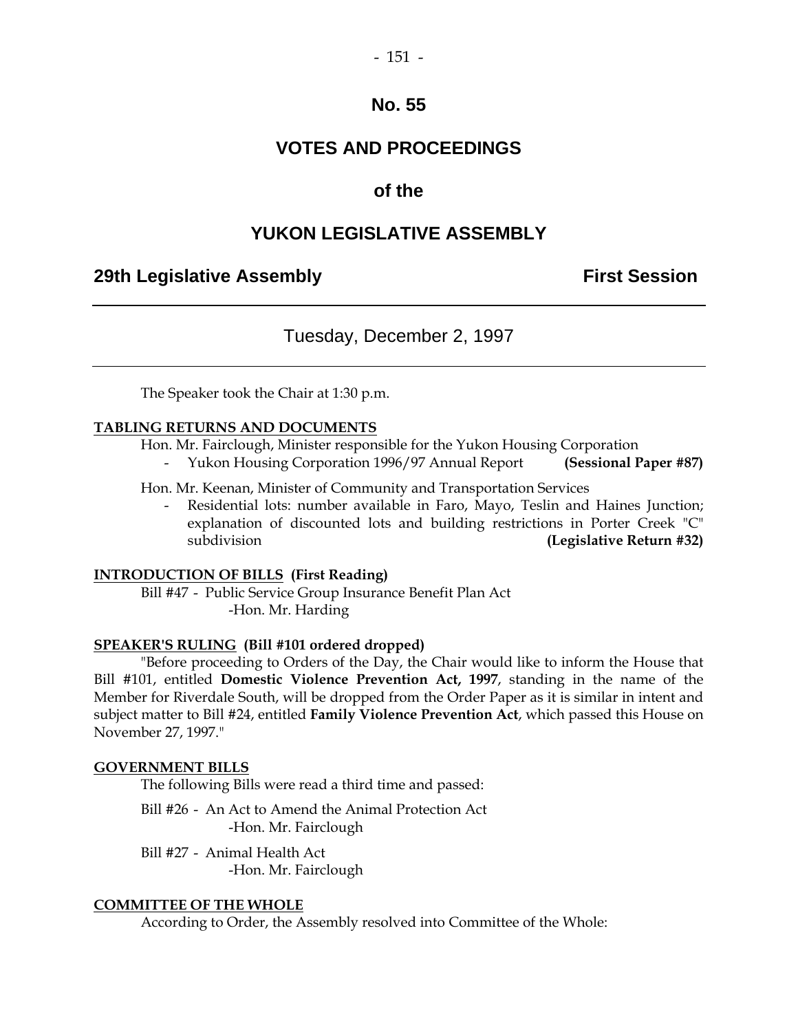# No. 55

# VOTES AND PROCEEDINGS

## of the

# YUKON LEGISLATIVE ASSEMBLY

**29th Legislative Assembly** **First Session**

---

Tuesday, December 2, 1997

---

The Speaker took the Chair at 1:30 p.m.

**TABLING RETURNS AND DOCUMENTS**

Hon. Mr. Fairclough, Minister responsible for the Yukon Housing Corporation

- Yukon Housing Corporation 1996/97 Annual Report **(Sessional Paper #87)**

Hon. Mr. Keenan, Minister of Community and Transportation Services

- Residential lots: number available in Faro, Mayo, Teslin and Haines Junction; explanation of discounted lots and building restrictions in Porter Creek "C" subdivision **(Legislative Return #32)**

**INTRODUCTION OF BILLS (First Reading)**

Bill #47 - Public Service Group Insurance Benefit Plan Act
-Hon. Mr. Harding

**SPEAKER'S RULING (Bill #101 ordered dropped)**

"Before proceeding to Orders of the Day, the Chair would like to inform the House that Bill #101, entitled **Domestic Violence Prevention Act, 1997**, standing in the name of the Member for Riverdale South, will be dropped from the Order Paper as it is similar in intent and subject matter to Bill #24, entitled **Family Violence Prevention Act**, which passed this House on November 27, 1997."

**GOVERNMENT BILLS**

The following Bills were read a third time and passed:

Bill #26 - An Act to Amend the Animal Protection Act
-Hon. Mr. Fairclough

Bill #27 - Animal Health Act
-Hon. Mr. Fairclough

**COMMITTEE OF THE WHOLE**

According to Order, the Assembly resolved into Committee of the Whole: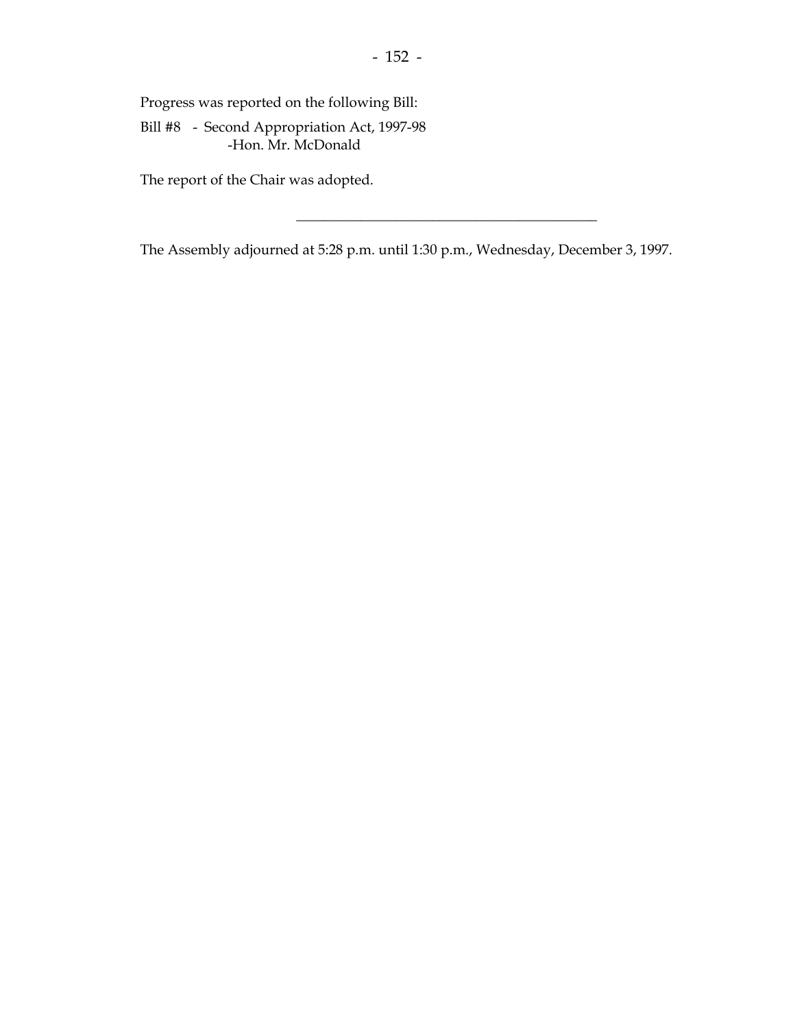Progress was reported on the following Bill:

Bill #8 - Second Appropriation Act, 1997-98
-Hon. Mr. McDonald

The report of the Chair was adopted.

---

The Assembly adjourned at 5:28 p.m. until 1:30 p.m., Wednesday, December 3, 1997.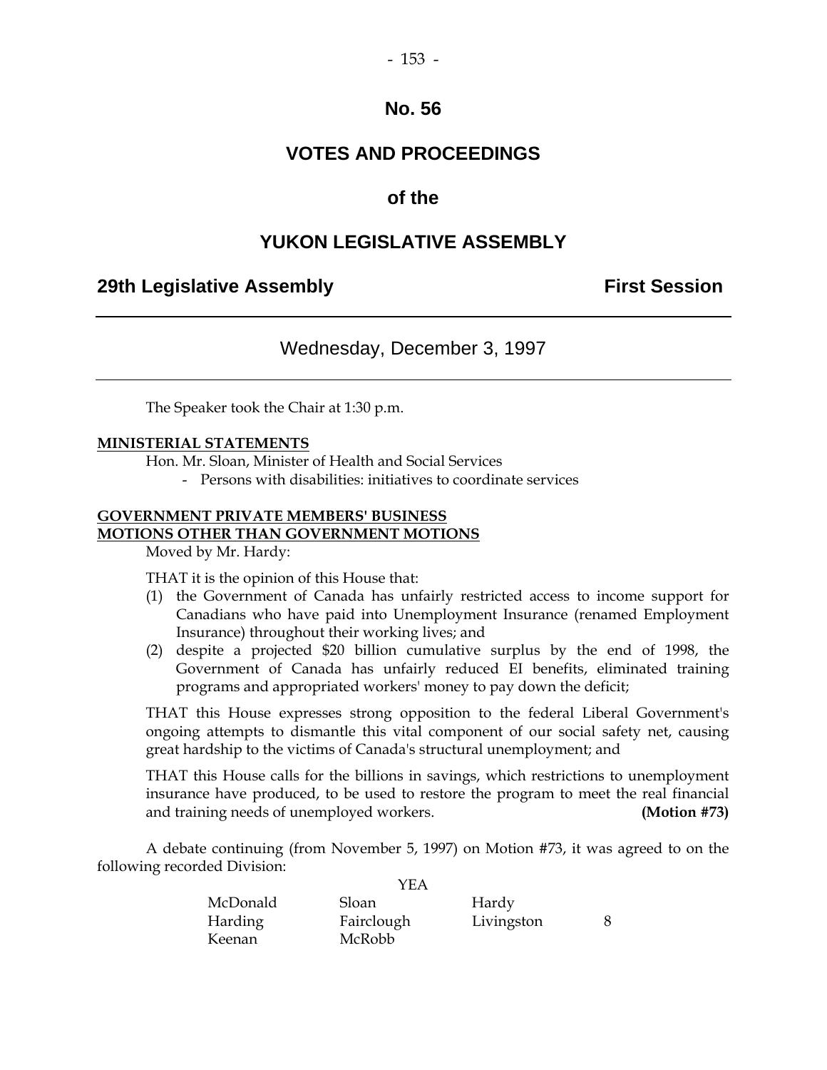# No. 56

# VOTES AND PROCEEDINGS

# of the

# YUKON LEGISLATIVE ASSEMBLY

**29th Legislative Assembly** **First Session**

---

Wednesday, December 3, 1997

---

The Speaker took the Chair at 1:30 p.m.

**MINISTERIAL STATEMENTS**

Hon. Mr. Sloan, Minister of Health and Social Services

- Persons with disabilities: initiatives to coordinate services

**GOVERNMENT PRIVATE MEMBERS' BUSINESS**
**MOTIONS OTHER THAN GOVERNMENT MOTIONS**

Moved by Mr. Hardy:

THAT it is the opinion of this House that:

(1) the Government of Canada has unfairly restricted access to income support for Canadians who have paid into Unemployment Insurance (renamed Employment Insurance) throughout their working lives; and

(2) despite a projected $20 billion cumulative surplus by the end of 1998, the Government of Canada has unfairly reduced EI benefits, eliminated training programs and appropriated workers' money to pay down the deficit;

THAT this House expresses strong opposition to the federal Liberal Government's ongoing attempts to dismantle this vital component of our social safety net, causing great hardship to the victims of Canada's structural unemployment; and

THAT this House calls for the billions in savings, which restrictions to unemployment insurance have produced, to be used to restore the program to meet the real financial and training needs of unemployed workers. **(Motion #73)**

A debate continuing (from November 5, 1997) on Motion #73, it was agreed to on the following recorded Division:

YEA

| | | | |
|---|---|---|---|
| McDonald | Sloan | Hardy | |
| Harding | Fairclough | Livingston | 8 |
| Keenan | McRobb | | |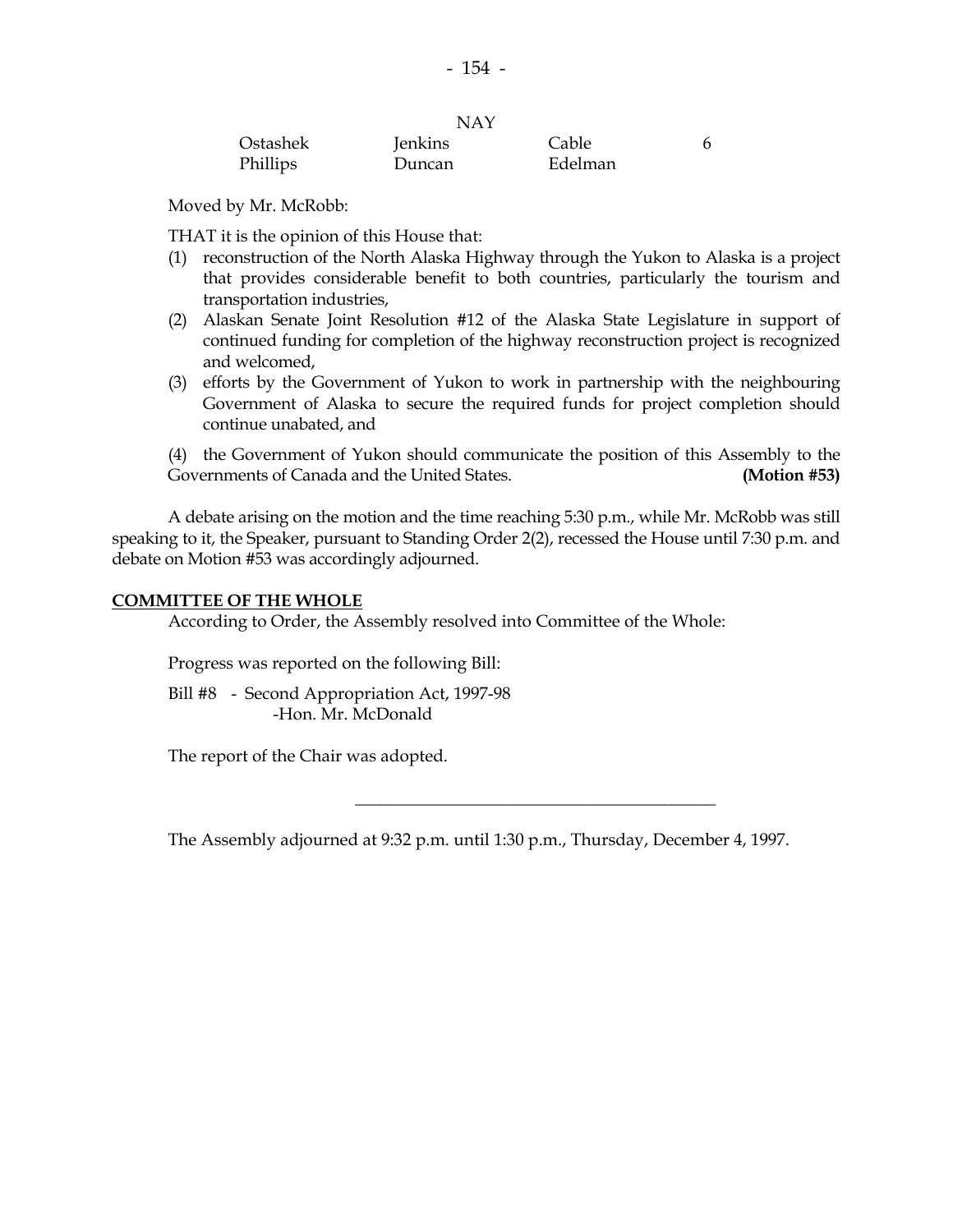NAY

| | | | |
|---|---|---|---|
| Ostashek | Jenkins | Cable | 6 |
| Phillips | Duncan | Edelman | |

Moved by Mr. McRobb:

THAT it is the opinion of this House that:

(1) reconstruction of the North Alaska Highway through the Yukon to Alaska is a project that provides considerable benefit to both countries, particularly the tourism and transportation industries,

(2) Alaskan Senate Joint Resolution #12 of the Alaska State Legislature in support of continued funding for completion of the highway reconstruction project is recognized and welcomed,

(3) efforts by the Government of Yukon to work in partnership with the neighbouring Government of Alaska to secure the required funds for project completion should continue unabated, and

(4) the Government of Yukon should communicate the position of this Assembly to the Governments of Canada and the United States. **(Motion #53)**

A debate arising on the motion and the time reaching 5:30 p.m., while Mr. McRobb was still speaking to it, the Speaker, pursuant to Standing Order 2(2), recessed the House until 7:30 p.m. and debate on Motion #53 was accordingly adjourned.

**COMMITTEE OF THE WHOLE**

According to Order, the Assembly resolved into Committee of the Whole:

Progress was reported on the following Bill:

Bill #8 - Second Appropriation Act, 1997-98
-Hon. Mr. McDonald

The report of the Chair was adopted.

---

The Assembly adjourned at 9:32 p.m. until 1:30 p.m., Thursday, December 4, 1997.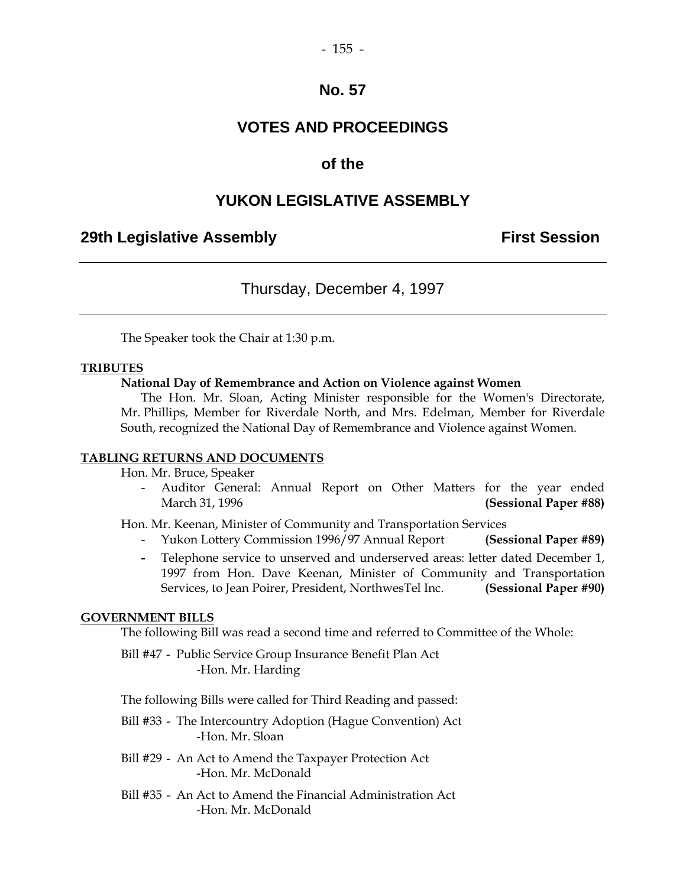# No. 57

# VOTES AND PROCEEDINGS

## of the

# YUKON LEGISLATIVE ASSEMBLY

**29th Legislative Assembly** **First Session**

---

Thursday, December 4, 1997

---

The Speaker took the Chair at 1:30 p.m.

**TRIBUTES**

**National Day of Remembrance and Action on Violence against Women**

The Hon. Mr. Sloan, Acting Minister responsible for the Women's Directorate, Mr. Phillips, Member for Riverdale North, and Mrs. Edelman, Member for Riverdale South, recognized the National Day of Remembrance and Violence against Women.

**TABLING RETURNS AND DOCUMENTS**

Hon. Mr. Bruce, Speaker

- Auditor General: Annual Report on Other Matters for the year ended March 31, 1996 **(Sessional Paper #88)**

Hon. Mr. Keenan, Minister of Community and Transportation Services

- Yukon Lottery Commission 1996/97 Annual Report **(Sessional Paper #89)**
- Telephone service to unserved and underserved areas: letter dated December 1, 1997 from Hon. Dave Keenan, Minister of Community and Transportation Services, to Jean Poirer, President, NorthwesTel Inc. **(Sessional Paper #90)**

**GOVERNMENT BILLS**

The following Bill was read a second time and referred to Committee of the Whole:

Bill #47 - Public Service Group Insurance Benefit Plan Act
-Hon. Mr. Harding

The following Bills were called for Third Reading and passed:

Bill #33 - The Intercountry Adoption (Hague Convention) Act
-Hon. Mr. Sloan

Bill #29 - An Act to Amend the Taxpayer Protection Act
-Hon. Mr. McDonald

Bill #35 - An Act to Amend the Financial Administration Act
-Hon. Mr. McDonald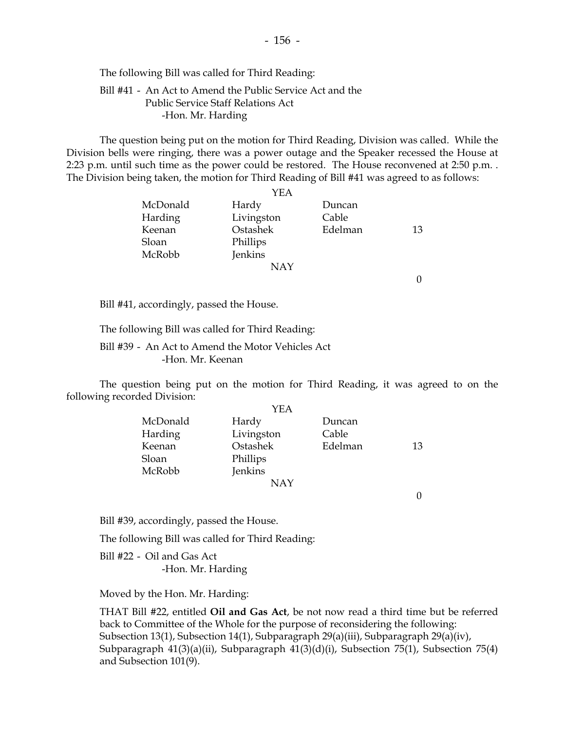The following Bill was called for Third Reading:

Bill #41 - An Act to Amend the Public Service Act and the Public Service Staff Relations Act
-Hon. Mr. Harding

The question being put on the motion for Third Reading, Division was called. While the Division bells were ringing, there was a power outage and the Speaker recessed the House at 2:23 p.m. until such time as the power could be restored. The House reconvened at 2:50 p.m. . The Division being taken, the motion for Third Reading of Bill #41 was agreed to as follows:

| | YEA | | |
|---|---|---|---|
| McDonald | Hardy | Duncan | |
| Harding | Livingston | Cable | |
| Keenan | Ostashek | Edelman | 13 |
| Sloan | Phillips | | |
| McRobb | Jenkins | | |
| | NAY | | |
| | | | 0 |

Bill #41, accordingly, passed the House.

The following Bill was called for Third Reading:

Bill #39 - An Act to Amend the Motor Vehicles Act
-Hon. Mr. Keenan

The question being put on the motion for Third Reading, it was agreed to on the following recorded Division:

| | YEA | | |
|---|---|---|---|
| McDonald | Hardy | Duncan | |
| Harding | Livingston | Cable | |
| Keenan | Ostashek | Edelman | 13 |
| Sloan | Phillips | | |
| McRobb | Jenkins | | |
| | NAY | | |
| | | | 0 |

Bill #39, accordingly, passed the House.

The following Bill was called for Third Reading:

Bill #22 - Oil and Gas Act
-Hon. Mr. Harding

Moved by the Hon. Mr. Harding:

THAT Bill #22, entitled **Oil and Gas Act**, be not now read a third time but be referred back to Committee of the Whole for the purpose of reconsidering the following: Subsection 13(1), Subsection 14(1), Subparagraph 29(a)(iii), Subparagraph 29(a)(iv), Subparagraph 41(3)(a)(ii), Subparagraph 41(3)(d)(i), Subsection 75(1), Subsection 75(4) and Subsection 101(9).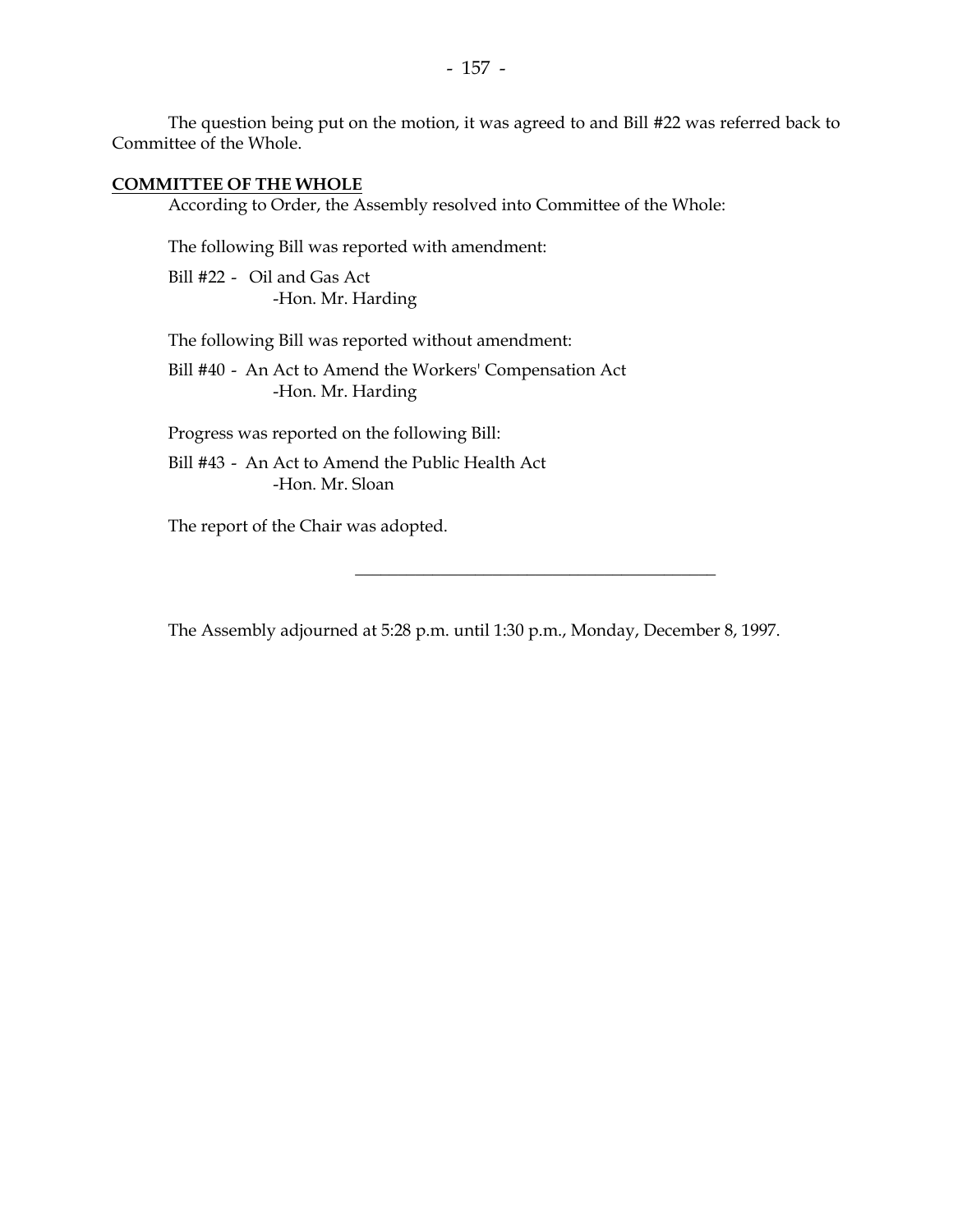The question being put on the motion, it was agreed to and Bill #22 was referred back to Committee of the Whole.

## COMMITTEE OF THE WHOLE

According to Order, the Assembly resolved into Committee of the Whole:

The following Bill was reported with amendment:

Bill #22 - Oil and Gas Act
-Hon. Mr. Harding

The following Bill was reported without amendment:

Bill #40 - An Act to Amend the Workers' Compensation Act
-Hon. Mr. Harding

Progress was reported on the following Bill:

Bill #43 - An Act to Amend the Public Health Act
-Hon. Mr. Sloan

The report of the Chair was adopted.

---

The Assembly adjourned at 5:28 p.m. until 1:30 p.m., Monday, December 8, 1997.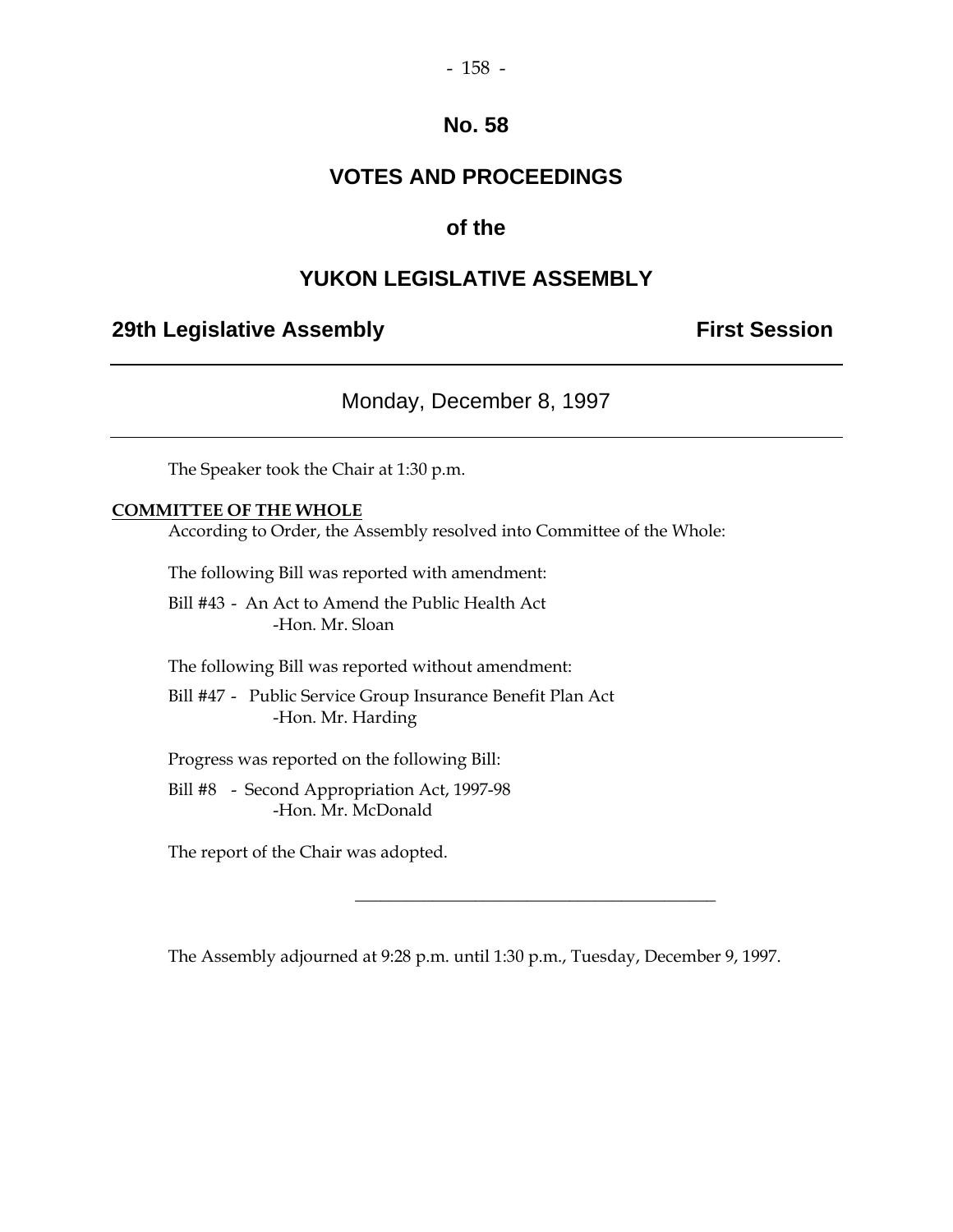# No. 58

# VOTES AND PROCEEDINGS

# of the

# YUKON LEGISLATIVE ASSEMBLY

**29th Legislative Assembly** **First Session**

---

Monday, December 8, 1997

---

The Speaker took the Chair at 1:30 p.m.

**COMMITTEE OF THE WHOLE**

According to Order, the Assembly resolved into Committee of the Whole:

The following Bill was reported with amendment:

Bill #43 - An Act to Amend the Public Health Act
-Hon. Mr. Sloan

The following Bill was reported without amendment:

Bill #47 - Public Service Group Insurance Benefit Plan Act
-Hon. Mr. Harding

Progress was reported on the following Bill:

Bill #8 - Second Appropriation Act, 1997-98
-Hon. Mr. McDonald

The report of the Chair was adopted.

---

The Assembly adjourned at 9:28 p.m. until 1:30 p.m., Tuesday, December 9, 1997.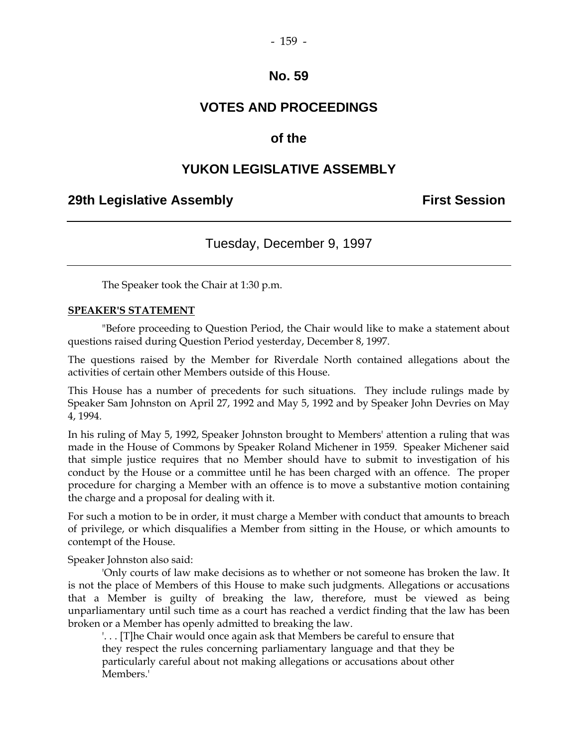# No. 59

# VOTES AND PROCEEDINGS

## of the

# YUKON LEGISLATIVE ASSEMBLY

**29th Legislative Assembly** **First Session**

---

Tuesday, December 9, 1997

---

The Speaker took the Chair at 1:30 p.m.

**SPEAKER'S STATEMENT**

"Before proceeding to Question Period, the Chair would like to make a statement about questions raised during Question Period yesterday, December 8, 1997.

The questions raised by the Member for Riverdale North contained allegations about the activities of certain other Members outside of this House.

This House has a number of precedents for such situations. They include rulings made by Speaker Sam Johnston on April 27, 1992 and May 5, 1992 and by Speaker John Devries on May 4, 1994.

In his ruling of May 5, 1992, Speaker Johnston brought to Members' attention a ruling that was made in the House of Commons by Speaker Roland Michener in 1959. Speaker Michener said that simple justice requires that no Member should have to submit to investigation of his conduct by the House or a committee until he has been charged with an offence. The proper procedure for charging a Member with an offence is to move a substantive motion containing the charge and a proposal for dealing with it.

For such a motion to be in order, it must charge a Member with conduct that amounts to breach of privilege, or which disqualifies a Member from sitting in the House, or which amounts to contempt of the House.

Speaker Johnston also said:

'Only courts of law make decisions as to whether or not someone has broken the law. It is not the place of Members of this House to make such judgments. Allegations or accusations that a Member is guilty of breaking the law, therefore, must be viewed as being unparliamentary until such time as a court has reached a verdict finding that the law has been broken or a Member has openly admitted to breaking the law.

> '. . . [T]he Chair would once again ask that Members be careful to ensure that they respect the rules concerning parliamentary language and that they be particularly careful about not making allegations or accusations about other Members.'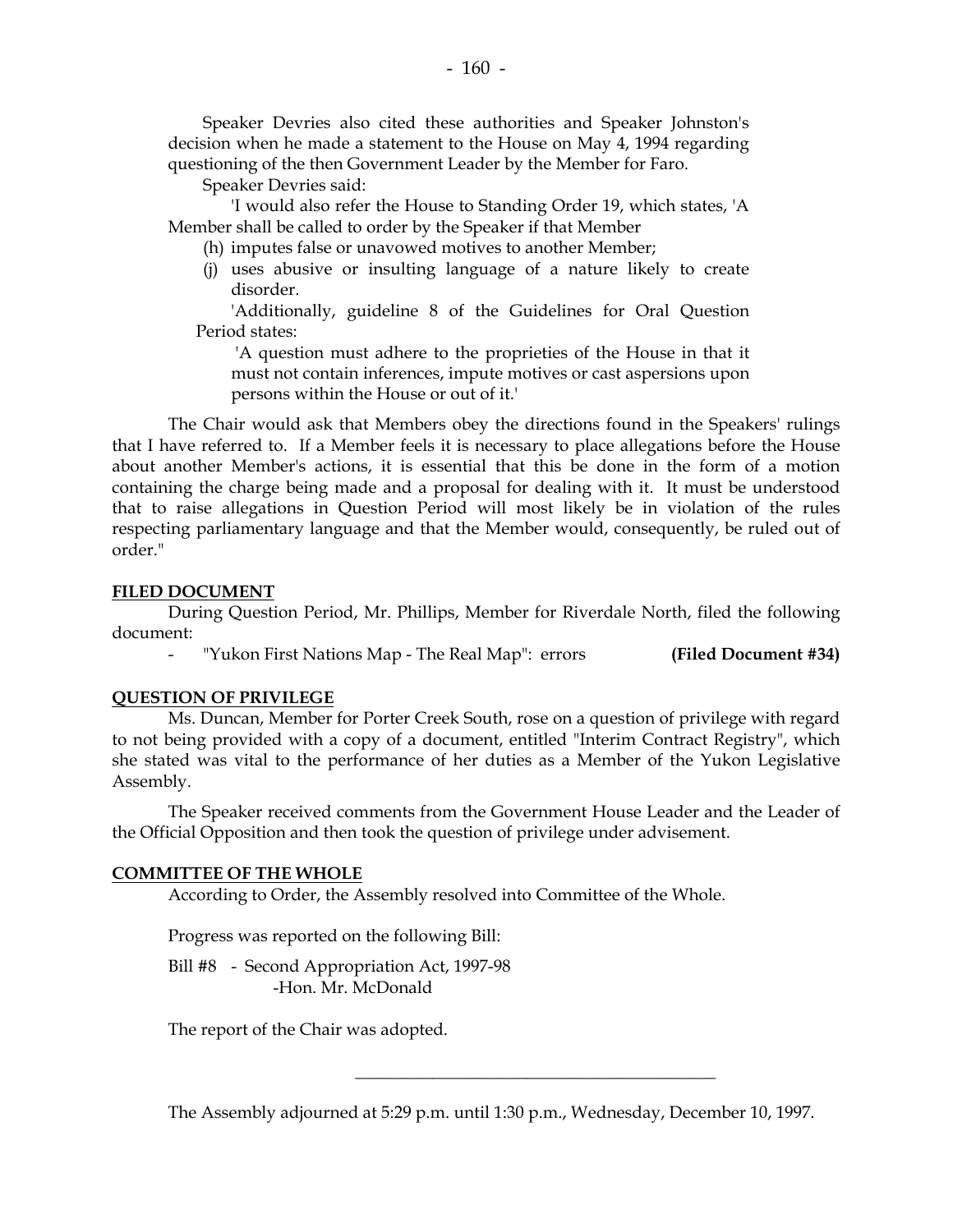Speaker Devries also cited these authorities and Speaker Johnston's decision when he made a statement to the House on May 4, 1994 regarding questioning of the then Government Leader by the Member for Faro.

Speaker Devries said:

'I would also refer the House to Standing Order 19, which states, 'A Member shall be called to order by the Speaker if that Member

(h) imputes false or unavowed motives to another Member;

(j) uses abusive or insulting language of a nature likely to create disorder.

'Additionally, guideline 8 of the Guidelines for Oral Question Period states:

> 'A question must adhere to the proprieties of the House in that it must not contain inferences, impute motives or cast aspersions upon persons within the House or out of it.'

The Chair would ask that Members obey the directions found in the Speakers' rulings that I have referred to. If a Member feels it is necessary to place allegations before the House about another Member's actions, it is essential that this be done in the form of a motion containing the charge being made and a proposal for dealing with it. It must be understood that to raise allegations in Question Period will most likely be in violation of the rules respecting parliamentary language and that the Member would, consequently, be ruled out of order."

**FILED DOCUMENT**

During Question Period, Mr. Phillips, Member for Riverdale North, filed the following document:

- "Yukon First Nations Map - The Real Map": errors **(Filed Document #34)**

**QUESTION OF PRIVILEGE**

Ms. Duncan, Member for Porter Creek South, rose on a question of privilege with regard to not being provided with a copy of a document, entitled "Interim Contract Registry", which she stated was vital to the performance of her duties as a Member of the Yukon Legislative Assembly.

The Speaker received comments from the Government House Leader and the Leader of the Official Opposition and then took the question of privilege under advisement.

**COMMITTEE OF THE WHOLE**

According to Order, the Assembly resolved into Committee of the Whole.

Progress was reported on the following Bill:

Bill #8 - Second Appropriation Act, 1997-98
-Hon. Mr. McDonald

The report of the Chair was adopted.

---

The Assembly adjourned at 5:29 p.m. until 1:30 p.m., Wednesday, December 10, 1997.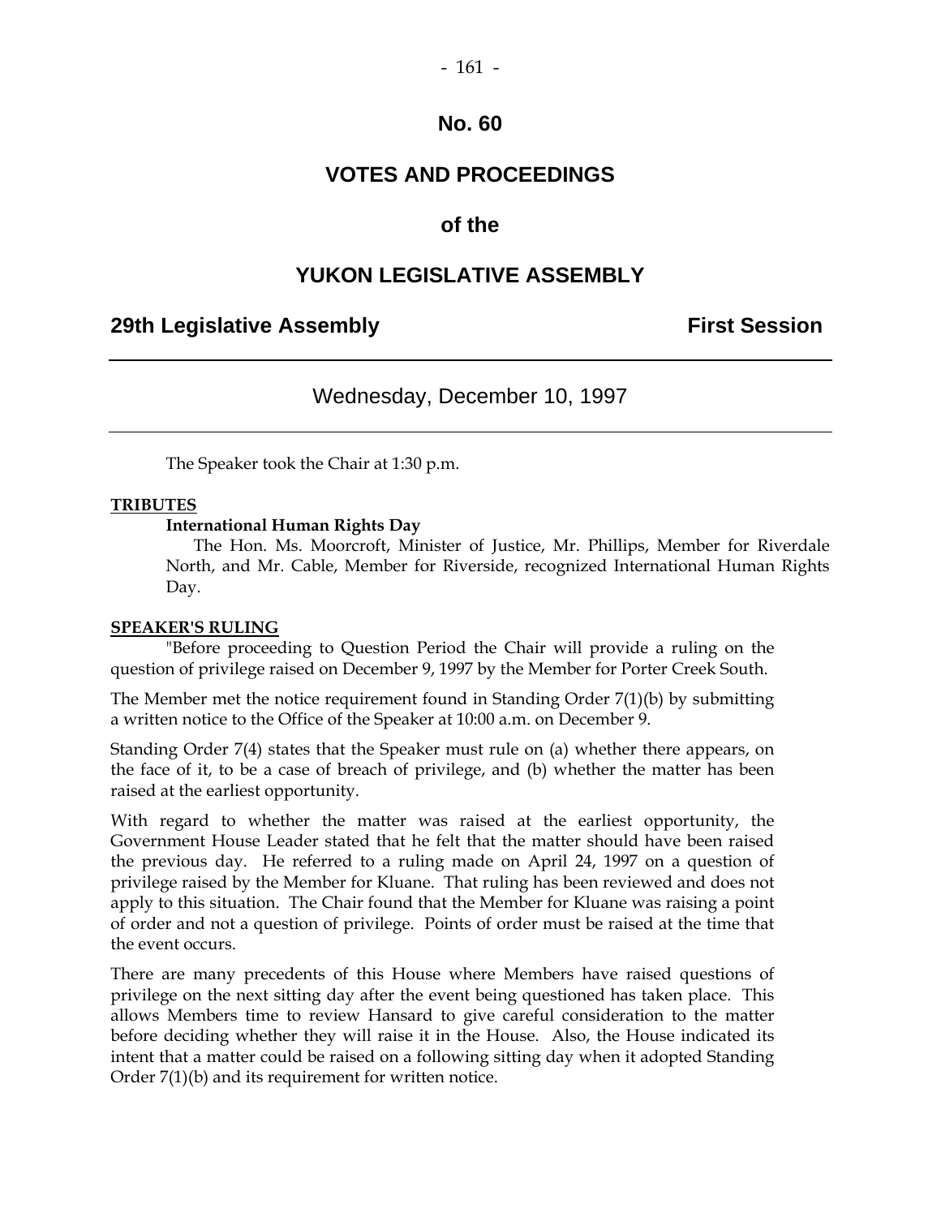# No. 60

# VOTES AND PROCEEDINGS

## of the

# YUKON LEGISLATIVE ASSEMBLY

**29th Legislative Assembly** **First Session**

---

Wednesday, December 10, 1997

---

The Speaker took the Chair at 1:30 p.m.

**TRIBUTES**

**International Human Rights Day**

The Hon. Ms. Moorcroft, Minister of Justice, Mr. Phillips, Member for Riverdale North, and Mr. Cable, Member for Riverside, recognized International Human Rights Day.

**SPEAKER'S RULING**

"Before proceeding to Question Period the Chair will provide a ruling on the question of privilege raised on December 9, 1997 by the Member for Porter Creek South.

The Member met the notice requirement found in Standing Order 7(1)(b) by submitting a written notice to the Office of the Speaker at 10:00 a.m. on December 9.

Standing Order 7(4) states that the Speaker must rule on (a) whether there appears, on the face of it, to be a case of breach of privilege, and (b) whether the matter has been raised at the earliest opportunity.

With regard to whether the matter was raised at the earliest opportunity, the Government House Leader stated that he felt that the matter should have been raised the previous day. He referred to a ruling made on April 24, 1997 on a question of privilege raised by the Member for Kluane. That ruling has been reviewed and does not apply to this situation. The Chair found that the Member for Kluane was raising a point of order and not a question of privilege. Points of order must be raised at the time that the event occurs.

There are many precedents of this House where Members have raised questions of privilege on the next sitting day after the event being questioned has taken place. This allows Members time to review Hansard to give careful consideration to the matter before deciding whether they will raise it in the House. Also, the House indicated its intent that a matter could be raised on a following sitting day when it adopted Standing Order 7(1)(b) and its requirement for written notice.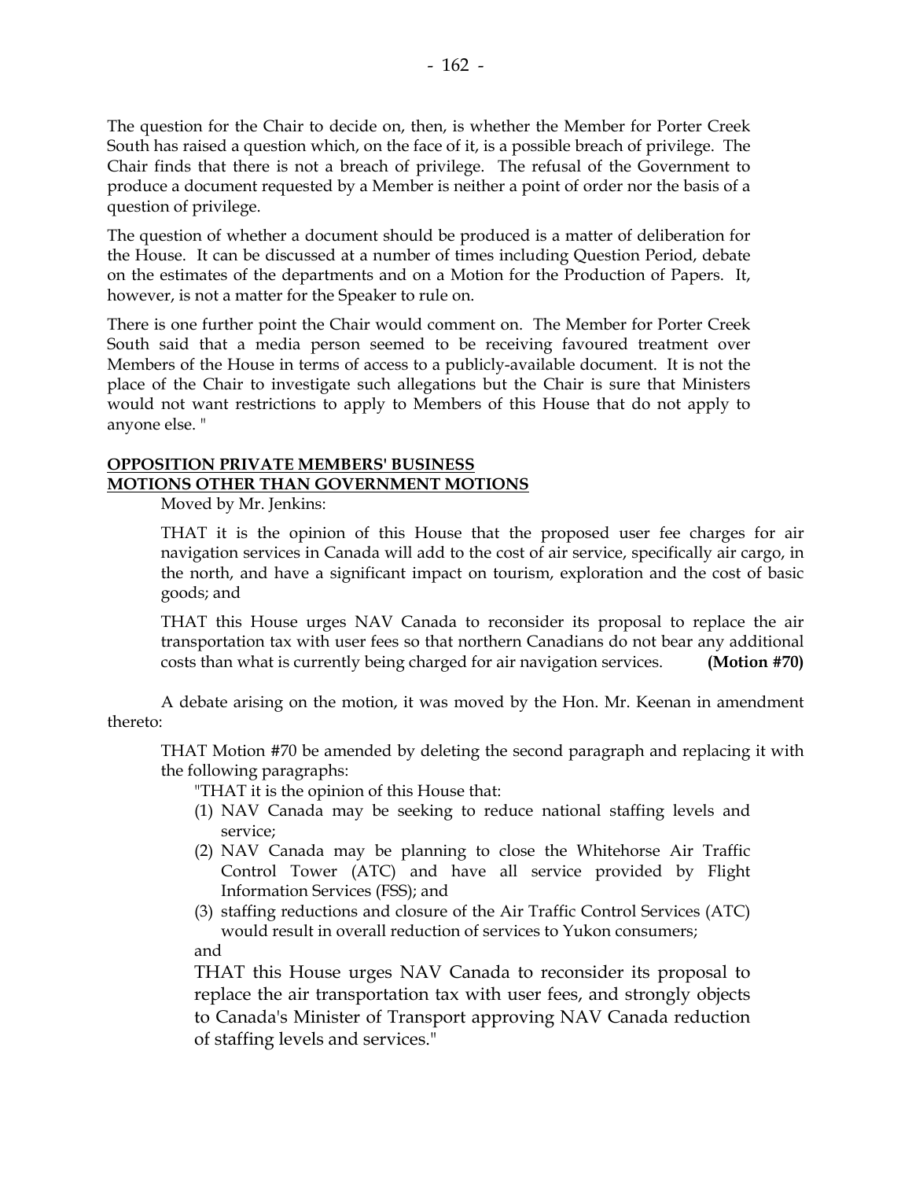The question for the Chair to decide on, then, is whether the Member for Porter Creek South has raised a question which, on the face of it, is a possible breach of privilege. The Chair finds that there is not a breach of privilege. The refusal of the Government to produce a document requested by a Member is neither a point of order nor the basis of a question of privilege.

The question of whether a document should be produced is a matter of deliberation for the House. It can be discussed at a number of times including Question Period, debate on the estimates of the departments and on a Motion for the Production of Papers. It, however, is not a matter for the Speaker to rule on.

There is one further point the Chair would comment on. The Member for Porter Creek South said that a media person seemed to be receiving favoured treatment over Members of the House in terms of access to a publicly-available document. It is not the place of the Chair to investigate such allegations but the Chair is sure that Ministers would not want restrictions to apply to Members of this House that do not apply to anyone else. "

**OPPOSITION PRIVATE MEMBERS' BUSINESS**
**MOTIONS OTHER THAN GOVERNMENT MOTIONS**

Moved by Mr. Jenkins:

> THAT it is the opinion of this House that the proposed user fee charges for air navigation services in Canada will add to the cost of air service, specifically air cargo, in the north, and have a significant impact on tourism, exploration and the cost of basic goods; and
>
> THAT this House urges NAV Canada to reconsider its proposal to replace the air transportation tax with user fees so that northern Canadians do not bear any additional costs than what is currently being charged for air navigation services. **(Motion #70)**

A debate arising on the motion, it was moved by the Hon. Mr. Keenan in amendment thereto:

> THAT Motion #70 be amended by deleting the second paragraph and replacing it with the following paragraphs:
>
> "THAT it is the opinion of this House that:
>
> (1) NAV Canada may be seeking to reduce national staffing levels and service;
> (2) NAV Canada may be planning to close the Whitehorse Air Traffic Control Tower (ATC) and have all service provided by Flight Information Services (FSS); and
> (3) staffing reductions and closure of the Air Traffic Control Services (ATC) would result in overall reduction of services to Yukon consumers;
>
> and
>
> THAT this House urges NAV Canada to reconsider its proposal to replace the air transportation tax with user fees, and strongly objects to Canada's Minister of Transport approving NAV Canada reduction of staffing levels and services."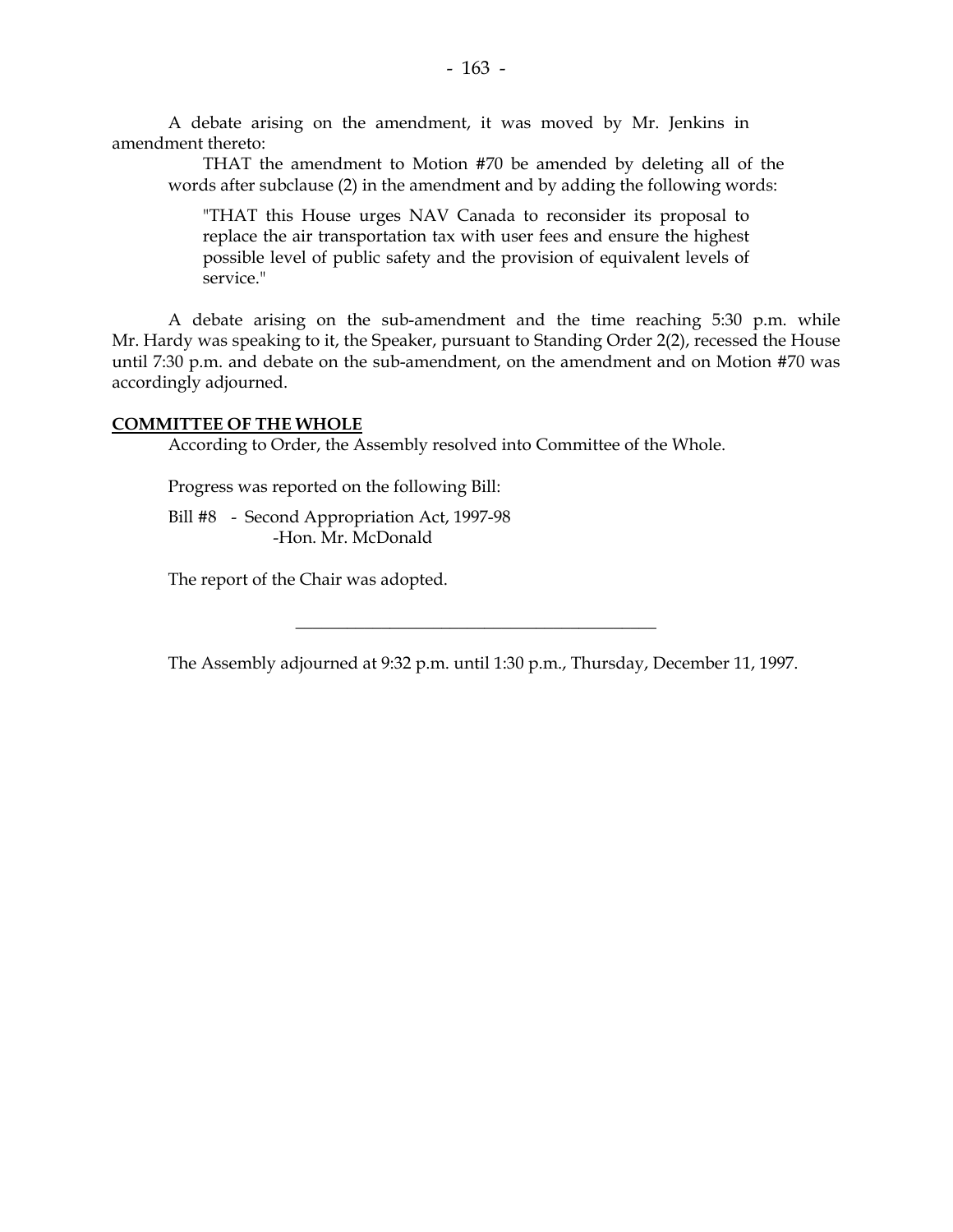A debate arising on the amendment, it was moved by Mr. Jenkins in amendment thereto:

THAT the amendment to Motion #70 be amended by deleting all of the words after subclause (2) in the amendment and by adding the following words:

> "THAT this House urges NAV Canada to reconsider its proposal to replace the air transportation tax with user fees and ensure the highest possible level of public safety and the provision of equivalent levels of service."

A debate arising on the sub-amendment and the time reaching 5:30 p.m. while Mr. Hardy was speaking to it, the Speaker, pursuant to Standing Order 2(2), recessed the House until 7:30 p.m. and debate on the sub-amendment, on the amendment and on Motion #70 was accordingly adjourned.

**COMMITTEE OF THE WHOLE**

According to Order, the Assembly resolved into Committee of the Whole.

Progress was reported on the following Bill:

Bill #8 - Second Appropriation Act, 1997-98
-Hon. Mr. McDonald

The report of the Chair was adopted.

---

The Assembly adjourned at 9:32 p.m. until 1:30 p.m., Thursday, December 11, 1997.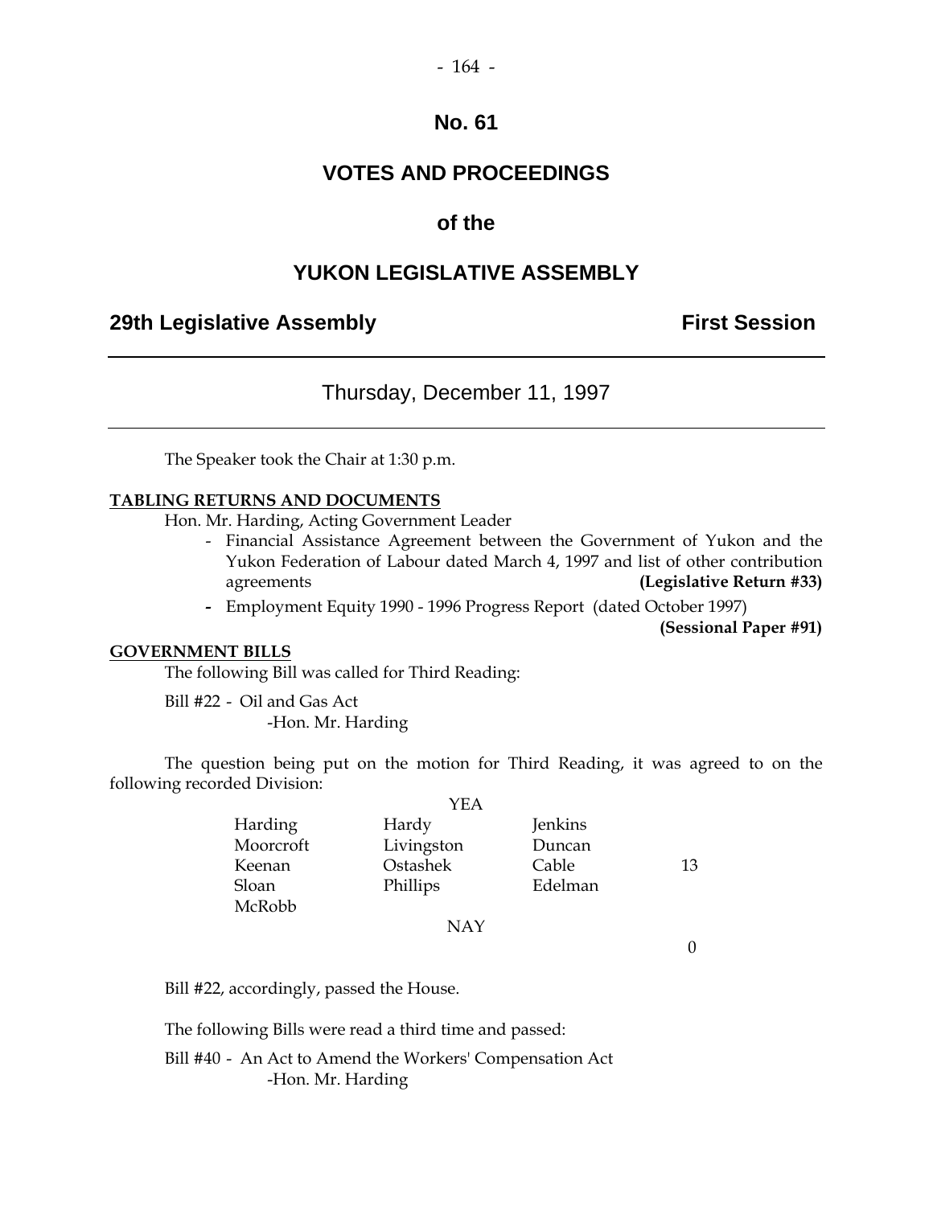# No. 61

# VOTES AND PROCEEDINGS

## of the

# YUKON LEGISLATIVE ASSEMBLY

**29th Legislative Assembly** **First Session**

---

Thursday, December 11, 1997

---

The Speaker took the Chair at 1:30 p.m.

**TABLING RETURNS AND DOCUMENTS**

Hon. Mr. Harding, Acting Government Leader

- Financial Assistance Agreement between the Government of Yukon and the Yukon Federation of Labour dated March 4, 1997 and list of other contribution agreements **(Legislative Return #33)**
- Employment Equity 1990 - 1996 Progress Report (dated October 1997) **(Sessional Paper #91)**

**GOVERNMENT BILLS**

The following Bill was called for Third Reading:

Bill #22 - Oil and Gas Act
-Hon. Mr. Harding

The question being put on the motion for Third Reading, it was agreed to on the following recorded Division:

YEA

| | | | |
|---|---|---|---|
| Harding | Hardy | Jenkins | |
| Moorcroft | Livingston | Duncan | |
| Keenan | Ostashek | Cable | 13 |
| Sloan | Phillips | Edelman | |
| McRobb | | | |

NAY

0

Bill #22, accordingly, passed the House.

The following Bills were read a third time and passed:

Bill #40 - An Act to Amend the Workers' Compensation Act
-Hon. Mr. Harding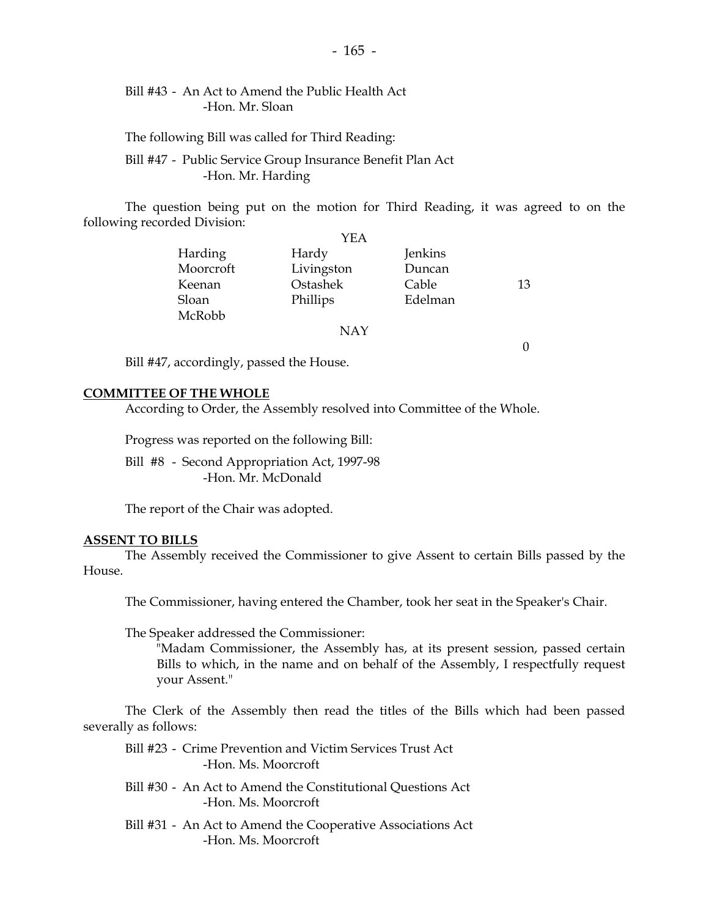Bill #43 - An Act to Amend the Public Health Act
-Hon. Mr. Sloan

The following Bill was called for Third Reading:

Bill #47 - Public Service Group Insurance Benefit Plan Act
-Hon. Mr. Harding

The question being put on the motion for Third Reading, it was agreed to on the following recorded Division:

YEA

| | | | |
|---|---|---|---|
| Harding | Hardy | Jenkins | |
| Moorcroft | Livingston | Duncan | |
| Keenan | Ostashek | Cable | 13 |
| Sloan | Phillips | Edelman | |
| McRobb | | | |

NAY

0

Bill #47, accordingly, passed the House.

**COMMITTEE OF THE WHOLE**

According to Order, the Assembly resolved into Committee of the Whole.

Progress was reported on the following Bill:

Bill #8 - Second Appropriation Act, 1997-98
-Hon. Mr. McDonald

The report of the Chair was adopted.

**ASSENT TO BILLS**

The Assembly received the Commissioner to give Assent to certain Bills passed by the House.

The Commissioner, having entered the Chamber, took her seat in the Speaker's Chair.

The Speaker addressed the Commissioner:

"Madam Commissioner, the Assembly has, at its present session, passed certain Bills to which, in the name and on behalf of the Assembly, I respectfully request your Assent."

The Clerk of the Assembly then read the titles of the Bills which had been passed severally as follows:

Bill #23 - Crime Prevention and Victim Services Trust Act
-Hon. Ms. Moorcroft

Bill #30 - An Act to Amend the Constitutional Questions Act
-Hon. Ms. Moorcroft

Bill #31 - An Act to Amend the Cooperative Associations Act
-Hon. Ms. Moorcroft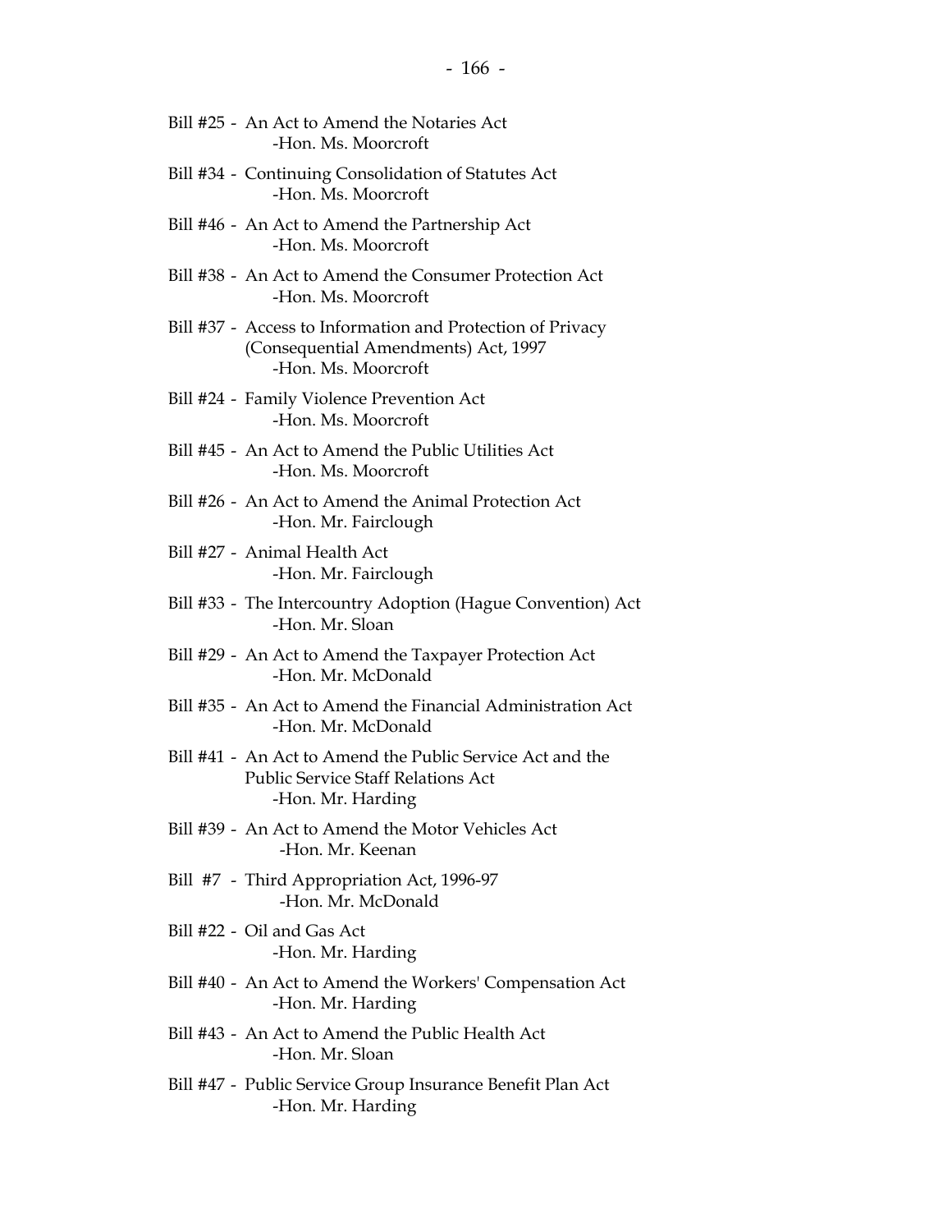Bill #25 - An Act to Amend the Notaries Act
-Hon. Ms. Moorcroft

Bill #34 - Continuing Consolidation of Statutes Act
-Hon. Ms. Moorcroft

Bill #46 - An Act to Amend the Partnership Act
-Hon. Ms. Moorcroft

Bill #38 - An Act to Amend the Consumer Protection Act
-Hon. Ms. Moorcroft

Bill #37 - Access to Information and Protection of Privacy (Consequential Amendments) Act, 1997
-Hon. Ms. Moorcroft

Bill #24 - Family Violence Prevention Act
-Hon. Ms. Moorcroft

Bill #45 - An Act to Amend the Public Utilities Act
-Hon. Ms. Moorcroft

Bill #26 - An Act to Amend the Animal Protection Act
-Hon. Mr. Fairclough

Bill #27 - Animal Health Act
-Hon. Mr. Fairclough

Bill #33 - The Intercountry Adoption (Hague Convention) Act
-Hon. Mr. Sloan

Bill #29 - An Act to Amend the Taxpayer Protection Act
-Hon. Mr. McDonald

Bill #35 - An Act to Amend the Financial Administration Act
-Hon. Mr. McDonald

Bill #41 - An Act to Amend the Public Service Act and the Public Service Staff Relations Act
-Hon. Mr. Harding

Bill #39 - An Act to Amend the Motor Vehicles Act
-Hon. Mr. Keenan

Bill #7 - Third Appropriation Act, 1996-97
-Hon. Mr. McDonald

Bill #22 - Oil and Gas Act
-Hon. Mr. Harding

Bill #40 - An Act to Amend the Workers' Compensation Act
-Hon. Mr. Harding

Bill #43 - An Act to Amend the Public Health Act
-Hon. Mr. Sloan

Bill #47 - Public Service Group Insurance Benefit Plan Act
-Hon. Mr. Harding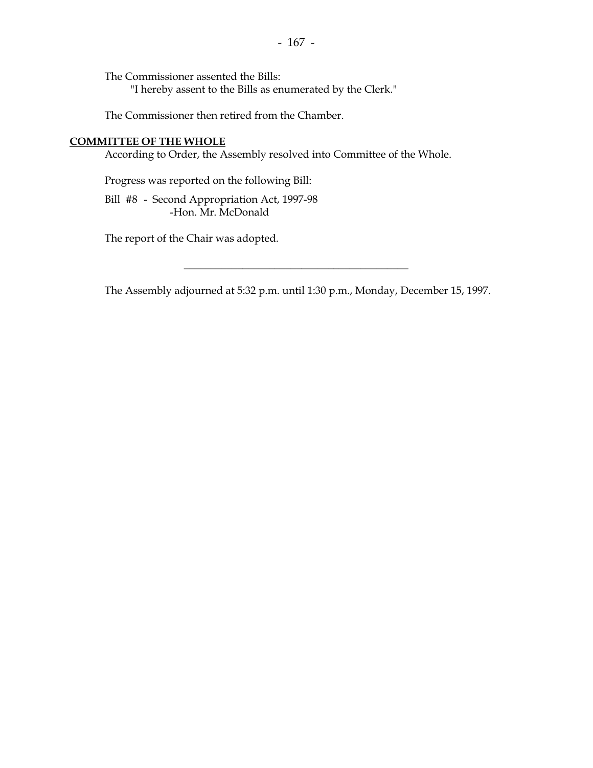The Commissioner assented the Bills:
"I hereby assent to the Bills as enumerated by the Clerk."

The Commissioner then retired from the Chamber.

**COMMITTEE OF THE WHOLE**

According to Order, the Assembly resolved into Committee of the Whole.

Progress was reported on the following Bill:

Bill #8 - Second Appropriation Act, 1997-98
-Hon. Mr. McDonald

The report of the Chair was adopted.

---

The Assembly adjourned at 5:32 p.m. until 1:30 p.m., Monday, December 15, 1997.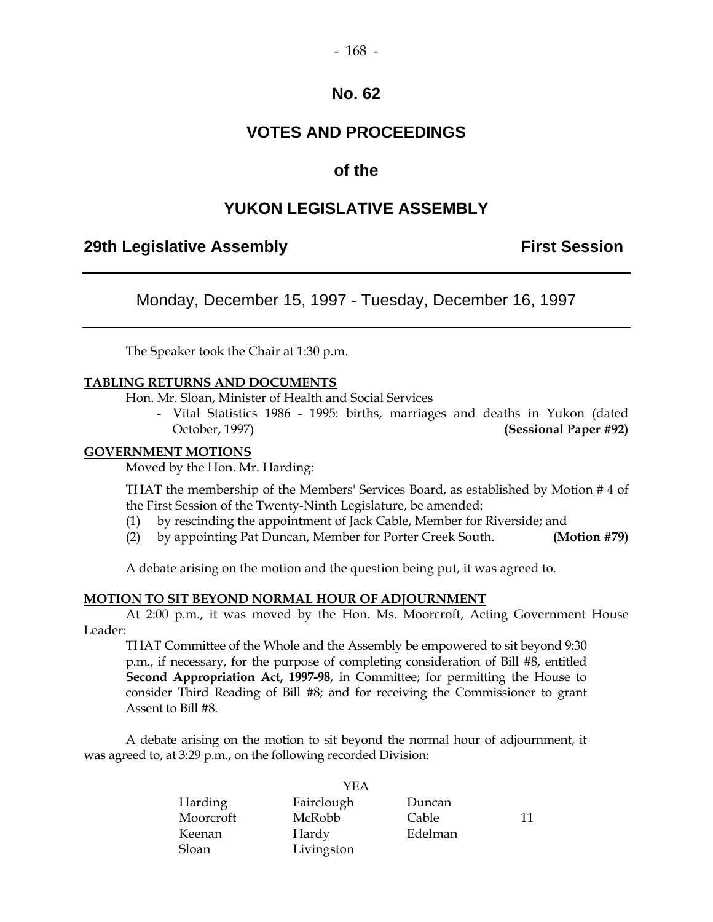# No. 62

# VOTES AND PROCEEDINGS

# of the

# YUKON LEGISLATIVE ASSEMBLY

## 29th Legislative Assembly First Session

Monday, December 15, 1997 - Tuesday, December 16, 1997

The Speaker took the Chair at 1:30 p.m.

**TABLING RETURNS AND DOCUMENTS**

Hon. Mr. Sloan, Minister of Health and Social Services

- Vital Statistics 1986 - 1995: births, marriages and deaths in Yukon (dated October, 1997) **(Sessional Paper #92)**

**GOVERNMENT MOTIONS**

Moved by the Hon. Mr. Harding:

THAT the membership of the Members' Services Board, as established by Motion # 4 of the First Session of the Twenty-Ninth Legislature, be amended:

(1) by rescinding the appointment of Jack Cable, Member for Riverside; and

(2) by appointing Pat Duncan, Member for Porter Creek South. **(Motion #79)**

A debate arising on the motion and the question being put, it was agreed to.

**MOTION TO SIT BEYOND NORMAL HOUR OF ADJOURNMENT**

At 2:00 p.m., it was moved by the Hon. Ms. Moorcroft, Acting Government House Leader:

THAT Committee of the Whole and the Assembly be empowered to sit beyond 9:30 p.m., if necessary, for the purpose of completing consideration of Bill #8, entitled **Second Appropriation Act, 1997-98**, in Committee; for permitting the House to consider Third Reading of Bill #8; and for receiving the Commissioner to grant Assent to Bill #8.

A debate arising on the motion to sit beyond the normal hour of adjournment, it was agreed to, at 3:29 p.m., on the following recorded Division:

YEA

| | | | |
|---|---|---|---|
| Harding | Fairclough | Duncan | |
| Moorcroft | McRobb | Cable | 11 |
| Keenan | Hardy | Edelman | |
| Sloan | Livingston | | |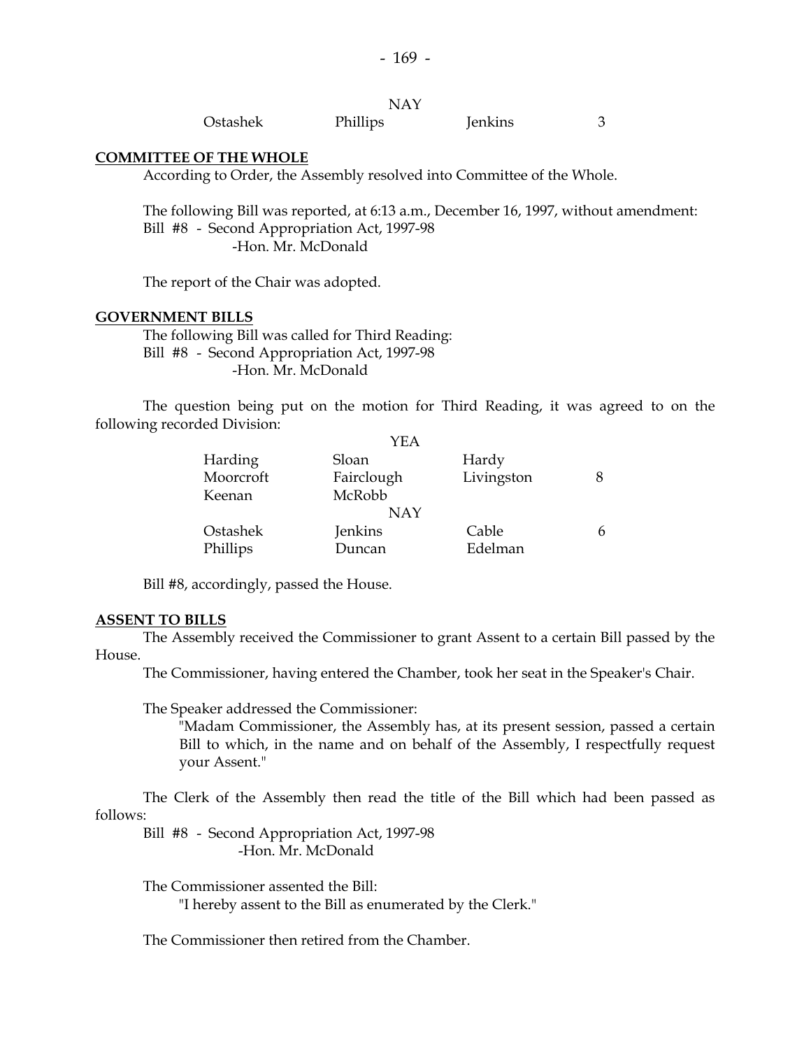NAY

| | | | |
|---|---|---|---|
| Ostashek | Phillips | Jenkins | 3 |

**COMMITTEE OF THE WHOLE**

According to Order, the Assembly resolved into Committee of the Whole.

The following Bill was reported, at 6:13 a.m., December 16, 1997, without amendment:
Bill #8 - Second Appropriation Act, 1997-98
-Hon. Mr. McDonald

The report of the Chair was adopted.

**GOVERNMENT BILLS**

The following Bill was called for Third Reading:
Bill #8 - Second Appropriation Act, 1997-98
-Hon. Mr. McDonald

The question being put on the motion for Third Reading, it was agreed to on the following recorded Division:

| | YEA | | |
|---|---|---|---|
| Harding | Sloan | Hardy | |
| Moorcroft | Fairclough | Livingston | 8 |
| Keenan | McRobb | | |
| | NAY | | |
| Ostashek | Jenkins | Cable | 6 |
| Phillips | Duncan | Edelman | |

Bill #8, accordingly, passed the House.

**ASSENT TO BILLS**

The Assembly received the Commissioner to grant Assent to a certain Bill passed by the House.

The Commissioner, having entered the Chamber, took her seat in the Speaker's Chair.

The Speaker addressed the Commissioner:

"Madam Commissioner, the Assembly has, at its present session, passed a certain Bill to which, in the name and on behalf of the Assembly, I respectfully request your Assent."

The Clerk of the Assembly then read the title of the Bill which had been passed as follows:

Bill #8 - Second Appropriation Act, 1997-98
-Hon. Mr. McDonald

The Commissioner assented the Bill:

"I hereby assent to the Bill as enumerated by the Clerk."

The Commissioner then retired from the Chamber.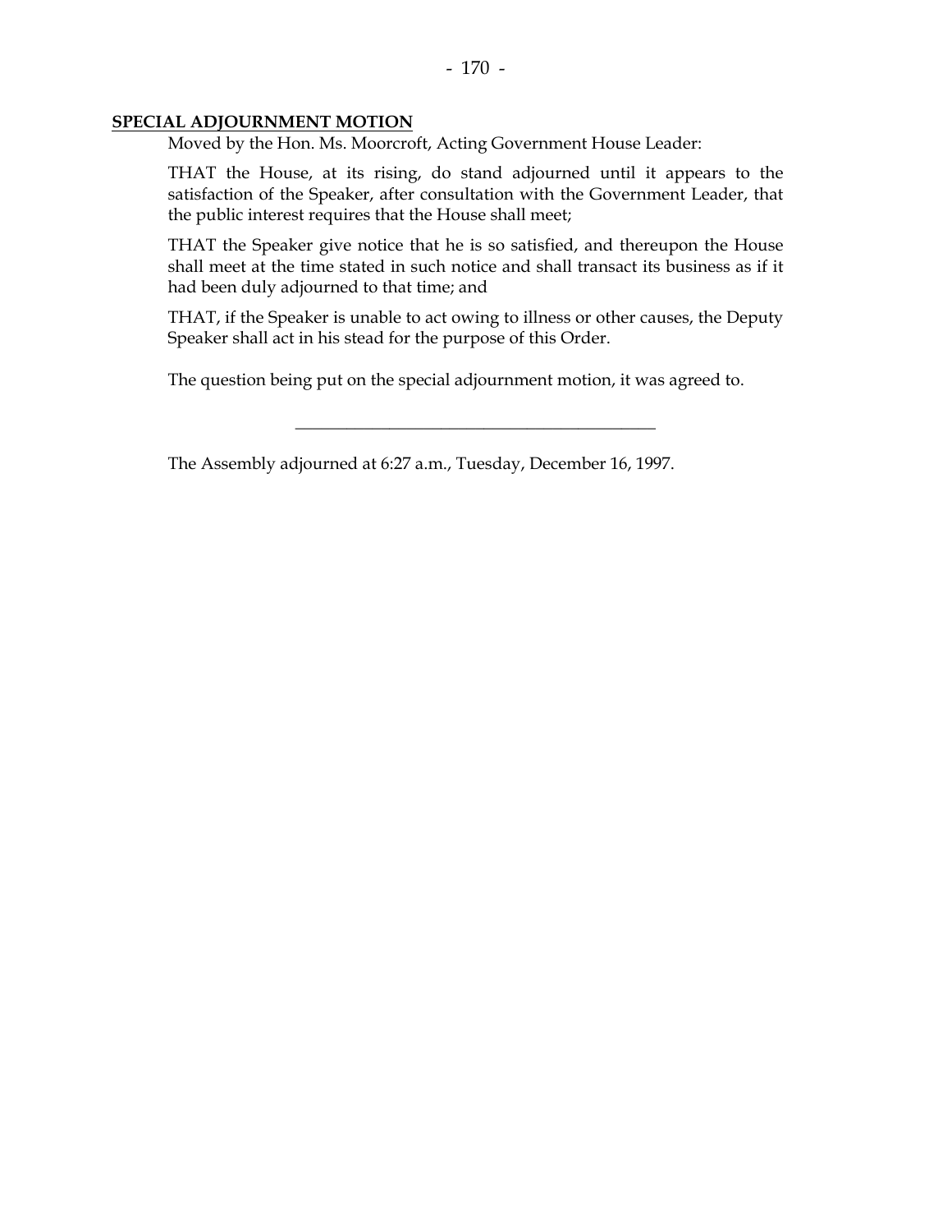**SPECIAL ADJOURNMENT MOTION**

Moved by the Hon. Ms. Moorcroft, Acting Government House Leader:

THAT the House, at its rising, do stand adjourned until it appears to the satisfaction of the Speaker, after consultation with the Government Leader, that the public interest requires that the House shall meet;

THAT the Speaker give notice that he is so satisfied, and thereupon the House shall meet at the time stated in such notice and shall transact its business as if it had been duly adjourned to that time; and

THAT, if the Speaker is unable to act owing to illness or other causes, the Deputy Speaker shall act in his stead for the purpose of this Order.

The question being put on the special adjournment motion, it was agreed to.

---

The Assembly adjourned at 6:27 a.m., Tuesday, December 16, 1997.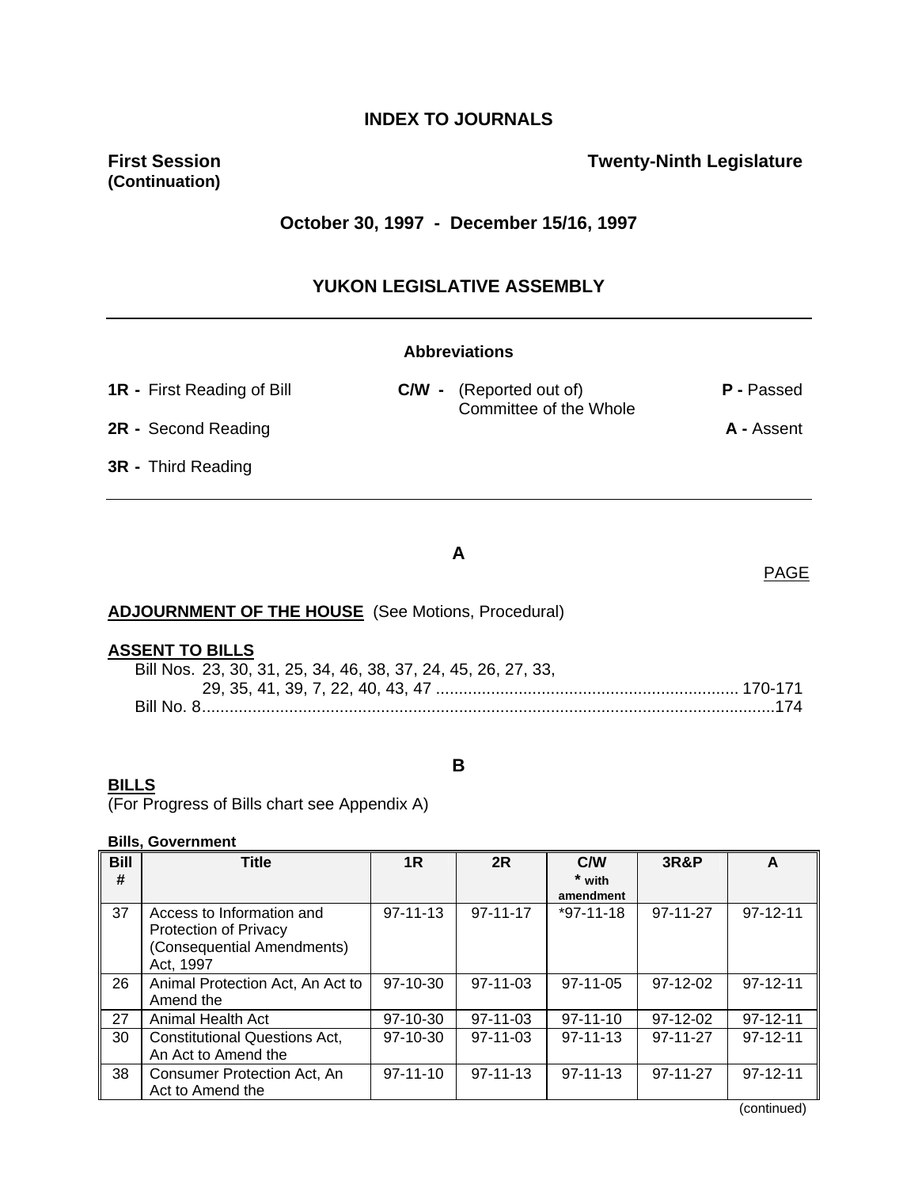# INDEX TO JOURNALS

**First Session (Continuation)** **Twenty-Ninth Legislature**

**October 30, 1997 - December 15/16, 1997**

## YUKON LEGISLATIVE ASSEMBLY

---

**Abbreviations**

**1R -** First Reading of Bill **C/W -** (Reported out of) Committee of the Whole **P -** Passed

**2R -** Second Reading **A -** Assent

**3R -** Third Reading

---

## A

PAGE

**ADJOURNMENT OF THE HOUSE** (See Motions, Procedural)

**ASSENT TO BILLS**

Bill Nos. 23, 30, 31, 25, 34, 46, 38, 37, 24, 45, 26, 27, 33, 29, 35, 41, 39, 7, 22, 40, 43, 47 .................................................................. 170-171

Bill No. 8 ..........................................................................................................................174

## B

**BILLS**

(For Progress of Bills chart see Appendix A)

**Bills, Government**

| Bill # | Title | 1R | 2R | C/W * with amendment | 3R&P | A |
|---|---|---|---|---|---|---|
| 37 | Access to Information and Protection of Privacy (Consequential Amendments) Act, 1997 | 97-11-13 | 97-11-17 | *97-11-18 | 97-11-27 | 97-12-11 |
| 26 | Animal Protection Act, An Act to Amend the | 97-10-30 | 97-11-03 | 97-11-05 | 97-12-02 | 97-12-11 |
| 27 | Animal Health Act | 97-10-30 | 97-11-03 | 97-11-10 | 97-12-02 | 97-12-11 |
| 30 | Constitutional Questions Act, An Act to Amend the | 97-10-30 | 97-11-03 | 97-11-13 | 97-11-27 | 97-12-11 |
| 38 | Consumer Protection Act, An Act to Amend the | 97-11-10 | 97-11-13 | 97-11-13 | 97-11-27 | 97-12-11 |

(continued)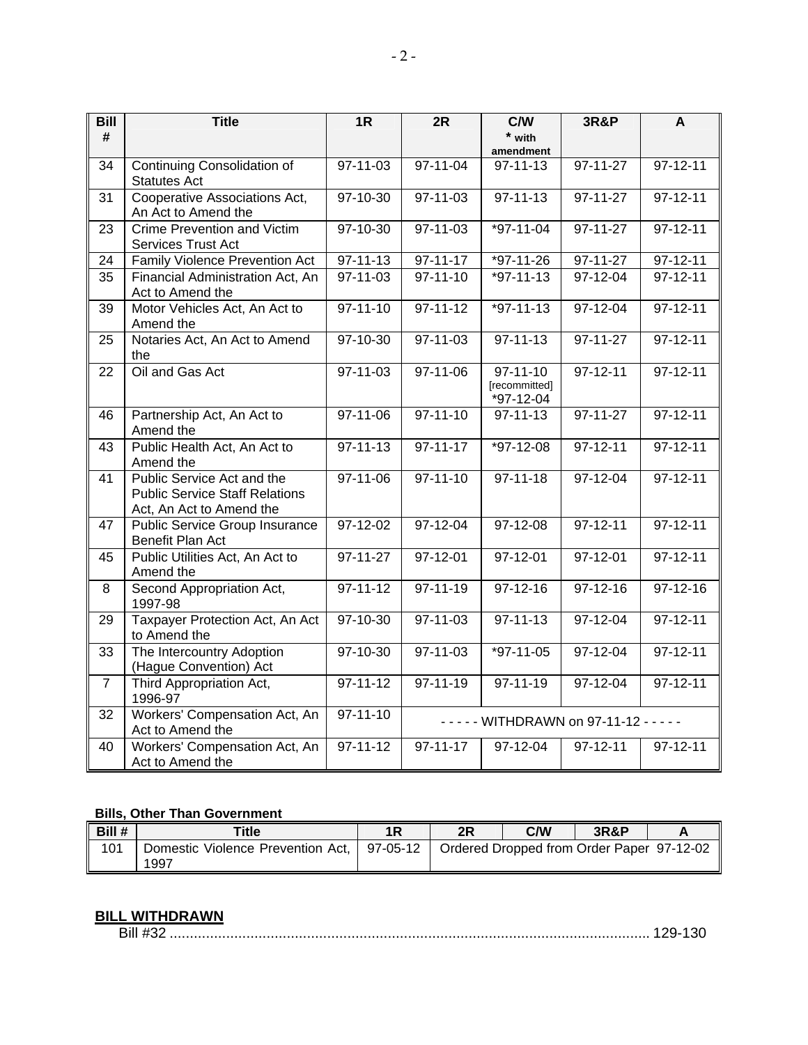| Bill # | Title | 1R | 2R | C/W * with amendment | 3R&P | A |
|---|---|---|---|---|---|---|
| 34 | Continuing Consolidation of Statutes Act | 97-11-03 | 97-11-04 | 97-11-13 | 97-11-27 | 97-12-11 |
| 31 | Cooperative Associations Act, An Act to Amend the | 97-10-30 | 97-11-03 | 97-11-13 | 97-11-27 | 97-12-11 |
| 23 | Crime Prevention and Victim Services Trust Act | 97-10-30 | 97-11-03 | *97-11-04 | 97-11-27 | 97-12-11 |
| 24 | Family Violence Prevention Act | 97-11-13 | 97-11-17 | *97-11-26 | 97-11-27 | 97-12-11 |
| 35 | Financial Administration Act, An Act to Amend the | 97-11-03 | 97-11-10 | *97-11-13 | 97-12-04 | 97-12-11 |
| 39 | Motor Vehicles Act, An Act to Amend the | 97-11-10 | 97-11-12 | *97-11-13 | 97-12-04 | 97-12-11 |
| 25 | Notaries Act, An Act to Amend the | 97-10-30 | 97-11-03 | 97-11-13 | 97-11-27 | 97-12-11 |
| 22 | Oil and Gas Act | 97-11-03 | 97-11-06 | 97-11-10 [recommitted] *97-12-04 | 97-12-11 | 97-12-11 |
| 46 | Partnership Act, An Act to Amend the | 97-11-06 | 97-11-10 | 97-11-13 | 97-11-27 | 97-12-11 |
| 43 | Public Health Act, An Act to Amend the | 97-11-13 | 97-11-17 | *97-12-08 | 97-12-11 | 97-12-11 |
| 41 | Public Service Act and the Public Service Staff Relations Act, An Act to Amend the | 97-11-06 | 97-11-10 | 97-11-18 | 97-12-04 | 97-12-11 |
| 47 | Public Service Group Insurance Benefit Plan Act | 97-12-02 | 97-12-04 | 97-12-08 | 97-12-11 | 97-12-11 |
| 45 | Public Utilities Act, An Act to Amend the | 97-11-27 | 97-12-01 | 97-12-01 | 97-12-01 | 97-12-11 |
| 8 | Second Appropriation Act, 1997-98 | 97-11-12 | 97-11-19 | 97-12-16 | 97-12-16 | 97-12-16 |
| 29 | Taxpayer Protection Act, An Act to Amend the | 97-10-30 | 97-11-03 | 97-11-13 | 97-12-04 | 97-12-11 |
| 33 | The Intercountry Adoption (Hague Convention) Act | 97-10-30 | 97-11-03 | *97-11-05 | 97-12-04 | 97-12-11 |
| 7 | Third Appropriation Act, 1996-97 | 97-11-12 | 97-11-19 | 97-11-19 | 97-12-04 | 97-12-11 |
| 32 | Workers' Compensation Act, An Act to Amend the | 97-11-10 | - - - - - WITHDRAWN on 97-11-12 - - - - - | | | |
| 40 | Workers' Compensation Act, An Act to Amend the | 97-11-12 | 97-11-17 | 97-12-04 | 97-12-11 | 97-12-11 |

**Bills, Other Than Government**

| Bill # | Title | 1R | 2R | C/W | 3R&P | A |
|---|---|---|---|---|---|---|
| 101 | Domestic Violence Prevention Act, 1997 | 97-05-12 | Ordered Dropped from Order Paper 97-12-02 | | | |

**BILL WITHDRAWN**

Bill #32 ........................................................................................................................ 129-130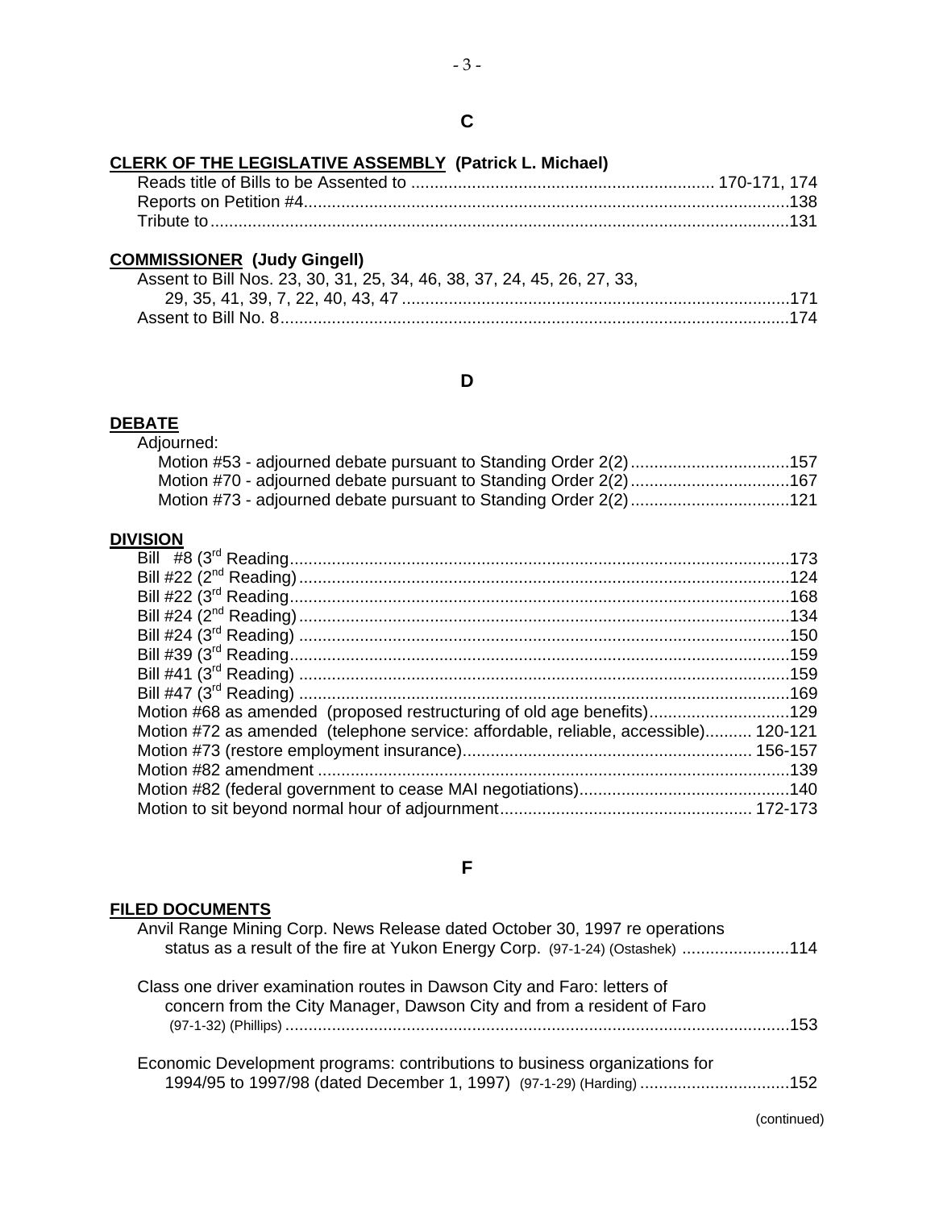## C

**CLERK OF THE LEGISLATIVE ASSEMBLY (Patrick L. Michael)**

Reads title of Bills to be Assented to ................................................................ 170-171, 174
Reports on Petition #4.......................................................................................................138
Tribute to...........................................................................................................................131

**COMMISSIONER (Judy Gingell)**

Assent to Bill Nos. 23, 30, 31, 25, 34, 46, 38, 37, 24, 45, 26, 27, 33,
29, 35, 41, 39, 7, 22, 40, 43, 47 ..................................................................................171
Assent to Bill No. 8............................................................................................................174

## D

**DEBATE**

Adjourned:
Motion #53 - adjourned debate pursuant to Standing Order 2(2)..................................157
Motion #70 - adjourned debate pursuant to Standing Order 2(2)..................................167
Motion #73 - adjourned debate pursuant to Standing Order 2(2)..................................121

**DIVISION**

Bill #8 (3rd Reading..........................................................................................................173
Bill #22 (2nd Reading)........................................................................................................124
Bill #22 (3rd Reading..........................................................................................................168
Bill #24 (2nd Reading)........................................................................................................134
Bill #24 (3rd Reading) ........................................................................................................150
Bill #39 (3rd Reading..........................................................................................................159
Bill #41 (3rd Reading) ........................................................................................................159
Bill #47 (3rd Reading) ........................................................................................................169
Motion #68 as amended (proposed restructuring of old age benefits)..............................129
Motion #72 as amended (telephone service: affordable, reliable, accessible).......... 120-121
Motion #73 (restore employment insurance)............................................................. 156-157
Motion #82 amendment .....................................................................................................139
Motion #82 (federal government to cease MAI negotiations).............................................140
Motion to sit beyond normal hour of adjournment..................................................... 172-173

## F

**FILED DOCUMENTS**

Anvil Range Mining Corp. News Release dated October 30, 1997 re operations
status as a result of the fire at Yukon Energy Corp. (97-1-24) (Ostashek) .......................114

Class one driver examination routes in Dawson City and Faro: letters of
concern from the City Manager, Dawson City and from a resident of Faro
(97-1-32) (Phillips) ...........................................................................................................153

Economic Development programs: contributions to business organizations for
1994/95 to 1997/98 (dated December 1, 1997) (97-1-29) (Harding) ...............................152

(continued)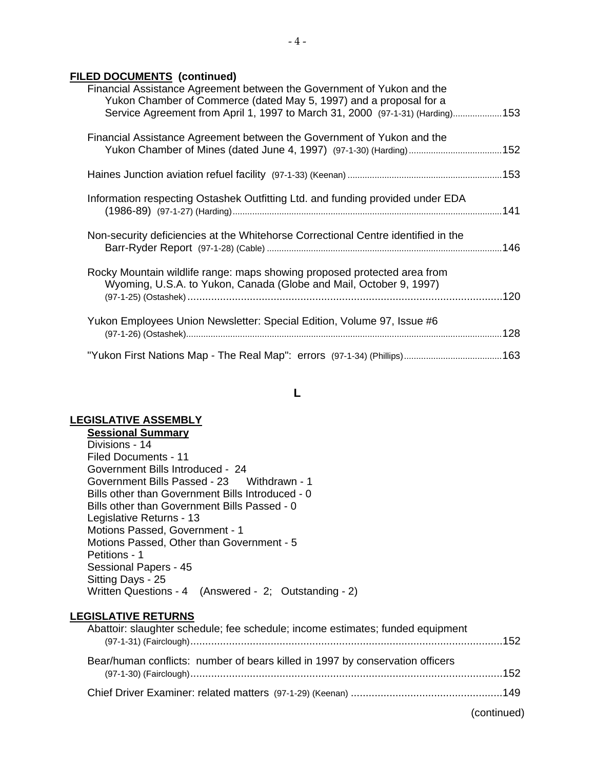## FILED DOCUMENTS (continued)

Financial Assistance Agreement between the Government of Yukon and the Yukon Chamber of Commerce (dated May 5, 1997) and a proposal for a Service Agreement from April 1, 1997 to March 31, 2000 (97-1-31) (Harding)....................153

Financial Assistance Agreement between the Government of Yukon and the Yukon Chamber of Mines (dated June 4, 1997) (97-1-30) (Harding).....................................152

Haines Junction aviation refuel facility (97-1-33) (Keenan)..............................................................153

Information respecting Ostashek Outfitting Ltd. and funding provided under EDA (1986-89) (97-1-27) (Harding)............................................................................................................141

Non-security deficiencies at the Whitehorse Correctional Centre identified in the Barr-Ryder Report (97-1-28) (Cable)..............................................................................................146

Rocky Mountain wildlife range: maps showing proposed protected area from Wyoming, U.S.A. to Yukon, Canada (Globe and Mail, October 9, 1997) (97-1-25) (Ostashek)..........................................................................................................120

Yukon Employees Union Newsletter: Special Edition, Volume 97, Issue #6 (97-1-26) (Ostashek).............................................................................................................................128

"Yukon First Nations Map - The Real Map": errors (97-1-34) (Phillips).......................................163

# L

## LEGISLATIVE ASSEMBLY

**Sessional Summary**

Divisions - 14
Filed Documents - 11
Government Bills Introduced - 24
Government Bills Passed - 23 Withdrawn - 1
Bills other than Government Bills Introduced - 0
Bills other than Government Bills Passed - 0
Legislative Returns - 13
Motions Passed, Government - 1
Motions Passed, Other than Government - 5
Petitions - 1
Sessional Papers - 45
Sitting Days - 25
Written Questions - 4 (Answered - 2; Outstanding - 2)

## LEGISLATIVE RETURNS

Abattoir: slaughter schedule; fee schedule; income estimates; funded equipment (97-1-31) (Fairclough)..........................................................................................................152

Bear/human conflicts: number of bears killed in 1997 by conservation officers (97-1-30) (Fairclough)..........................................................................................................152

Chief Driver Examiner: related matters (97-1-29) (Keenan)...................................................149

(continued)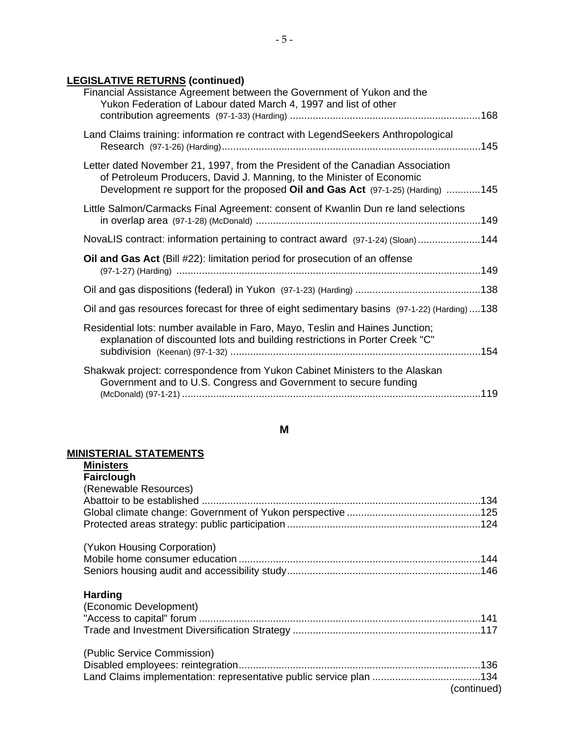**LEGISLATIVE RETURNS (continued)**

Financial Assistance Agreement between the Government of Yukon and the Yukon Federation of Labour dated March 4, 1997 and list of other contribution agreements (97-1-33) (Harding) ....................................................................168

Land Claims training: information re contract with LegendSeekers Anthropological Research (97-1-26) (Harding)............................................................................................145

Letter dated November 21, 1997, from the President of the Canadian Association of Petroleum Producers, David J. Manning, to the Minister of Economic Development re support for the proposed **Oil and Gas Act** (97-1-25) (Harding) ............145

Little Salmon/Carmacks Final Agreement: consent of Kwanlin Dun re land selections in overlap area (97-1-28) (McDonald) ...............................................................................149

NovaLIS contract: information pertaining to contract award (97-1-24) (Sloan)......................144

**Oil and Gas Act** (Bill #22): limitation period for prosecution of an offense (97-1-27) (Harding) ............................................................................................................149

Oil and gas dispositions (federal) in Yukon (97-1-23) (Harding) ............................................138

Oil and gas resources forecast for three of eight sedimentary basins (97-1-22) (Harding) ....138

Residential lots: number available in Faro, Mayo, Teslin and Haines Junction; explanation of discounted lots and building restrictions in Porter Creek "C" subdivision (Keenan) (97-1-32) .........................................................................................154

Shakwak project: correspondence from Yukon Cabinet Ministers to the Alaskan Government and to U.S. Congress and Government to secure funding (McDonald) (97-1-21) ..........................................................................................................119

## M

**MINISTERIAL STATEMENTS**

**Ministers**

**Fairclough**

(Renewable Resources)

Abattoir to be established ..................................................................................................134
Global climate change: Government of Yukon perspective ...............................................125
Protected areas strategy: public participation ....................................................................124

(Yukon Housing Corporation)

Mobile home consumer education .....................................................................................144
Seniors housing audit and accessibility study....................................................................146

**Harding**

(Economic Development)

"Access to capital" forum ...................................................................................................141
Trade and Investment Diversification Strategy ..................................................................117

(Public Service Commission)

Disabled employees: reintegration.....................................................................................136
Land Claims implementation: representative public service plan ......................................134

(continued)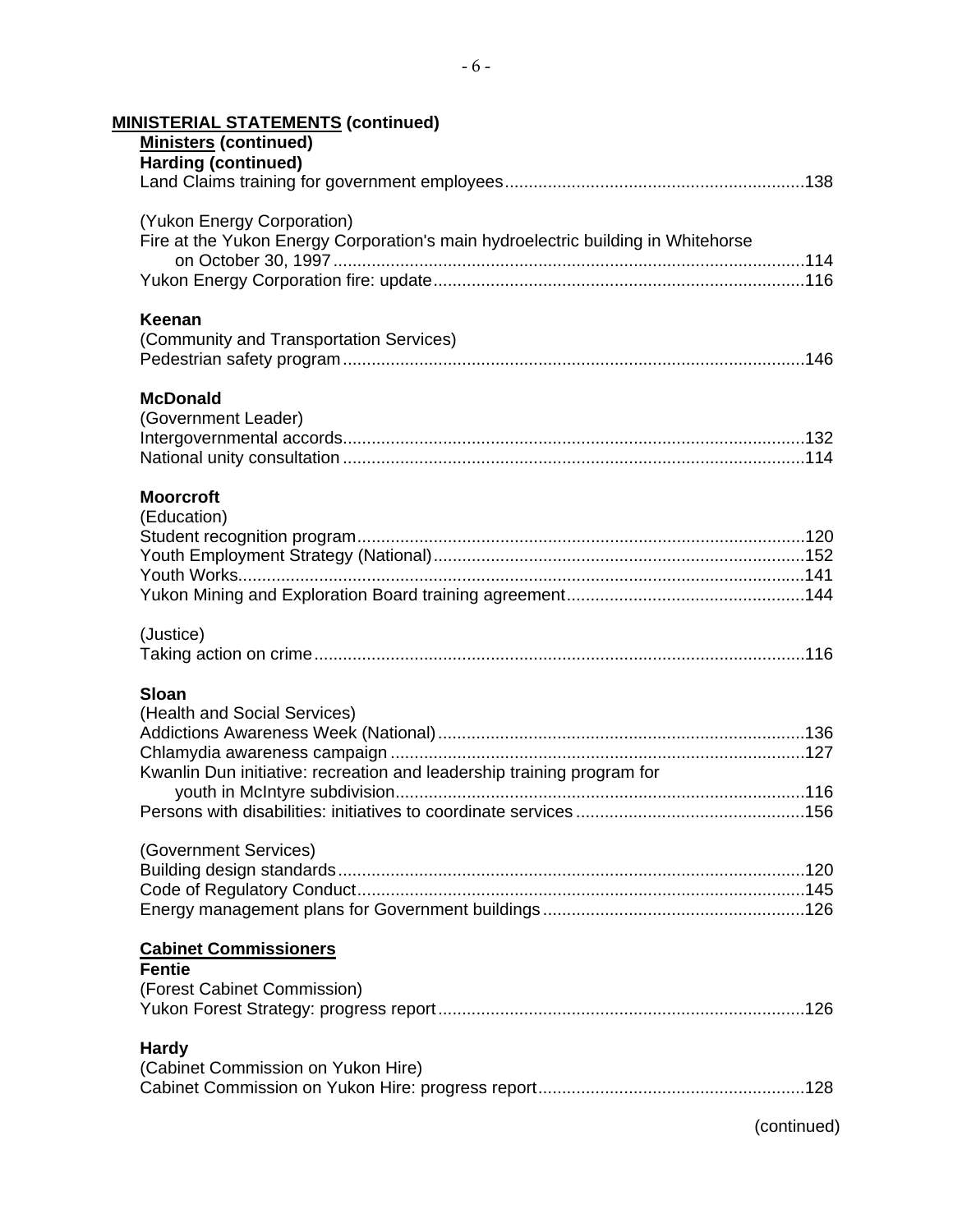**MINISTERIAL STATEMENTS (continued)**

**Ministers (continued)**

**Harding (continued)**

Land Claims training for government employees.............................................................138

(Yukon Energy Corporation)

Fire at the Yukon Energy Corporation's main hydroelectric building in Whitehorse on October 30, 1997.................................................................................................114

Yukon Energy Corporation fire: update.............................................................................116

**Keenan**

(Community and Transportation Services)

Pedestrian safety program.................................................................................................146

**McDonald**

(Government Leader)

Intergovernmental accords.................................................................................................132

National unity consultation ................................................................................................114

**Moorcroft**

(Education)

Student recognition program..............................................................................................120

Youth Employment Strategy (National).............................................................................152

Youth Works......................................................................................................................141

Yukon Mining and Exploration Board training agreement.................................................144

(Justice)

Taking action on crime.......................................................................................................116

**Sloan**

(Health and Social Services)

Addictions Awareness Week (National)............................................................................136

Chlamydia awareness campaign .......................................................................................127

Kwanlin Dun initiative: recreation and leadership training program for youth in McIntyre subdivision.....................................................................................116

Persons with disabilities: initiatives to coordinate services ................................................156

(Government Services)

Building design standards..................................................................................................120

Code of Regulatory Conduct.............................................................................................145

Energy management plans for Government buildings......................................................126

**Cabinet Commissioners**

**Fentie**

(Forest Cabinet Commission)

Yukon Forest Strategy: progress report............................................................................126

**Hardy**

(Cabinet Commission on Yukon Hire)

Cabinet Commission on Yukon Hire: progress report.......................................................128

(continued)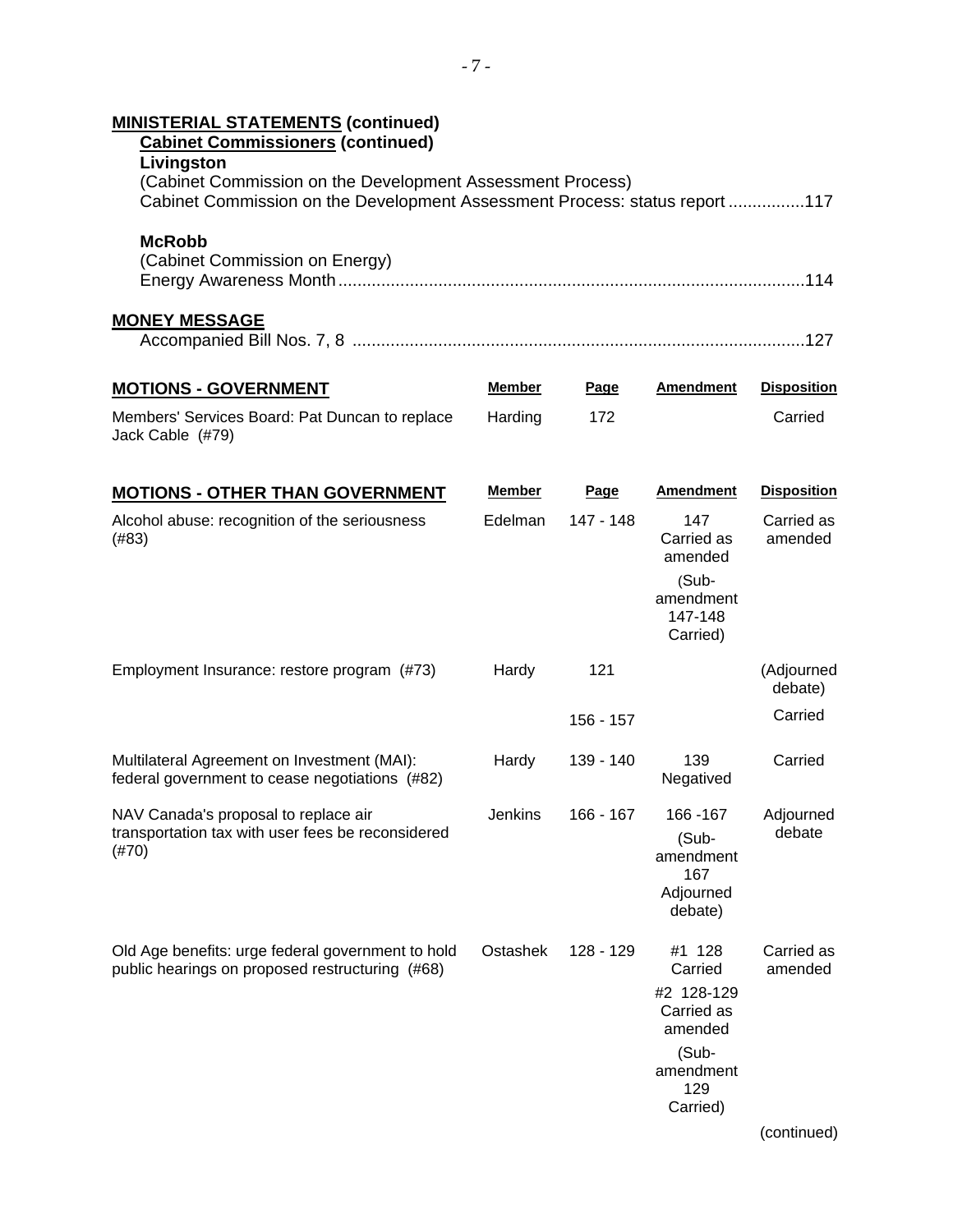**MINISTERIAL STATEMENTS (continued)**

**Cabinet Commissioners (continued)**

**Livingston**

(Cabinet Commission on the Development Assessment Process)

Cabinet Commission on the Development Assessment Process: status report ................117

**McRobb**

(Cabinet Commission on Energy)

Energy Awareness Month.................................................................................................114

**MONEY MESSAGE**

Accompanied Bill Nos. 7, 8 ..............................................................................................127

| **MOTIONS - GOVERNMENT** | **Member** | **Page** | **Amendment** | **Disposition** |
|---|---|---|---|---|
| Members' Services Board: Pat Duncan to replace Jack Cable (#79) | Harding | 172 | | Carried |

| **MOTIONS - OTHER THAN GOVERNMENT** | **Member** | **Page** | **Amendment** | **Disposition** |
|---|---|---|---|---|
| Alcohol abuse: recognition of the seriousness (#83) | Edelman | 147 - 148 | 147 Carried as amended (Sub-amendment 147-148 Carried) | Carried as amended |
| Employment Insurance: restore program (#73) | Hardy | 121 | | (Adjourned debate) |
| | | 156 - 157 | | Carried |
| Multilateral Agreement on Investment (MAI): federal government to cease negotiations (#82) | Hardy | 139 - 140 | 139 Negatived | Carried |
| NAV Canada's proposal to replace air transportation tax with user fees be reconsidered (#70) | Jenkins | 166 - 167 | 166 -167 (Sub-amendment 167 Adjourned debate) | Adjourned debate |
| Old Age benefits: urge federal government to hold public hearings on proposed restructuring (#68) | Ostashek | 128 - 129 | #1 128 Carried<br>#2 128-129 Carried as amended<br>(Sub-amendment 129 Carried) | Carried as amended |

(continued)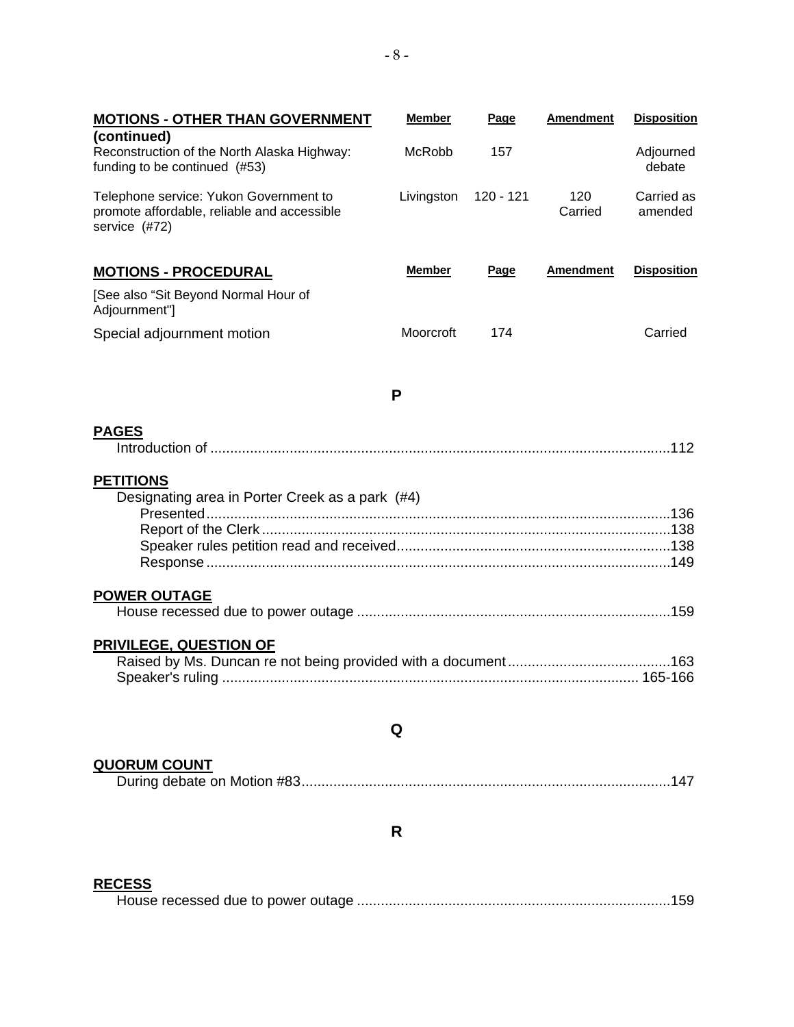| MOTIONS - OTHER THAN GOVERNMENT (continued) | Member | Page | Amendment | Disposition |
|---|---|---|---|---|
| Reconstruction of the North Alaska Highway: funding to be continued (#53) | McRobb | 157 | | Adjourned debate |
| Telephone service: Yukon Government to promote affordable, reliable and accessible service (#72) | Livingston | 120 - 121 | 120 Carried | Carried as amended |

| MOTIONS - PROCEDURAL | Member | Page | Amendment | Disposition |
|---|---|---|---|---|
| [See also "Sit Beyond Normal Hour of Adjournment"] | | | | |
| Special adjournment motion | Moorcroft | 174 | | Carried |

## P

**PAGES**

Introduction of ....................................................................................................................112

**PETITIONS**

Designating area in Porter Creek as a park (#4)

- Presented....................................................................................................................136
- Report of the Clerk......................................................................................................138
- Speaker rules petition read and received....................................................................138
- Response....................................................................................................................149

**POWER OUTAGE**

House recessed due to power outage ..............................................................................159

**PRIVILEGE, QUESTION OF**

Raised by Ms. Duncan re not being provided with a document........................................163

Speaker's ruling ........................................................................................................ 165-166

## Q

**QUORUM COUNT**

During debate on Motion #83............................................................................................147

## R

**RECESS**

House recessed due to power outage ..............................................................................159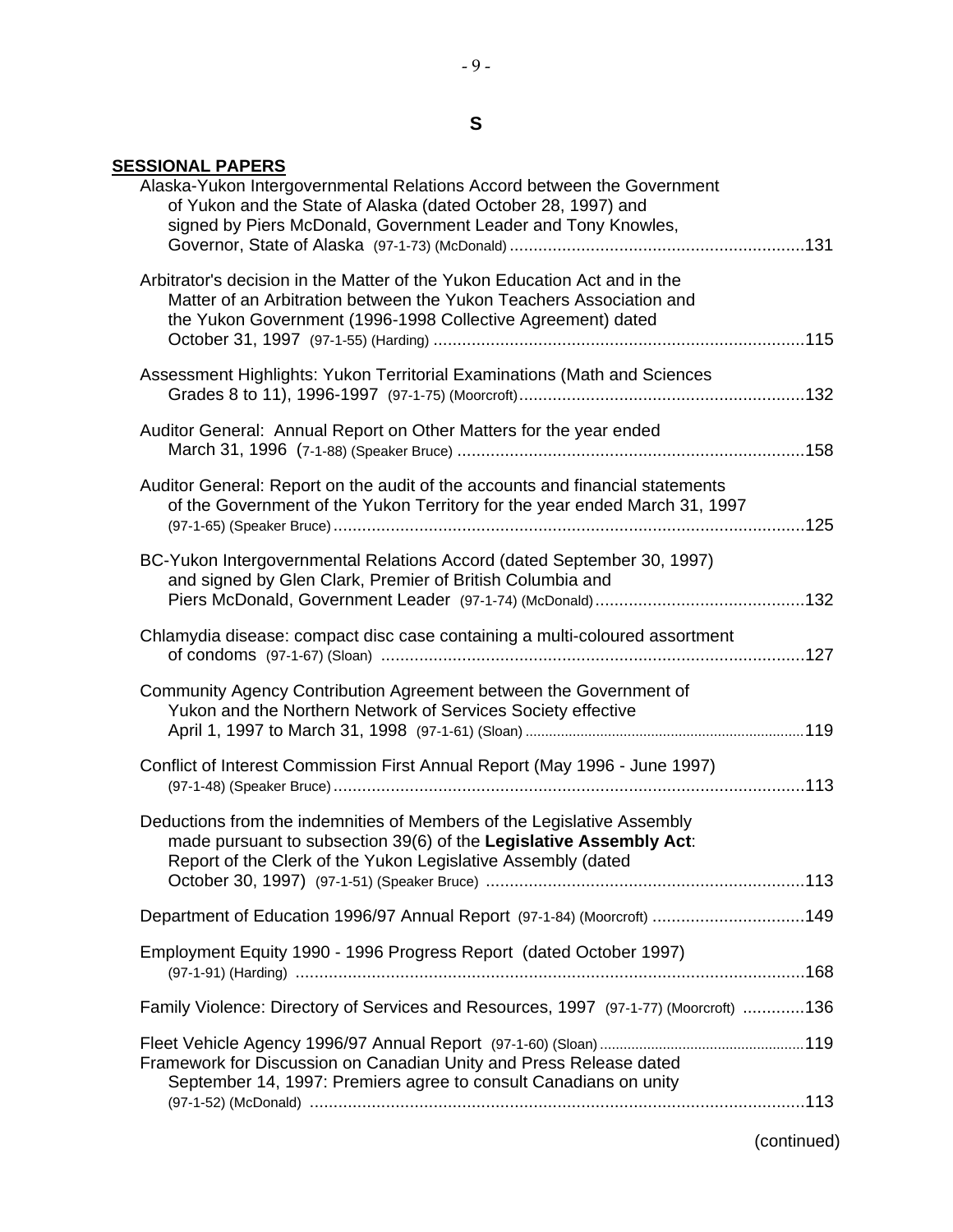## S

**SESSIONAL PAPERS**

Alaska-Yukon Intergovernmental Relations Accord between the Government of Yukon and the State of Alaska (dated October 28, 1997) and signed by Piers McDonald, Government Leader and Tony Knowles, Governor, State of Alaska (97-1-73) (McDonald) ....................131

Arbitrator's decision in the Matter of the Yukon Education Act and in the Matter of an Arbitration between the Yukon Teachers Association and the Yukon Government (1996-1998 Collective Agreement) dated October 31, 1997 (97-1-55) (Harding) ....................115

Assessment Highlights: Yukon Territorial Examinations (Math and Sciences Grades 8 to 11), 1996-1997 (97-1-75) (Moorcroft)....................132

Auditor General: Annual Report on Other Matters for the year ended March 31, 1996 (7-1-88) (Speaker Bruce) ....................158

Auditor General: Report on the audit of the accounts and financial statements of the Government of the Yukon Territory for the year ended March 31, 1997 (97-1-65) (Speaker Bruce)....................125

BC-Yukon Intergovernmental Relations Accord (dated September 30, 1997) and signed by Glen Clark, Premier of British Columbia and Piers McDonald, Government Leader (97-1-74) (McDonald)....................132

Chlamydia disease: compact disc case containing a multi-coloured assortment of condoms (97-1-67) (Sloan) ....................127

Community Agency Contribution Agreement between the Government of Yukon and the Northern Network of Services Society effective April 1, 1997 to March 31, 1998 (97-1-61) (Sloan) ....................119

Conflict of Interest Commission First Annual Report (May 1996 - June 1997) (97-1-48) (Speaker Bruce)....................113

Deductions from the indemnities of Members of the Legislative Assembly made pursuant to subsection 39(6) of the **Legislative Assembly Act**: Report of the Clerk of the Yukon Legislative Assembly (dated October 30, 1997) (97-1-51) (Speaker Bruce) ....................113

Department of Education 1996/97 Annual Report (97-1-84) (Moorcroft) ....................149

Employment Equity 1990 - 1996 Progress Report (dated October 1997) (97-1-91) (Harding) ....................168

Family Violence: Directory of Services and Resources, 1997 (97-1-77) (Moorcroft) ....................136

Fleet Vehicle Agency 1996/97 Annual Report (97-1-60) (Sloan)....................119

Framework for Discussion on Canadian Unity and Press Release dated September 14, 1997: Premiers agree to consult Canadians on unity (97-1-52) (McDonald) ....................113

(continued)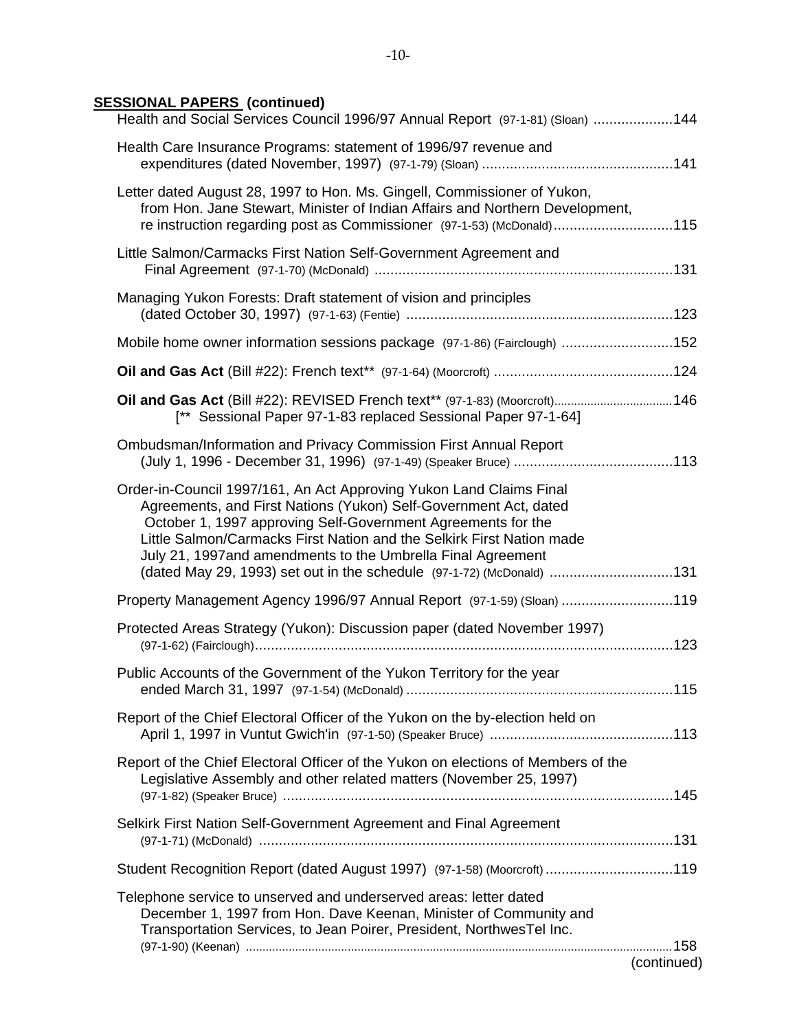**SESSIONAL PAPERS (continued)**

Health and Social Services Council 1996/97 Annual Report (97-1-81) (Sloan) ....................144

Health Care Insurance Programs: statement of 1996/97 revenue and expenditures (dated November, 1997) (97-1-79) (Sloan) ................................................141

Letter dated August 28, 1997 to Hon. Ms. Gingell, Commissioner of Yukon, from Hon. Jane Stewart, Minister of Indian Affairs and Northern Development, re instruction regarding post as Commissioner (97-1-53) (McDonald)..............................115

Little Salmon/Carmacks First Nation Self-Government Agreement and Final Agreement (97-1-70) (McDonald) ..........................................................................131

Managing Yukon Forests: Draft statement of vision and principles (dated October 30, 1997) (97-1-63) (Fentie) ..................................................................123

Mobile home owner information sessions package (97-1-86) (Fairclough) ............................152

**Oil and Gas Act** (Bill #22): French text** (97-1-64) (Moorcroft) .............................................124

**Oil and Gas Act** (Bill #22): REVISED French text** (97-1-83) (Moorcroft)...................................146
[** Sessional Paper 97-1-83 replaced Sessional Paper 97-1-64]

Ombudsman/Information and Privacy Commission First Annual Report (July 1, 1996 - December 31, 1996) (97-1-49) (Speaker Bruce) ........................................113

Order-in-Council 1997/161, An Act Approving Yukon Land Claims Final Agreements, and First Nations (Yukon) Self-Government Act, dated October 1, 1997 approving Self-Government Agreements for the Little Salmon/Carmacks First Nation and the Selkirk First Nation made July 21, 1997and amendments to the Umbrella Final Agreement (dated May 29, 1993) set out in the schedule (97-1-72) (McDonald) ..............................131

Property Management Agency 1996/97 Annual Report (97-1-59) (Sloan) ............................119

Protected Areas Strategy (Yukon): Discussion paper (dated November 1997) (97-1-62) (Fairclough).........................................................................................................123

Public Accounts of the Government of the Yukon Territory for the year ended March 31, 1997 (97-1-54) (McDonald) ...................................................................115

Report of the Chief Electoral Officer of the Yukon on the by-election held on April 1, 1997 in Vuntut Gwich'in (97-1-50) (Speaker Bruce) .............................................113

Report of the Chief Electoral Officer of the Yukon on elections of Members of the Legislative Assembly and other related matters (November 25, 1997) (97-1-82) (Speaker Bruce) ..................................................................................................145

Selkirk First Nation Self-Government Agreement and Final Agreement (97-1-71) (McDonald) ........................................................................................................131

Student Recognition Report (dated August 1997) (97-1-58) (Moorcroft) ................................119

Telephone service to unserved and underserved areas: letter dated December 1, 1997 from Hon. Dave Keenan, Minister of Community and Transportation Services, to Jean Poirer, President, NorthwesTel Inc. (97-1-90) (Keenan) ...............................................................................................................................158

(continued)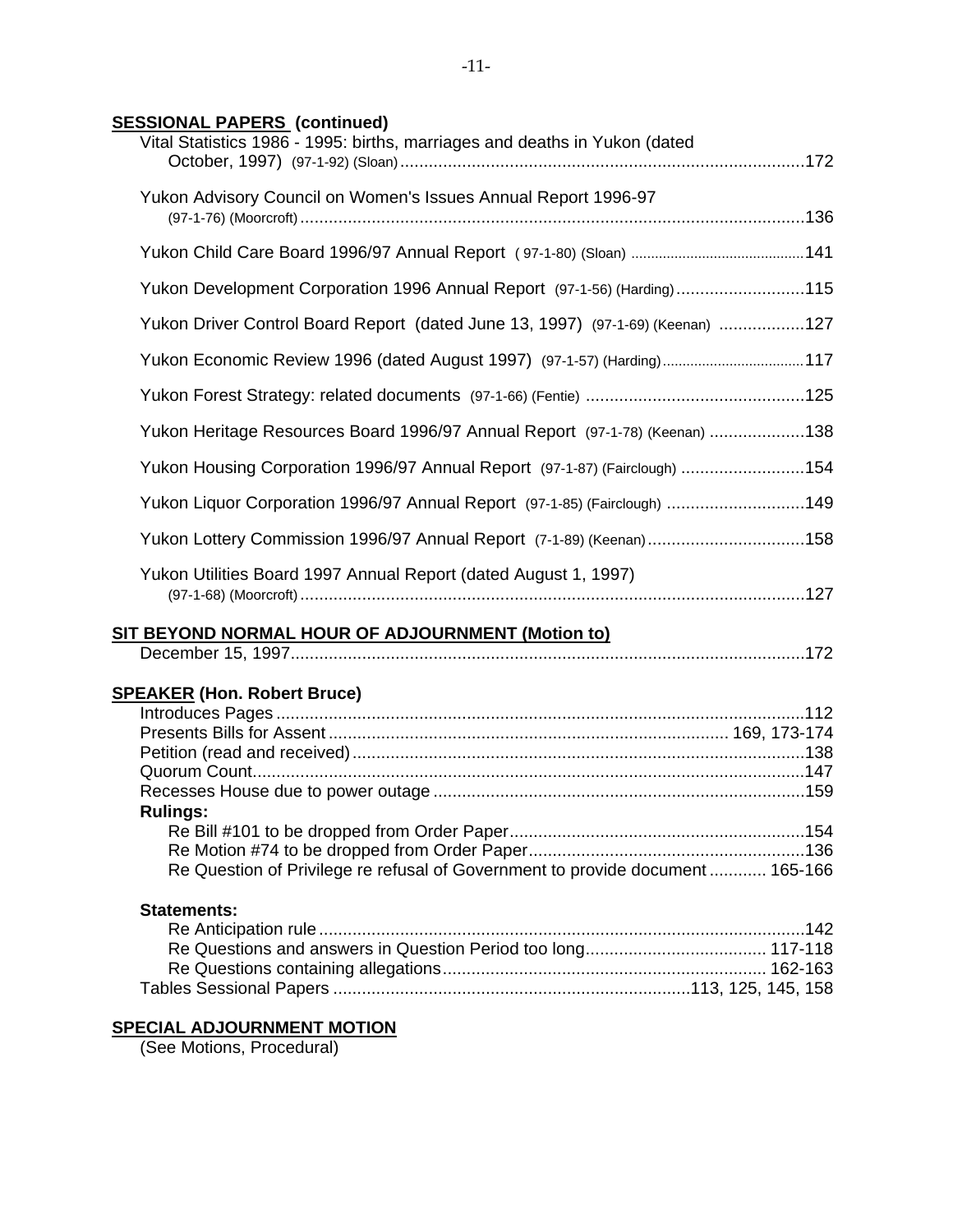**SESSIONAL PAPERS (continued)**

Vital Statistics 1986 - 1995: births, marriages and deaths in Yukon (dated October, 1997) (97-1-92) (Sloan) .....172

Yukon Advisory Council on Women's Issues Annual Report 1996-97 (97-1-76) (Moorcroft) .....136

Yukon Child Care Board 1996/97 Annual Report ( 97-1-80) (Sloan) .....141

Yukon Development Corporation 1996 Annual Report (97-1-56) (Harding) .....115

Yukon Driver Control Board Report (dated June 13, 1997) (97-1-69) (Keenan) .....127

Yukon Economic Review 1996 (dated August 1997) (97-1-57) (Harding) .....117

Yukon Forest Strategy: related documents (97-1-66) (Fentie) .....125

Yukon Heritage Resources Board 1996/97 Annual Report (97-1-78) (Keenan) .....138

Yukon Housing Corporation 1996/97 Annual Report (97-1-87) (Fairclough) .....154

Yukon Liquor Corporation 1996/97 Annual Report (97-1-85) (Fairclough) .....149

Yukon Lottery Commission 1996/97 Annual Report (7-1-89) (Keenan) .....158

Yukon Utilities Board 1997 Annual Report (dated August 1, 1997) (97-1-68) (Moorcroft) .....127

**SIT BEYOND NORMAL HOUR OF ADJOURNMENT (Motion to)**

December 15, 1997 .....172

**SPEAKER (Hon. Robert Bruce)**

Introduces Pages .....112
Presents Bills for Assent ..... 169, 173-174
Petition (read and received) .....138
Quorum Count .....147
Recesses House due to power outage .....159

**Rulings:**

Re Bill #101 to be dropped from Order Paper .....154
Re Motion #74 to be dropped from Order Paper .....136
Re Question of Privilege re refusal of Government to provide document ..... 165-166

**Statements:**

Re Anticipation rule .....142
Re Questions and answers in Question Period too long ..... 117-118
Re Questions containing allegations ..... 162-163

Tables Sessional Papers .....113, 125, 145, 158

**SPECIAL ADJOURNMENT MOTION**

(See Motions, Procedural)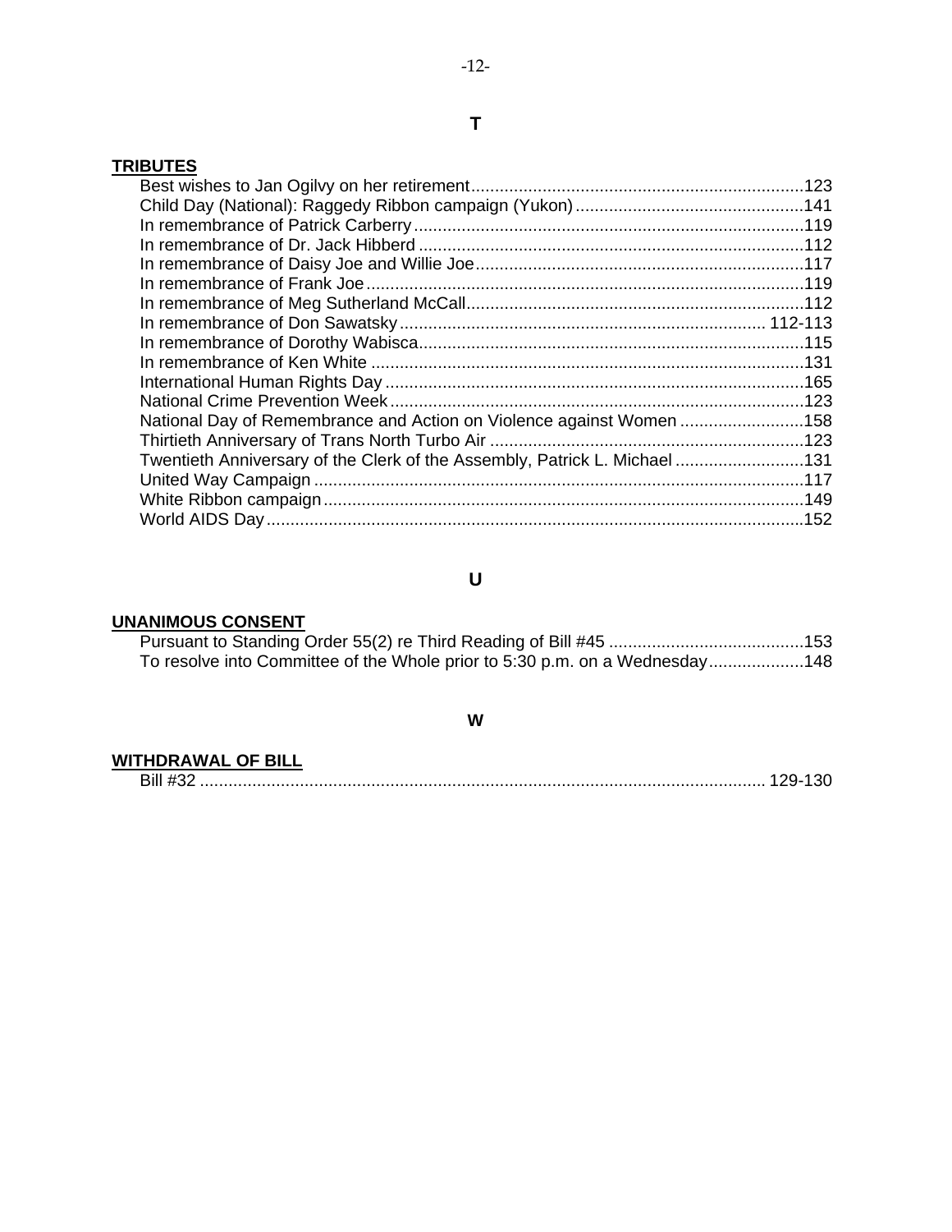## T

**TRIBUTES**

- Best wishes to Jan Ogilvy on her retirement ..... 123
- Child Day (National): Raggedy Ribbon campaign (Yukon) ..... 141
- In remembrance of Patrick Carberry ..... 119
- In remembrance of Dr. Jack Hibberd ..... 112
- In remembrance of Daisy Joe and Willie Joe ..... 117
- In remembrance of Frank Joe ..... 119
- In remembrance of Meg Sutherland McCall ..... 112
- In remembrance of Don Sawatsky ..... 112-113
- In remembrance of Dorothy Wabisca ..... 115
- In remembrance of Ken White ..... 131
- International Human Rights Day ..... 165
- National Crime Prevention Week ..... 123
- National Day of Remembrance and Action on Violence against Women ..... 158
- Thirtieth Anniversary of Trans North Turbo Air ..... 123
- Twentieth Anniversary of the Clerk of the Assembly, Patrick L. Michael ..... 131
- United Way Campaign ..... 117
- White Ribbon campaign ..... 149
- World AIDS Day ..... 152

## U

**UNANIMOUS CONSENT**

- Pursuant to Standing Order 55(2) re Third Reading of Bill #45 ..... 153
- To resolve into Committee of the Whole prior to 5:30 p.m. on a Wednesday ..... 148

## W

**WITHDRAWAL OF BILL**

- Bill #32 ..... 129-130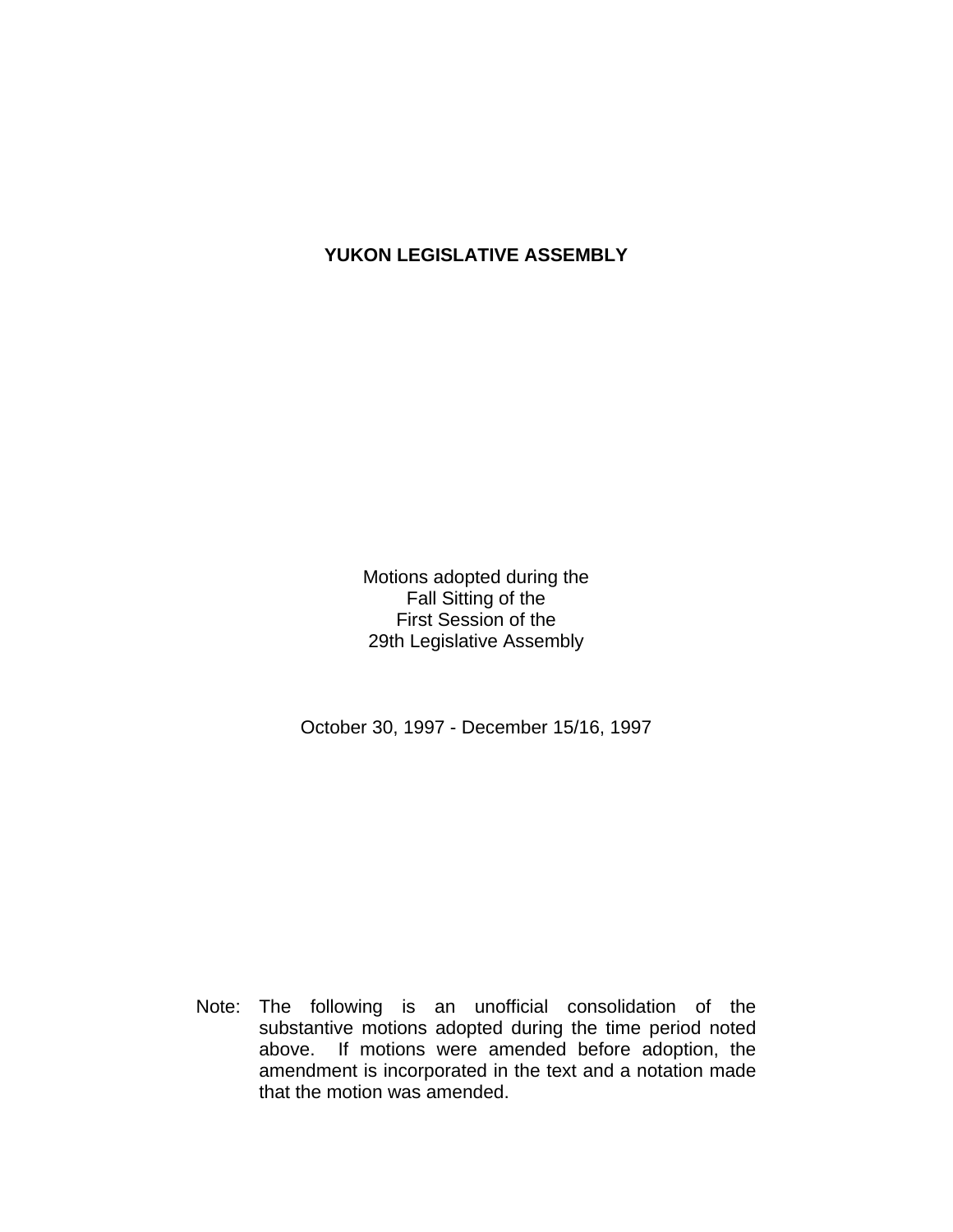# YUKON LEGISLATIVE ASSEMBLY

Motions adopted during the
Fall Sitting of the
First Session of the
29th Legislative Assembly

October 30, 1997 - December 15/16, 1997

Note: The following is an unofficial consolidation of the substantive motions adopted during the time period noted above. If motions were amended before adoption, the amendment is incorporated in the text and a notation made that the motion was amended.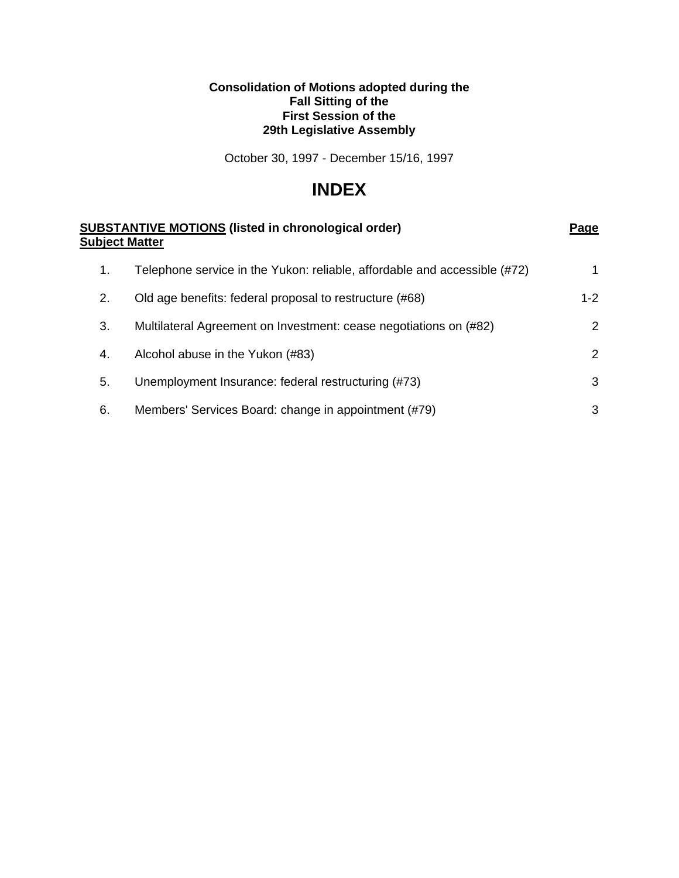**Consolidation of Motions adopted during the**
**Fall Sitting of the**
**First Session of the**
**29th Legislative Assembly**

October 30, 1997 - December 15/16, 1997

# INDEX

| **SUBSTANTIVE MOTIONS** (listed in chronological order) **Subject Matter** | | **Page** |
|---|---|---|
| 1. | Telephone service in the Yukon: reliable, affordable and accessible (#72) | 1 |
| 2. | Old age benefits: federal proposal to restructure (#68) | 1-2 |
| 3. | Multilateral Agreement on Investment: cease negotiations on (#82) | 2 |
| 4. | Alcohol abuse in the Yukon (#83) | 2 |
| 5. | Unemployment Insurance: federal restructuring (#73) | 3 |
| 6. | Members' Services Board: change in appointment (#79) | 3 |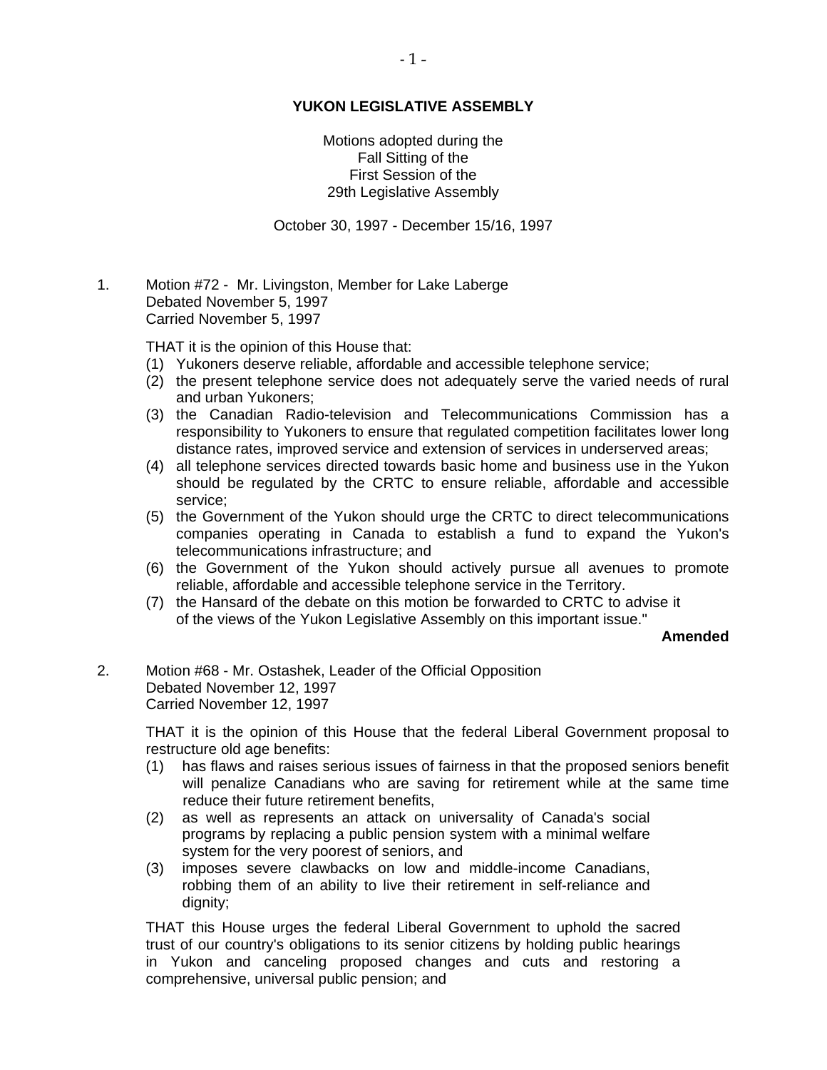**YUKON LEGISLATIVE ASSEMBLY**

Motions adopted during the
Fall Sitting of the
First Session of the
29th Legislative Assembly

October 30, 1997 - December 15/16, 1997

1. Motion #72 - Mr. Livingston, Member for Lake Laberge
   Debated November 5, 1997
   Carried November 5, 1997

   THAT it is the opinion of this House that:

   (1) Yukoners deserve reliable, affordable and accessible telephone service;
   (2) the present telephone service does not adequately serve the varied needs of rural and urban Yukoners;
   (3) the Canadian Radio-television and Telecommunications Commission has a responsibility to Yukoners to ensure that regulated competition facilitates lower long distance rates, improved service and extension of services in underserved areas;
   (4) all telephone services directed towards basic home and business use in the Yukon should be regulated by the CRTC to ensure reliable, affordable and accessible service;
   (5) the Government of the Yukon should urge the CRTC to direct telecommunications companies operating in Canada to establish a fund to expand the Yukon's telecommunications infrastructure; and
   (6) the Government of the Yukon should actively pursue all avenues to promote reliable, affordable and accessible telephone service in the Territory.
   (7) the Hansard of the debate on this motion be forwarded to CRTC to advise it of the views of the Yukon Legislative Assembly on this important issue."

   **Amended**

2. Motion #68 - Mr. Ostashek, Leader of the Official Opposition
   Debated November 12, 1997
   Carried November 12, 1997

   THAT it is the opinion of this House that the federal Liberal Government proposal to restructure old age benefits:

   (1) has flaws and raises serious issues of fairness in that the proposed seniors benefit will penalize Canadians who are saving for retirement while at the same time reduce their future retirement benefits,
   (2) as well as represents an attack on universality of Canada's social programs by replacing a public pension system with a minimal welfare system for the very poorest of seniors, and
   (3) imposes severe clawbacks on low and middle-income Canadians, robbing them of an ability to live their retirement in self-reliance and dignity;

   THAT this House urges the federal Liberal Government to uphold the sacred trust of our country's obligations to its senior citizens by holding public hearings in Yukon and canceling proposed changes and cuts and restoring a comprehensive, universal public pension; and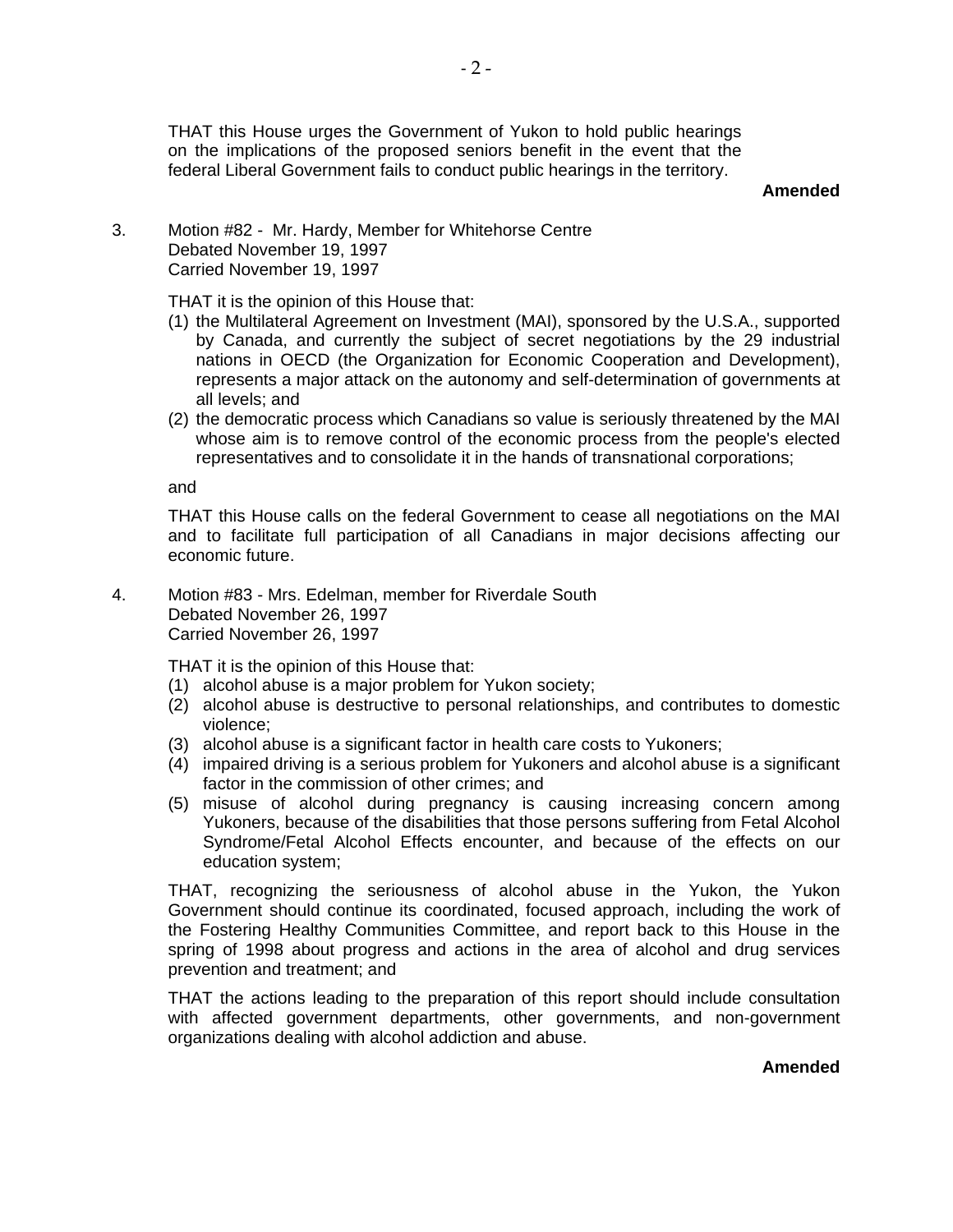THAT this House urges the Government of Yukon to hold public hearings on the implications of the proposed seniors benefit in the event that the federal Liberal Government fails to conduct public hearings in the territory.

**Amended**

3. Motion #82 - Mr. Hardy, Member for Whitehorse Centre
   Debated November 19, 1997
   Carried November 19, 1997

   THAT it is the opinion of this House that:

   (1) the Multilateral Agreement on Investment (MAI), sponsored by the U.S.A., supported by Canada, and currently the subject of secret negotiations by the 29 industrial nations in OECD (the Organization for Economic Cooperation and Development), represents a major attack on the autonomy and self-determination of governments at all levels; and
   (2) the democratic process which Canadians so value is seriously threatened by the MAI whose aim is to remove control of the economic process from the people's elected representatives and to consolidate it in the hands of transnational corporations;

   and

   THAT this House calls on the federal Government to cease all negotiations on the MAI and to facilitate full participation of all Canadians in major decisions affecting our economic future.

4. Motion #83 - Mrs. Edelman, member for Riverdale South
   Debated November 26, 1997
   Carried November 26, 1997

   THAT it is the opinion of this House that:

   (1) alcohol abuse is a major problem for Yukon society;
   (2) alcohol abuse is destructive to personal relationships, and contributes to domestic violence;
   (3) alcohol abuse is a significant factor in health care costs to Yukoners;
   (4) impaired driving is a serious problem for Yukoners and alcohol abuse is a significant factor in the commission of other crimes; and
   (5) misuse of alcohol during pregnancy is causing increasing concern among Yukoners, because of the disabilities that those persons suffering from Fetal Alcohol Syndrome/Fetal Alcohol Effects encounter, and because of the effects on our education system;

   THAT, recognizing the seriousness of alcohol abuse in the Yukon, the Yukon Government should continue its coordinated, focused approach, including the work of the Fostering Healthy Communities Committee, and report back to this House in the spring of 1998 about progress and actions in the area of alcohol and drug services prevention and treatment; and

   THAT the actions leading to the preparation of this report should include consultation with affected government departments, other governments, and non-government organizations dealing with alcohol addiction and abuse.

**Amended**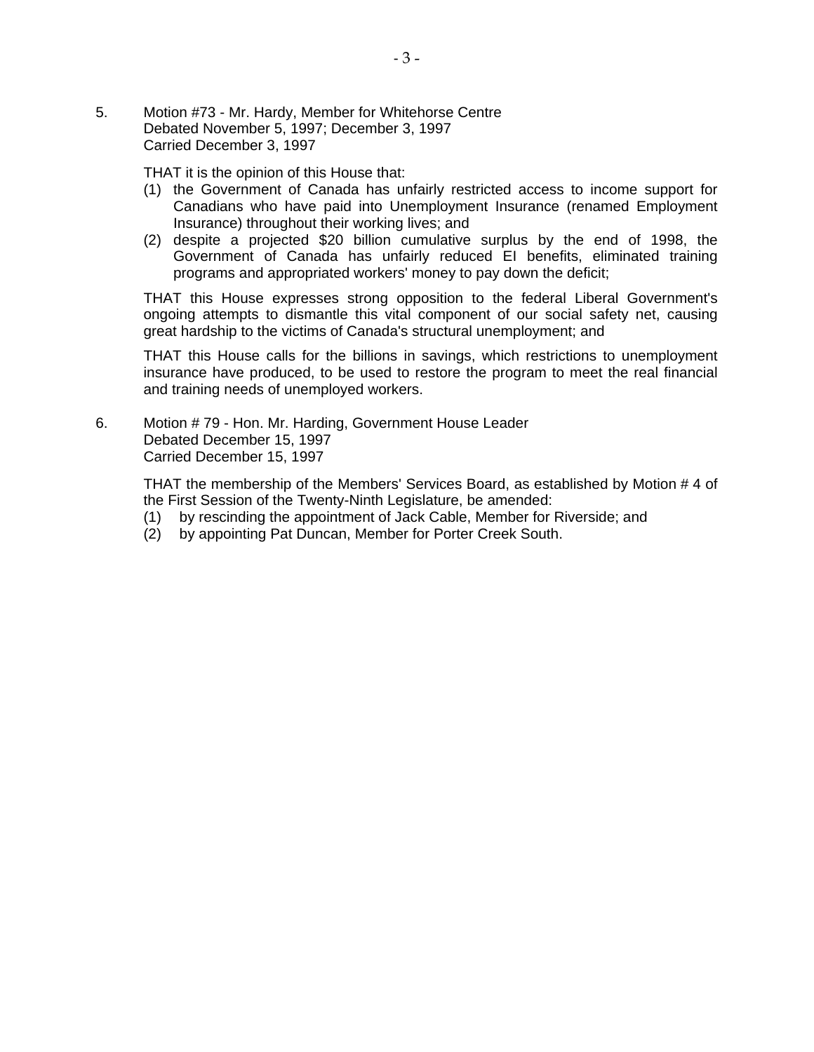5. Motion #73 - Mr. Hardy, Member for Whitehorse Centre
   Debated November 5, 1997; December 3, 1997
   Carried December 3, 1997

   THAT it is the opinion of this House that:

   (1) the Government of Canada has unfairly restricted access to income support for Canadians who have paid into Unemployment Insurance (renamed Employment Insurance) throughout their working lives; and
   (2) despite a projected $20 billion cumulative surplus by the end of 1998, the Government of Canada has unfairly reduced EI benefits, eliminated training programs and appropriated workers' money to pay down the deficit;

   THAT this House expresses strong opposition to the federal Liberal Government's ongoing attempts to dismantle this vital component of our social safety net, causing great hardship to the victims of Canada's structural unemployment; and

   THAT this House calls for the billions in savings, which restrictions to unemployment insurance have produced, to be used to restore the program to meet the real financial and training needs of unemployed workers.

6. Motion # 79 - Hon. Mr. Harding, Government House Leader
   Debated December 15, 1997
   Carried December 15, 1997

   THAT the membership of the Members' Services Board, as established by Motion # 4 of the First Session of the Twenty-Ninth Legislature, be amended:

   (1) by rescinding the appointment of Jack Cable, Member for Riverside; and
   (2) by appointing Pat Duncan, Member for Porter Creek South.